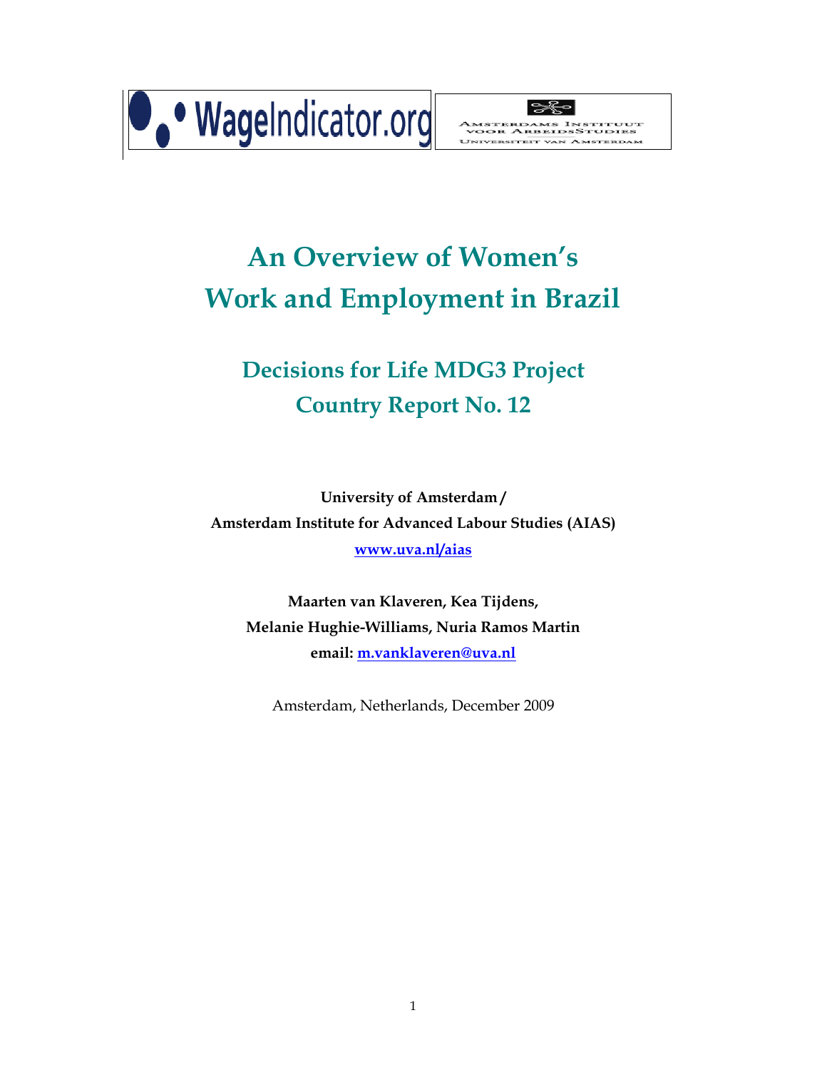WageIndicator.org

Amsterdams Instituut voor ArbeidsStudies
Universiteit van Amsterdam

# An Overview of Women's Work and Employment in Brazil

## Decisions for Life MDG3 Project Country Report No. 12

**University of Amsterdam / Amsterdam Institute for Advanced Labour Studies (AIAS)**

www.uva.nl/aias

**Maarten van Klaveren, Kea Tijdens, Melanie Hughie-Williams, Nuria Ramos Martin**

**email: m.vanklaveren@uva.nl**

Amsterdam, Netherlands, December 2009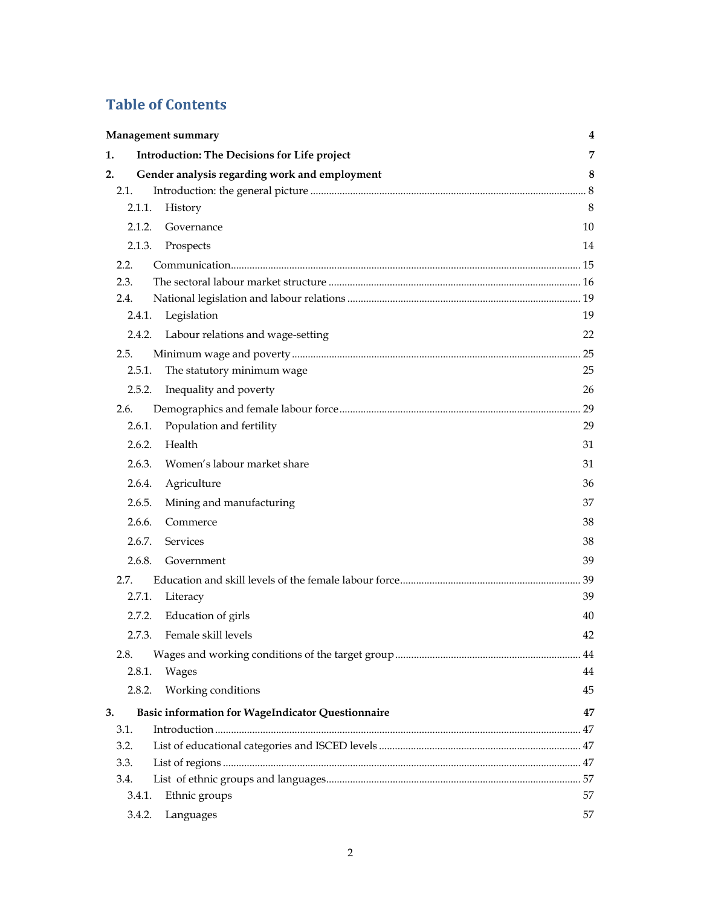# Table of Contents

**Management summary** 4

**1. Introduction: The Decisions for Life project** 7

**2. Gender analysis regarding work and employment** 8

- 2.1. Introduction: the general picture ... 8
  - 2.1.1. History 8
  - 2.1.2. Governance 10
  - 2.1.3. Prospects 14
- 2.2. Communication ... 15
- 2.3. The sectoral labour market structure ... 16
- 2.4. National legislation and labour relations ... 19
  - 2.4.1. Legislation 19
  - 2.4.2. Labour relations and wage-setting 22
- 2.5. Minimum wage and poverty ... 25
  - 2.5.1. The statutory minimum wage 25
  - 2.5.2. Inequality and poverty 26
- 2.6. Demographics and female labour force ... 29
  - 2.6.1. Population and fertility 29
  - 2.6.2. Health 31
  - 2.6.3. Women's labour market share 31
  - 2.6.4. Agriculture 36
  - 2.6.5. Mining and manufacturing 37
  - 2.6.6. Commerce 38
  - 2.6.7. Services 38
  - 2.6.8. Government 39
- 2.7. Education and skill levels of the female labour force ... 39
  - 2.7.1. Literacy 39
  - 2.7.2. Education of girls 40
  - 2.7.3. Female skill levels 42
- 2.8. Wages and working conditions of the target group ... 44
  - 2.8.1. Wages 44
  - 2.8.2. Working conditions 45

**3. Basic information for WageIndicator Questionnaire** 47

- 3.1. Introduction ... 47
- 3.2. List of educational categories and ISCED levels ... 47
- 3.3. List of regions ... 47
- 3.4. List of ethnic groups and languages ... 57
  - 3.4.1. Ethnic groups 57
  - 3.4.2. Languages 57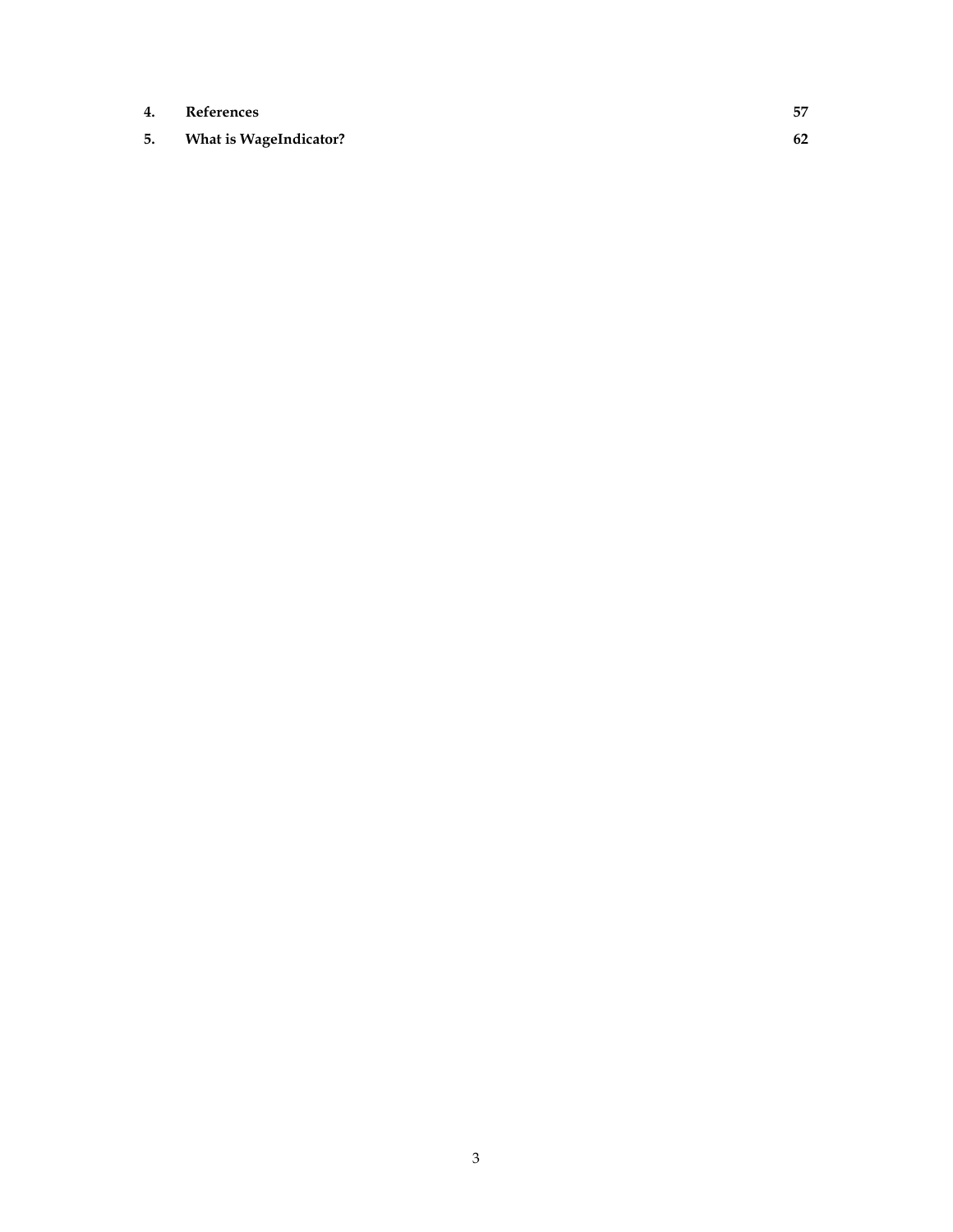| | | |
|---|---|---|
| **4.** | **References** | **57** |
| **5.** | **What is WageIndicator?** | **62** |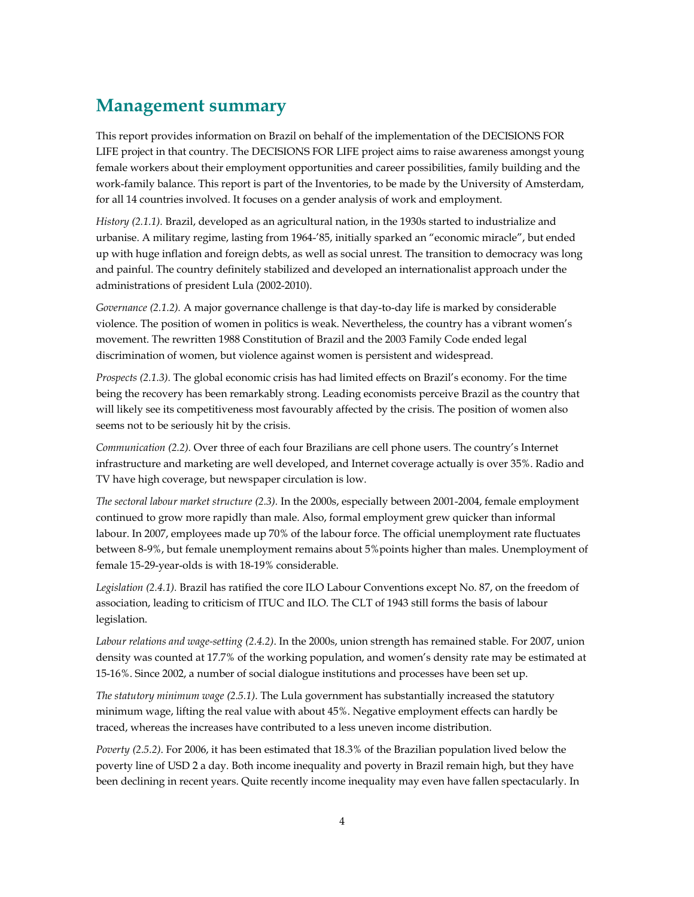## Management summary

This report provides information on Brazil on behalf of the implementation of the DECISIONS FOR LIFE project in that country. The DECISIONS FOR LIFE project aims to raise awareness amongst young female workers about their employment opportunities and career possibilities, family building and the work-family balance. This report is part of the Inventories, to be made by the University of Amsterdam, for all 14 countries involved. It focuses on a gender analysis of work and employment.

*History (2.1.1).* Brazil, developed as an agricultural nation, in the 1930s started to industrialize and urbanise. A military regime, lasting from 1964-'85, initially sparked an "economic miracle", but ended up with huge inflation and foreign debts, as well as social unrest. The transition to democracy was long and painful. The country definitely stabilized and developed an internationalist approach under the administrations of president Lula (2002-2010).

*Governance (2.1.2).* A major governance challenge is that day-to-day life is marked by considerable violence. The position of women in politics is weak. Nevertheless, the country has a vibrant women's movement. The rewritten 1988 Constitution of Brazil and the 2003 Family Code ended legal discrimination of women, but violence against women is persistent and widespread.

*Prospects (2.1.3).* The global economic crisis has had limited effects on Brazil's economy. For the time being the recovery has been remarkably strong. Leading economists perceive Brazil as the country that will likely see its competitiveness most favourably affected by the crisis. The position of women also seems not to be seriously hit by the crisis.

*Communication (2.2).* Over three of each four Brazilians are cell phone users. The country's Internet infrastructure and marketing are well developed, and Internet coverage actually is over 35%. Radio and TV have high coverage, but newspaper circulation is low.

*The sectoral labour market structure (2.3).* In the 2000s, especially between 2001-2004, female employment continued to grow more rapidly than male. Also, formal employment grew quicker than informal labour. In 2007, employees made up 70% of the labour force. The official unemployment rate fluctuates between 8-9%, but female unemployment remains about 5%points higher than males. Unemployment of female 15-29-year-olds is with 18-19% considerable.

*Legislation (2.4.1).* Brazil has ratified the core ILO Labour Conventions except No. 87, on the freedom of association, leading to criticism of ITUC and ILO. The CLT of 1943 still forms the basis of labour legislation.

*Labour relations and wage-setting (2.4.2).* In the 2000s, union strength has remained stable. For 2007, union density was counted at 17.7% of the working population, and women's density rate may be estimated at 15-16%. Since 2002, a number of social dialogue institutions and processes have been set up.

*The statutory minimum wage (2.5.1).* The Lula government has substantially increased the statutory minimum wage, lifting the real value with about 45%. Negative employment effects can hardly be traced, whereas the increases have contributed to a less uneven income distribution.

*Poverty (2.5.2).* For 2006, it has been estimated that 18.3% of the Brazilian population lived below the poverty line of USD 2 a day. Both income inequality and poverty in Brazil remain high, but they have been declining in recent years. Quite recently income inequality may even have fallen spectacularly. In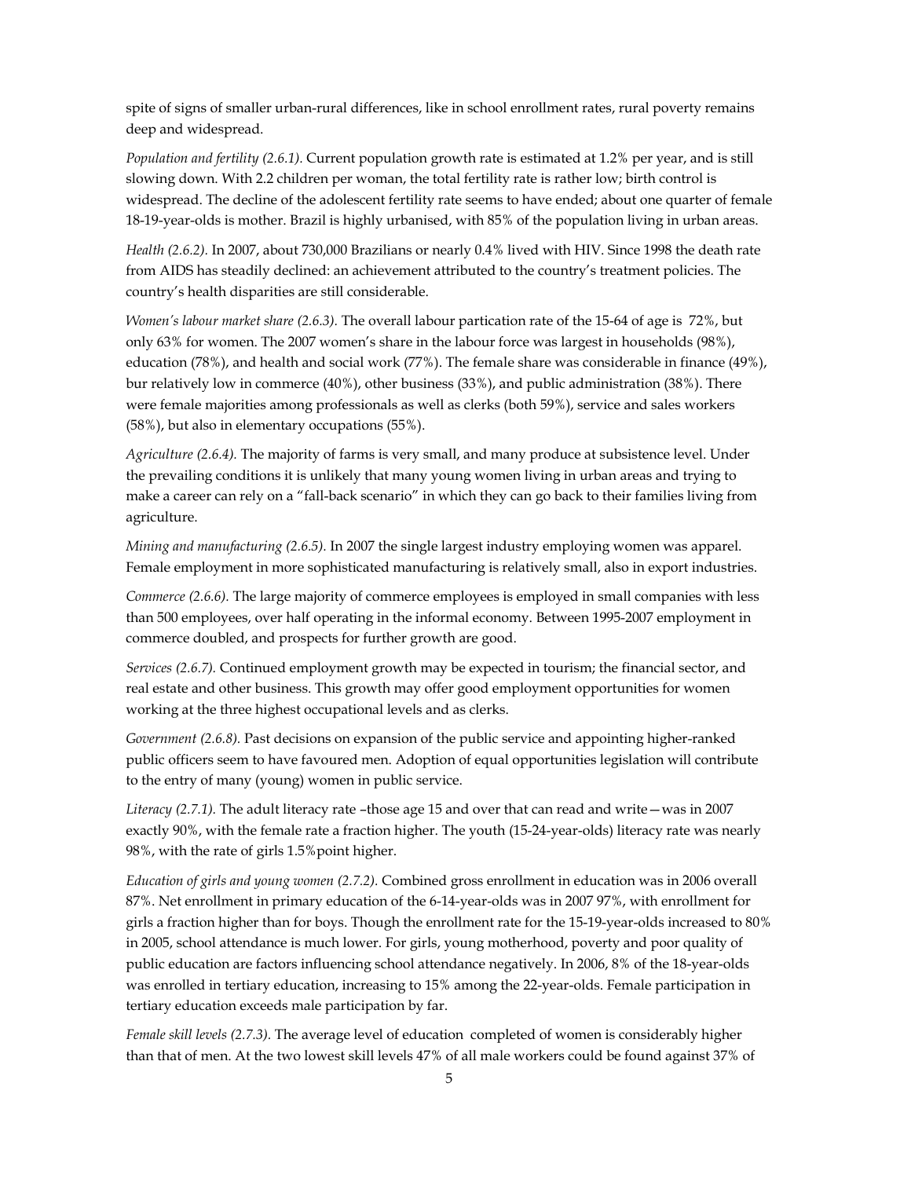spite of signs of smaller urban-rural differences, like in school enrollment rates, rural poverty remains deep and widespread.

*Population and fertility (2.6.1).* Current population growth rate is estimated at 1.2% per year, and is still slowing down. With 2.2 children per woman, the total fertility rate is rather low; birth control is widespread. The decline of the adolescent fertility rate seems to have ended; about one quarter of female 18-19-year-olds is mother. Brazil is highly urbanised, with 85% of the population living in urban areas.

*Health (2.6.2).* In 2007, about 730,000 Brazilians or nearly 0.4% lived with HIV. Since 1998 the death rate from AIDS has steadily declined: an achievement attributed to the country's treatment policies. The country's health disparities are still considerable.

*Women's labour market share (2.6.3).* The overall labour partication rate of the 15-64 of age is 72%, but only 63% for women. The 2007 women's share in the labour force was largest in households (98%), education (78%), and health and social work (77%). The female share was considerable in finance (49%), bur relatively low in commerce (40%), other business (33%), and public administration (38%). There were female majorities among professionals as well as clerks (both 59%), service and sales workers (58%), but also in elementary occupations (55%).

*Agriculture (2.6.4).* The majority of farms is very small, and many produce at subsistence level. Under the prevailing conditions it is unlikely that many young women living in urban areas and trying to make a career can rely on a "fall-back scenario" in which they can go back to their families living from agriculture.

*Mining and manufacturing (2.6.5).* In 2007 the single largest industry employing women was apparel. Female employment in more sophisticated manufacturing is relatively small, also in export industries.

*Commerce (2.6.6).* The large majority of commerce employees is employed in small companies with less than 500 employees, over half operating in the informal economy. Between 1995-2007 employment in commerce doubled, and prospects for further growth are good.

*Services (2.6.7).* Continued employment growth may be expected in tourism; the financial sector, and real estate and other business. This growth may offer good employment opportunities for women working at the three highest occupational levels and as clerks.

*Government (2.6.8).* Past decisions on expansion of the public service and appointing higher-ranked public officers seem to have favoured men. Adoption of equal opportunities legislation will contribute to the entry of many (young) women in public service.

*Literacy (2.7.1).* The adult literacy rate –those age 15 and over that can read and write—was in 2007 exactly 90%, with the female rate a fraction higher. The youth (15-24-year-olds) literacy rate was nearly 98%, with the rate of girls 1.5%point higher.

*Education of girls and young women (2.7.2).* Combined gross enrollment in education was in 2006 overall 87%. Net enrollment in primary education of the 6-14-year-olds was in 2007 97%, with enrollment for girls a fraction higher than for boys. Though the enrollment rate for the 15-19-year-olds increased to 80% in 2005, school attendance is much lower. For girls, young motherhood, poverty and poor quality of public education are factors influencing school attendance negatively. In 2006, 8% of the 18-year-olds was enrolled in tertiary education, increasing to 15% among the 22-year-olds. Female participation in tertiary education exceeds male participation by far.

*Female skill levels (2.7.3).* The average level of education completed of women is considerably higher than that of men. At the two lowest skill levels 47% of all male workers could be found against 37% of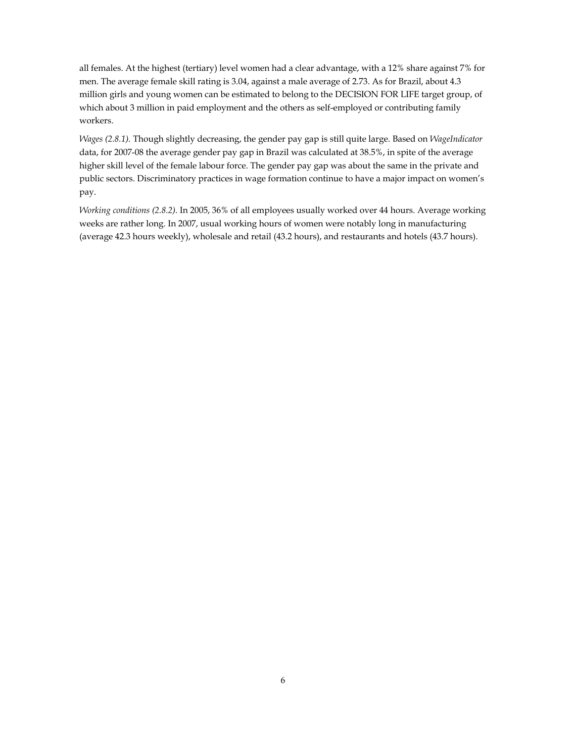all females. At the highest (tertiary) level women had a clear advantage, with a 12% share against 7% for men. The average female skill rating is 3.04, against a male average of 2.73. As for Brazil, about 4.3 million girls and young women can be estimated to belong to the DECISION FOR LIFE target group, of which about 3 million in paid employment and the others as self-employed or contributing family workers.

*Wages (2.8.1).* Though slightly decreasing, the gender pay gap is still quite large. Based on *WageIndicator* data, for 2007-08 the average gender pay gap in Brazil was calculated at 38.5%, in spite of the average higher skill level of the female labour force. The gender pay gap was about the same in the private and public sectors. Discriminatory practices in wage formation continue to have a major impact on women's pay.

*Working conditions (2.8.2).* In 2005, 36% of all employees usually worked over 44 hours. Average working weeks are rather long. In 2007, usual working hours of women were notably long in manufacturing (average 42.3 hours weekly), wholesale and retail (43.2 hours), and restaurants and hotels (43.7 hours).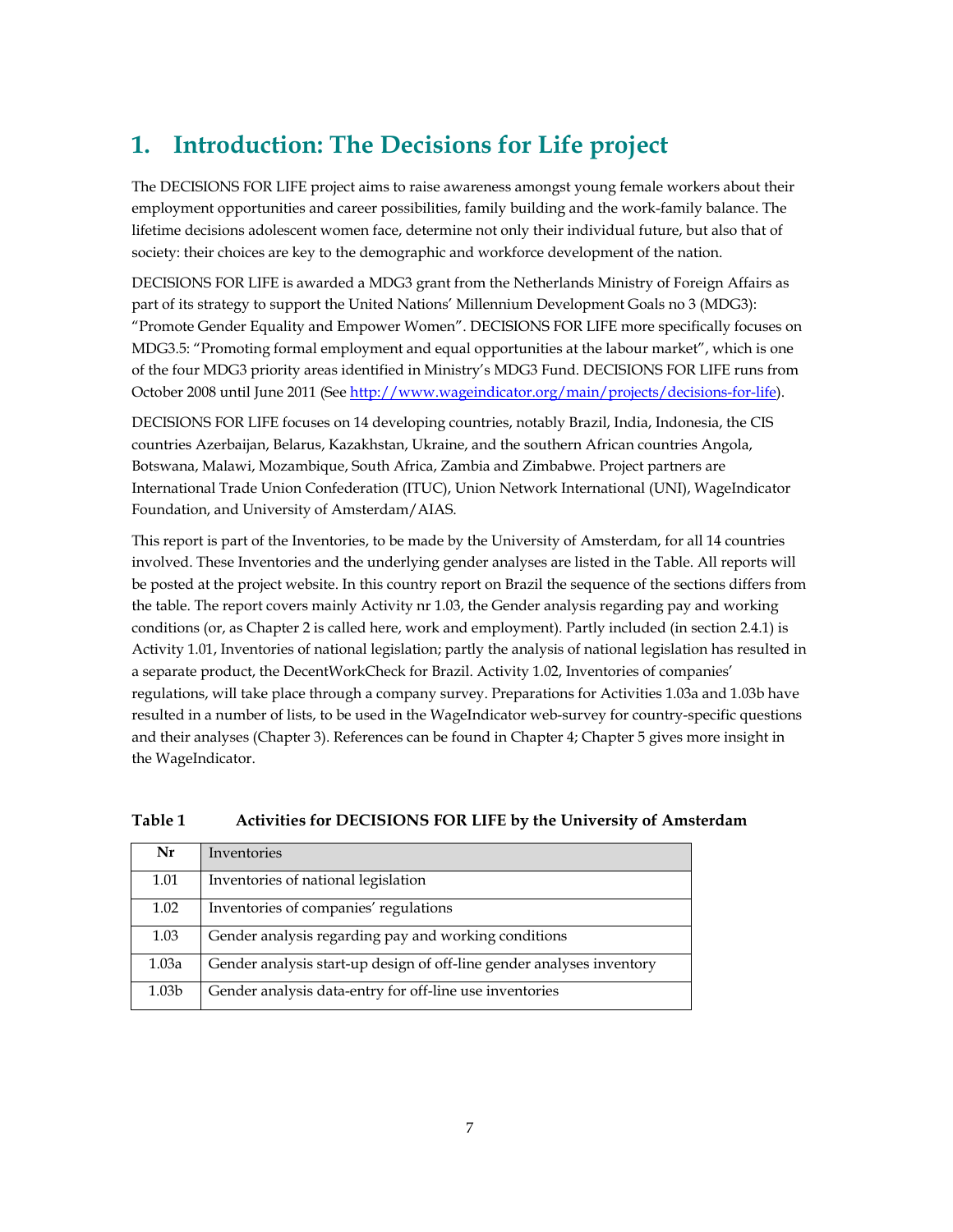# 1. Introduction: The Decisions for Life project

The DECISIONS FOR LIFE project aims to raise awareness amongst young female workers about their employment opportunities and career possibilities, family building and the work-family balance. The lifetime decisions adolescent women face, determine not only their individual future, but also that of society: their choices are key to the demographic and workforce development of the nation.

DECISIONS FOR LIFE is awarded a MDG3 grant from the Netherlands Ministry of Foreign Affairs as part of its strategy to support the United Nations' Millennium Development Goals no 3 (MDG3): "Promote Gender Equality and Empower Women". DECISIONS FOR LIFE more specifically focuses on MDG3.5: "Promoting formal employment and equal opportunities at the labour market", which is one of the four MDG3 priority areas identified in Ministry's MDG3 Fund. DECISIONS FOR LIFE runs from October 2008 until June 2011 (See http://www.wageindicator.org/main/projects/decisions-for-life).

DECISIONS FOR LIFE focuses on 14 developing countries, notably Brazil, India, Indonesia, the CIS countries Azerbaijan, Belarus, Kazakhstan, Ukraine, and the southern African countries Angola, Botswana, Malawi, Mozambique, South Africa, Zambia and Zimbabwe. Project partners are International Trade Union Confederation (ITUC), Union Network International (UNI), WageIndicator Foundation, and University of Amsterdam/AIAS.

This report is part of the Inventories, to be made by the University of Amsterdam, for all 14 countries involved. These Inventories and the underlying gender analyses are listed in the Table. All reports will be posted at the project website. In this country report on Brazil the sequence of the sections differs from the table. The report covers mainly Activity nr 1.03, the Gender analysis regarding pay and working conditions (or, as Chapter 2 is called here, work and employment). Partly included (in section 2.4.1) is Activity 1.01, Inventories of national legislation; partly the analysis of national legislation has resulted in a separate product, the DecentWorkCheck for Brazil. Activity 1.02, Inventories of companies' regulations, will take place through a company survey. Preparations for Activities 1.03a and 1.03b have resulted in a number of lists, to be used in the WageIndicator web-survey for country-specific questions and their analyses (Chapter 3). References can be found in Chapter 4; Chapter 5 gives more insight in the WageIndicator.

**Table 1 Activities for DECISIONS FOR LIFE by the University of Amsterdam**

| Nr | Inventories |
|---|---|
| 1.01 | Inventories of national legislation |
| 1.02 | Inventories of companies' regulations |
| 1.03 | Gender analysis regarding pay and working conditions |
| 1.03a | Gender analysis start-up design of off-line gender analyses inventory |
| 1.03b | Gender analysis data-entry for off-line use inventories |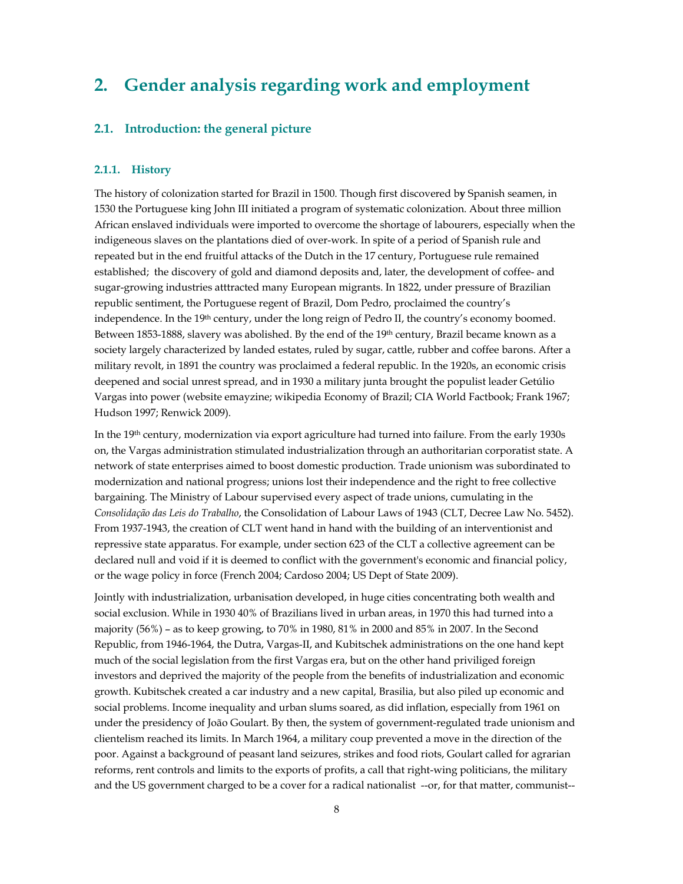# 2. Gender analysis regarding work and employment

## 2.1. Introduction: the general picture

### 2.1.1. History

The history of colonization started for Brazil in 1500. Though first discovered by Spanish seamen, in 1530 the Portuguese king John III initiated a program of systematic colonization. About three million African enslaved individuals were imported to overcome the shortage of labourers, especially when the indigeneous slaves on the plantations died of over-work. In spite of a period of Spanish rule and repeated but in the end fruitful attacks of the Dutch in the 17 century, Portuguese rule remained established; the discovery of gold and diamond deposits and, later, the development of coffee- and sugar-growing industries atttracted many European migrants. In 1822, under pressure of Brazilian republic sentiment, the Portuguese regent of Brazil, Dom Pedro, proclaimed the country's independence. In the 19th century, under the long reign of Pedro II, the country's economy boomed. Between 1853-1888, slavery was abolished. By the end of the 19th century, Brazil became known as a society largely characterized by landed estates, ruled by sugar, cattle, rubber and coffee barons. After a military revolt, in 1891 the country was proclaimed a federal republic. In the 1920s, an economic crisis deepened and social unrest spread, and in 1930 a military junta brought the populist leader Getúlio Vargas into power (website emayzine; wikipedia Economy of Brazil; CIA World Factbook; Frank 1967; Hudson 1997; Renwick 2009).

In the 19th century, modernization via export agriculture had turned into failure. From the early 1930s on, the Vargas administration stimulated industrialization through an authoritarian corporatist state. A network of state enterprises aimed to boost domestic production. Trade unionism was subordinated to modernization and national progress; unions lost their independence and the right to free collective bargaining. The Ministry of Labour supervised every aspect of trade unions, cumulating in the *Consolidação das Leis do Trabalho*, the Consolidation of Labour Laws of 1943 (CLT, Decree Law No. 5452). From 1937-1943, the creation of CLT went hand in hand with the building of an interventionist and repressive state apparatus. For example, under section 623 of the CLT a collective agreement can be declared null and void if it is deemed to conflict with the government's economic and financial policy, or the wage policy in force (French 2004; Cardoso 2004; US Dept of State 2009).

Jointly with industrialization, urbanisation developed, in huge cities concentrating both wealth and social exclusion. While in 1930 40% of Brazilians lived in urban areas, in 1970 this had turned into a majority (56%) – as to keep growing, to 70% in 1980, 81% in 2000 and 85% in 2007. In the Second Republic, from 1946-1964, the Dutra, Vargas-II, and Kubitschek administrations on the one hand kept much of the social legislation from the first Vargas era, but on the other hand priviliged foreign investors and deprived the majority of the people from the benefits of industrialization and economic growth. Kubitschek created a car industry and a new capital, Brasilia, but also piled up economic and social problems. Income inequality and urban slums soared, as did inflation, especially from 1961 on under the presidency of João Goulart. By then, the system of government-regulated trade unionism and clientelism reached its limits. In March 1964, a military coup prevented a move in the direction of the poor. Against a background of peasant land seizures, strikes and food riots, Goulart called for agrarian reforms, rent controls and limits to the exports of profits, a call that right-wing politicians, the military and the US government charged to be a cover for a radical nationalist --or, for that matter, communist--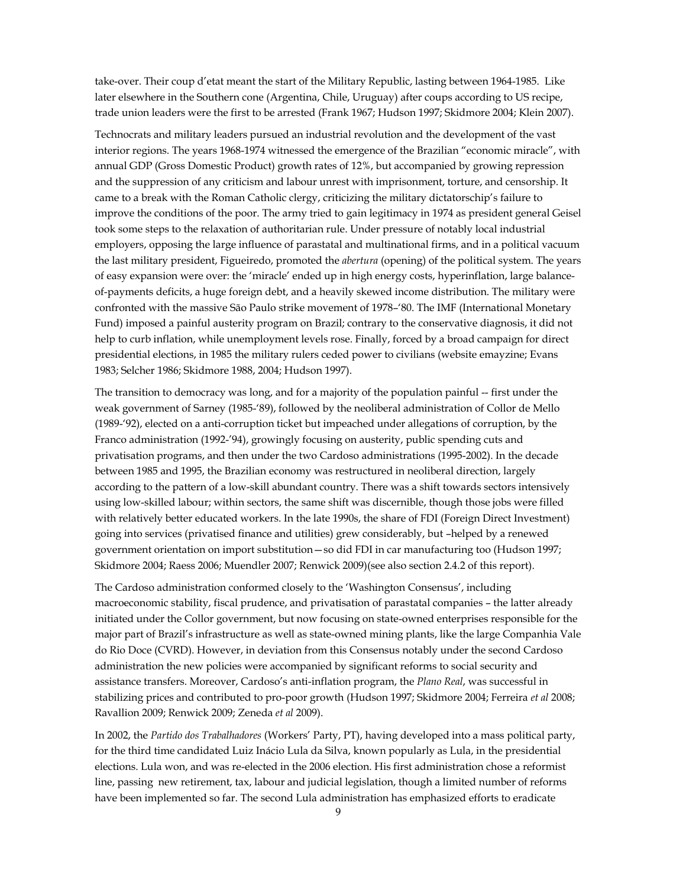take-over. Their coup d'etat meant the start of the Military Republic, lasting between 1964-1985. Like later elsewhere in the Southern cone (Argentina, Chile, Uruguay) after coups according to US recipe, trade union leaders were the first to be arrested (Frank 1967; Hudson 1997; Skidmore 2004; Klein 2007).

Technocrats and military leaders pursued an industrial revolution and the development of the vast interior regions. The years 1968-1974 witnessed the emergence of the Brazilian "economic miracle", with annual GDP (Gross Domestic Product) growth rates of 12%, but accompanied by growing repression and the suppression of any criticism and labour unrest with imprisonment, torture, and censorship. It came to a break with the Roman Catholic clergy, criticizing the military dictatorschip's failure to improve the conditions of the poor. The army tried to gain legitimacy in 1974 as president general Geisel took some steps to the relaxation of authoritarian rule. Under pressure of notably local industrial employers, opposing the large influence of parastatal and multinational firms, and in a political vacuum the last military president, Figueiredo, promoted the *abertura* (opening) of the political system. The years of easy expansion were over: the 'miracle' ended up in high energy costs, hyperinflation, large balance-of-payments deficits, a huge foreign debt, and a heavily skewed income distribution. The military were confronted with the massive São Paulo strike movement of 1978–'80. The IMF (International Monetary Fund) imposed a painful austerity program on Brazil; contrary to the conservative diagnosis, it did not help to curb inflation, while unemployment levels rose. Finally, forced by a broad campaign for direct presidential elections, in 1985 the military rulers ceded power to civilians (website emayzine; Evans 1983; Selcher 1986; Skidmore 1988, 2004; Hudson 1997).

The transition to democracy was long, and for a majority of the population painful -- first under the weak government of Sarney (1985-'89), followed by the neoliberal administration of Collor de Mello (1989-'92), elected on a anti-corruption ticket but impeached under allegations of corruption, by the Franco administration (1992-'94), growingly focusing on austerity, public spending cuts and privatisation programs, and then under the two Cardoso administrations (1995-2002). In the decade between 1985 and 1995, the Brazilian economy was restructured in neoliberal direction, largely according to the pattern of a low-skill abundant country. There was a shift towards sectors intensively using low-skilled labour; within sectors, the same shift was discernible, though those jobs were filled with relatively better educated workers. In the late 1990s, the share of FDI (Foreign Direct Investment) going into services (privatised finance and utilities) grew considerably, but –helped by a renewed government orientation on import substitution—so did FDI in car manufacturing too (Hudson 1997; Skidmore 2004; Raess 2006; Muendler 2007; Renwick 2009)(see also section 2.4.2 of this report).

The Cardoso administration conformed closely to the 'Washington Consensus', including macroeconomic stability, fiscal prudence, and privatisation of parastatal companies – the latter already initiated under the Collor government, but now focusing on state-owned enterprises responsible for the major part of Brazil's infrastructure as well as state-owned mining plants, like the large Companhia Vale do Rio Doce (CVRD). However, in deviation from this Consensus notably under the second Cardoso administration the new policies were accompanied by significant reforms to social security and assistance transfers. Moreover, Cardoso's anti-inflation program, the *Plano Real*, was successful in stabilizing prices and contributed to pro-poor growth (Hudson 1997; Skidmore 2004; Ferreira *et al* 2008; Ravallion 2009; Renwick 2009; Zeneda *et al* 2009).

In 2002, the *Partido dos Trabalhadores* (Workers' Party, PT), having developed into a mass political party, for the third time candidated Luiz Inácio Lula da Silva, known popularly as Lula, in the presidential elections. Lula won, and was re-elected in the 2006 election. His first administration chose a reformist line, passing new retirement, tax, labour and judicial legislation, though a limited number of reforms have been implemented so far. The second Lula administration has emphasized efforts to eradicate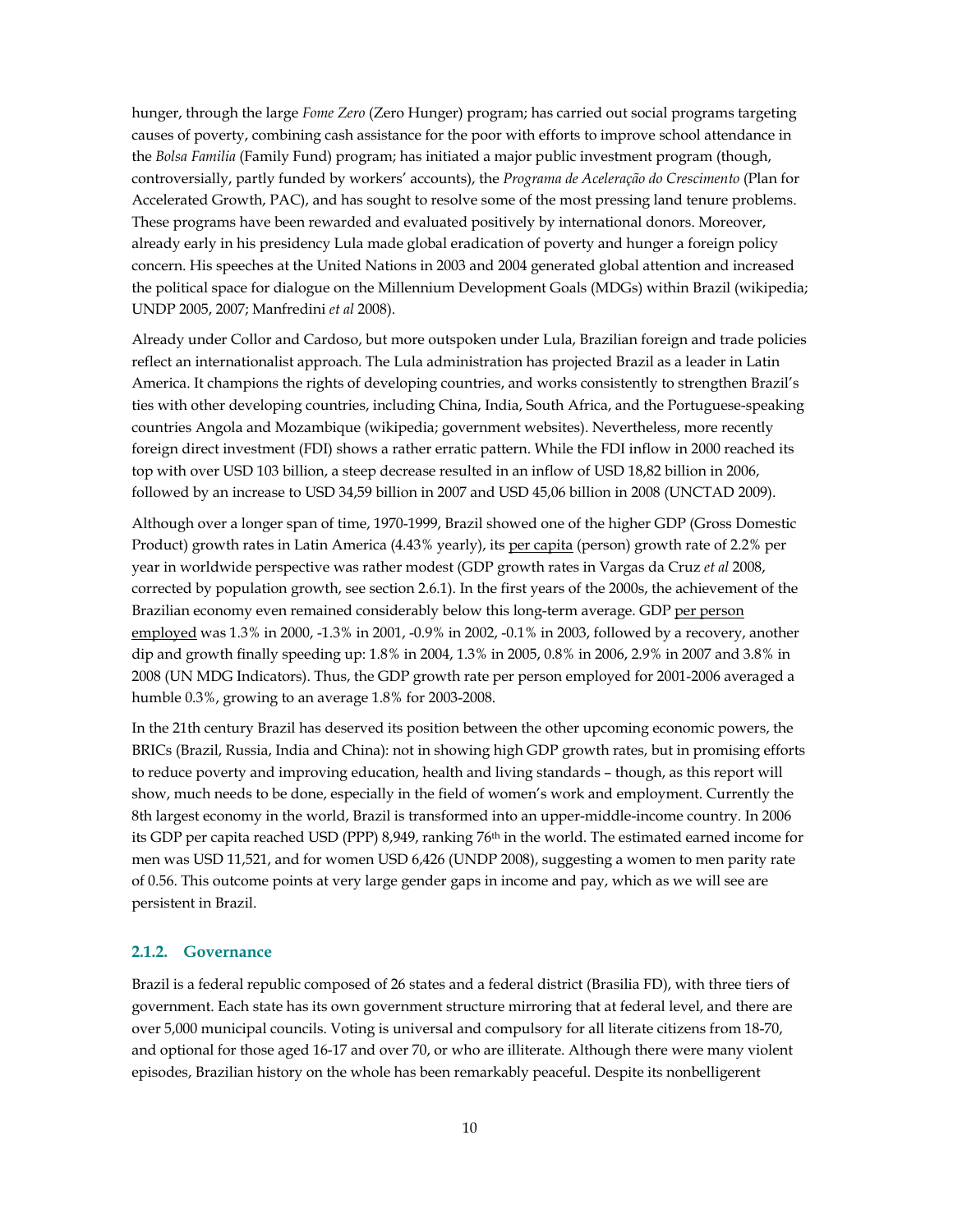hunger, through the large *Fome Zero* (Zero Hunger) program; has carried out social programs targeting causes of poverty, combining cash assistance for the poor with efforts to improve school attendance in the *Bolsa Familia* (Family Fund) program; has initiated a major public investment program (though, controversially, partly funded by workers' accounts), the *Programa de Aceleração do Crescimento* (Plan for Accelerated Growth, PAC), and has sought to resolve some of the most pressing land tenure problems. These programs have been rewarded and evaluated positively by international donors. Moreover, already early in his presidency Lula made global eradication of poverty and hunger a foreign policy concern. His speeches at the United Nations in 2003 and 2004 generated global attention and increased the political space for dialogue on the Millennium Development Goals (MDGs) within Brazil (wikipedia; UNDP 2005, 2007; Manfredini *et al* 2008).

Already under Collor and Cardoso, but more outspoken under Lula, Brazilian foreign and trade policies reflect an internationalist approach. The Lula administration has projected Brazil as a leader in Latin America. It champions the rights of developing countries, and works consistently to strengthen Brazil's ties with other developing countries, including China, India, South Africa, and the Portuguese-speaking countries Angola and Mozambique (wikipedia; government websites). Nevertheless, more recently foreign direct investment (FDI) shows a rather erratic pattern. While the FDI inflow in 2000 reached its top with over USD 103 billion, a steep decrease resulted in an inflow of USD 18,82 billion in 2006, followed by an increase to USD 34,59 billion in 2007 and USD 45,06 billion in 2008 (UNCTAD 2009).

Although over a longer span of time, 1970-1999, Brazil showed one of the higher GDP (Gross Domestic Product) growth rates in Latin America (4.43% yearly), its <u>per capita</u> (person) growth rate of 2.2% per year in worldwide perspective was rather modest (GDP growth rates in Vargas da Cruz *et al* 2008, corrected by population growth, see section 2.6.1). In the first years of the 2000s, the achievement of the Brazilian economy even remained considerably below this long-term average. GDP <u>per person employed</u> was 1.3% in 2000, -1.3% in 2001, -0.9% in 2002, -0.1% in 2003, followed by a recovery, another dip and growth finally speeding up: 1.8% in 2004, 1.3% in 2005, 0.8% in 2006, 2.9% in 2007 and 3.8% in 2008 (UN MDG Indicators). Thus, the GDP growth rate per person employed for 2001-2006 averaged a humble 0.3%, growing to an average 1.8% for 2003-2008.

In the 21th century Brazil has deserved its position between the other upcoming economic powers, the BRICs (Brazil, Russia, India and China): not in showing high GDP growth rates, but in promising efforts to reduce poverty and improving education, health and living standards – though, as this report will show, much needs to be done, especially in the field of women's work and employment. Currently the 8th largest economy in the world, Brazil is transformed into an upper-middle-income country. In 2006 its GDP per capita reached USD (PPP) 8,949, ranking 76th in the world. The estimated earned income for men was USD 11,521, and for women USD 6,426 (UNDP 2008), suggesting a women to men parity rate of 0.56. This outcome points at very large gender gaps in income and pay, which as we will see are persistent in Brazil.

### 2.1.2. Governance

Brazil is a federal republic composed of 26 states and a federal district (Brasilia FD), with three tiers of government. Each state has its own government structure mirroring that at federal level, and there are over 5,000 municipal councils. Voting is universal and compulsory for all literate citizens from 18-70, and optional for those aged 16-17 and over 70, or who are illiterate. Although there were many violent episodes, Brazilian history on the whole has been remarkably peaceful. Despite its nonbelligerent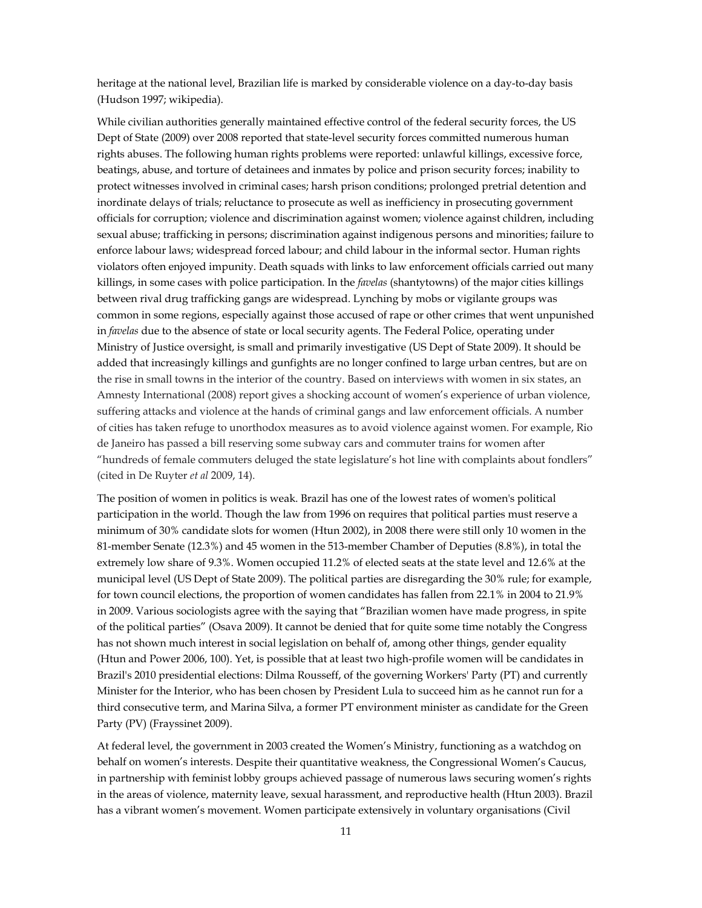heritage at the national level, Brazilian life is marked by considerable violence on a day-to-day basis (Hudson 1997; wikipedia).

While civilian authorities generally maintained effective control of the federal security forces, the US Dept of State (2009) over 2008 reported that state-level security forces committed numerous human rights abuses. The following human rights problems were reported: unlawful killings, excessive force, beatings, abuse, and torture of detainees and inmates by police and prison security forces; inability to protect witnesses involved in criminal cases; harsh prison conditions; prolonged pretrial detention and inordinate delays of trials; reluctance to prosecute as well as inefficiency in prosecuting government officials for corruption; violence and discrimination against women; violence against children, including sexual abuse; trafficking in persons; discrimination against indigenous persons and minorities; failure to enforce labour laws; widespread forced labour; and child labour in the informal sector. Human rights violators often enjoyed impunity. Death squads with links to law enforcement officials carried out many killings, in some cases with police participation. In the *favelas* (shantytowns) of the major cities killings between rival drug trafficking gangs are widespread. Lynching by mobs or vigilante groups was common in some regions, especially against those accused of rape or other crimes that went unpunished in *favelas* due to the absence of state or local security agents. The Federal Police, operating under Ministry of Justice oversight, is small and primarily investigative (US Dept of State 2009). It should be added that increasingly killings and gunfights are no longer confined to large urban centres, but are on the rise in small towns in the interior of the country. Based on interviews with women in six states, an Amnesty International (2008) report gives a shocking account of women's experience of urban violence, suffering attacks and violence at the hands of criminal gangs and law enforcement officials. A number of cities has taken refuge to unorthodox measures as to avoid violence against women. For example, Rio de Janeiro has passed a bill reserving some subway cars and commuter trains for women after "hundreds of female commuters deluged the state legislature's hot line with complaints about fondlers" (cited in De Ruyter *et al* 2009, 14).

The position of women in politics is weak. Brazil has one of the lowest rates of women's political participation in the world. Though the law from 1996 on requires that political parties must reserve a minimum of 30% candidate slots for women (Htun 2002), in 2008 there were still only 10 women in the 81-member Senate (12.3%) and 45 women in the 513-member Chamber of Deputies (8.8%), in total the extremely low share of 9.3%. Women occupied 11.2% of elected seats at the state level and 12.6% at the municipal level (US Dept of State 2009). The political parties are disregarding the 30% rule; for example, for town council elections, the proportion of women candidates has fallen from 22.1% in 2004 to 21.9% in 2009. Various sociologists agree with the saying that "Brazilian women have made progress, in spite of the political parties" (Osava 2009). It cannot be denied that for quite some time notably the Congress has not shown much interest in social legislation on behalf of, among other things, gender equality (Htun and Power 2006, 100). Yet, is possible that at least two high-profile women will be candidates in Brazil's 2010 presidential elections: Dilma Rousseff, of the governing Workers' Party (PT) and currently Minister for the Interior, who has been chosen by President Lula to succeed him as he cannot run for a third consecutive term, and Marina Silva, a former PT environment minister as candidate for the Green Party (PV) (Frayssinet 2009).

At federal level, the government in 2003 created the Women's Ministry, functioning as a watchdog on behalf on women's interests. Despite their quantitative weakness, the Congressional Women's Caucus, in partnership with feminist lobby groups achieved passage of numerous laws securing women's rights in the areas of violence, maternity leave, sexual harassment, and reproductive health (Htun 2003). Brazil has a vibrant women's movement. Women participate extensively in voluntary organisations (Civil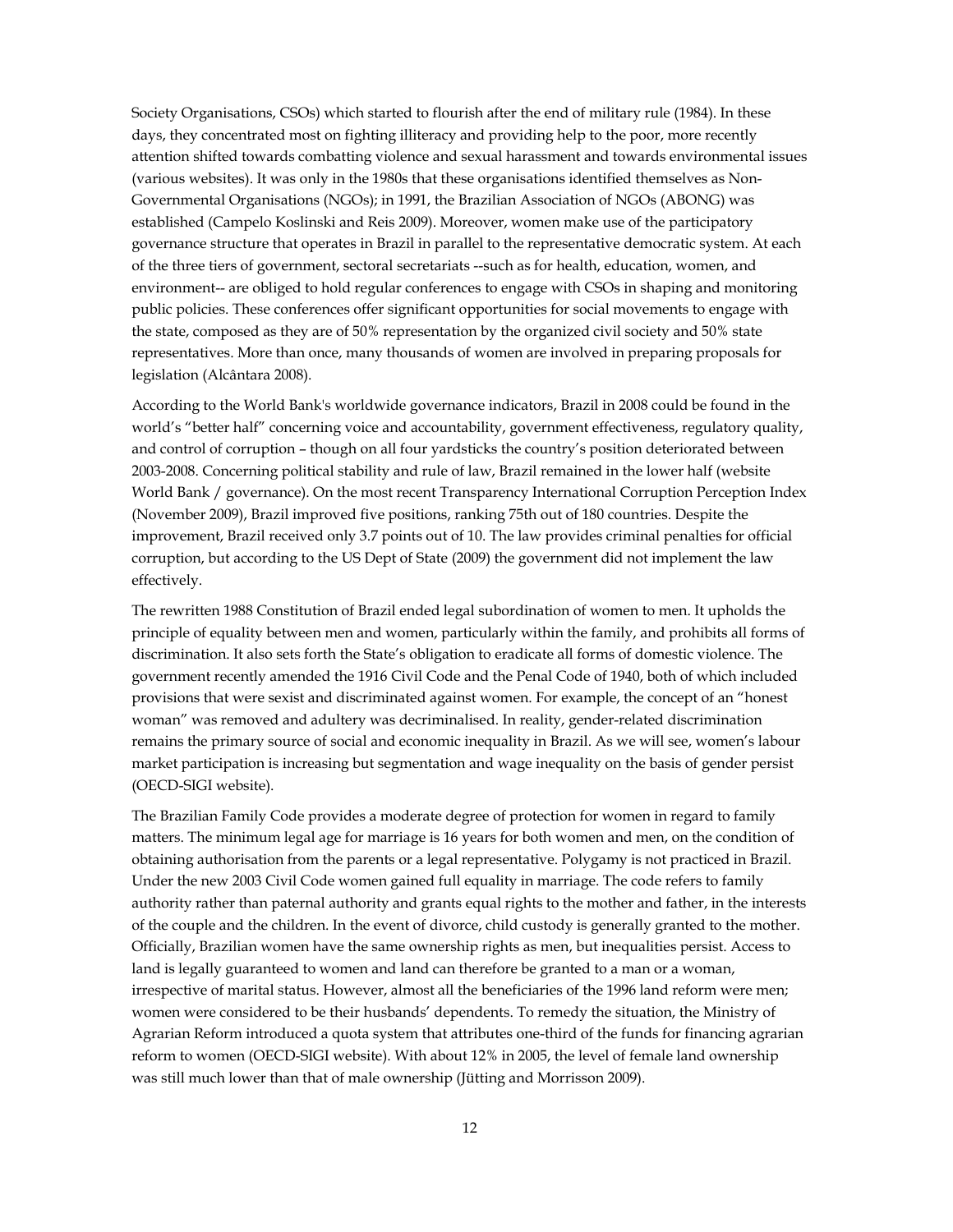Society Organisations, CSOs) which started to flourish after the end of military rule (1984). In these days, they concentrated most on fighting illiteracy and providing help to the poor, more recently attention shifted towards combatting violence and sexual harassment and towards environmental issues (various websites). It was only in the 1980s that these organisations identified themselves as Non-Governmental Organisations (NGOs); in 1991, the Brazilian Association of NGOs (ABONG) was established (Campelo Koslinski and Reis 2009). Moreover, women make use of the participatory governance structure that operates in Brazil in parallel to the representative democratic system. At each of the three tiers of government, sectoral secretariats --such as for health, education, women, and environment-- are obliged to hold regular conferences to engage with CSOs in shaping and monitoring public policies. These conferences offer significant opportunities for social movements to engage with the state, composed as they are of 50% representation by the organized civil society and 50% state representatives. More than once, many thousands of women are involved in preparing proposals for legislation (Alcântara 2008).

According to the World Bank's worldwide governance indicators, Brazil in 2008 could be found in the world's "better half" concerning voice and accountability, government effectiveness, regulatory quality, and control of corruption – though on all four yardsticks the country's position deteriorated between 2003-2008. Concerning political stability and rule of law, Brazil remained in the lower half (website World Bank / governance). On the most recent Transparency International Corruption Perception Index (November 2009), Brazil improved five positions, ranking 75th out of 180 countries. Despite the improvement, Brazil received only 3.7 points out of 10. The law provides criminal penalties for official corruption, but according to the US Dept of State (2009) the government did not implement the law effectively.

The rewritten 1988 Constitution of Brazil ended legal subordination of women to men. It upholds the principle of equality between men and women, particularly within the family, and prohibits all forms of discrimination. It also sets forth the State's obligation to eradicate all forms of domestic violence. The government recently amended the 1916 Civil Code and the Penal Code of 1940, both of which included provisions that were sexist and discriminated against women. For example, the concept of an "honest woman" was removed and adultery was decriminalised. In reality, gender-related discrimination remains the primary source of social and economic inequality in Brazil. As we will see, women's labour market participation is increasing but segmentation and wage inequality on the basis of gender persist (OECD-SIGI website).

The Brazilian Family Code provides a moderate degree of protection for women in regard to family matters. The minimum legal age for marriage is 16 years for both women and men, on the condition of obtaining authorisation from the parents or a legal representative. Polygamy is not practiced in Brazil. Under the new 2003 Civil Code women gained full equality in marriage. The code refers to family authority rather than paternal authority and grants equal rights to the mother and father, in the interests of the couple and the children. In the event of divorce, child custody is generally granted to the mother. Officially, Brazilian women have the same ownership rights as men, but inequalities persist. Access to land is legally guaranteed to women and land can therefore be granted to a man or a woman, irrespective of marital status. However, almost all the beneficiaries of the 1996 land reform were men; women were considered to be their husbands' dependents. To remedy the situation, the Ministry of Agrarian Reform introduced a quota system that attributes one-third of the funds for financing agrarian reform to women (OECD-SIGI website). With about 12% in 2005, the level of female land ownership was still much lower than that of male ownership (Jütting and Morrisson 2009).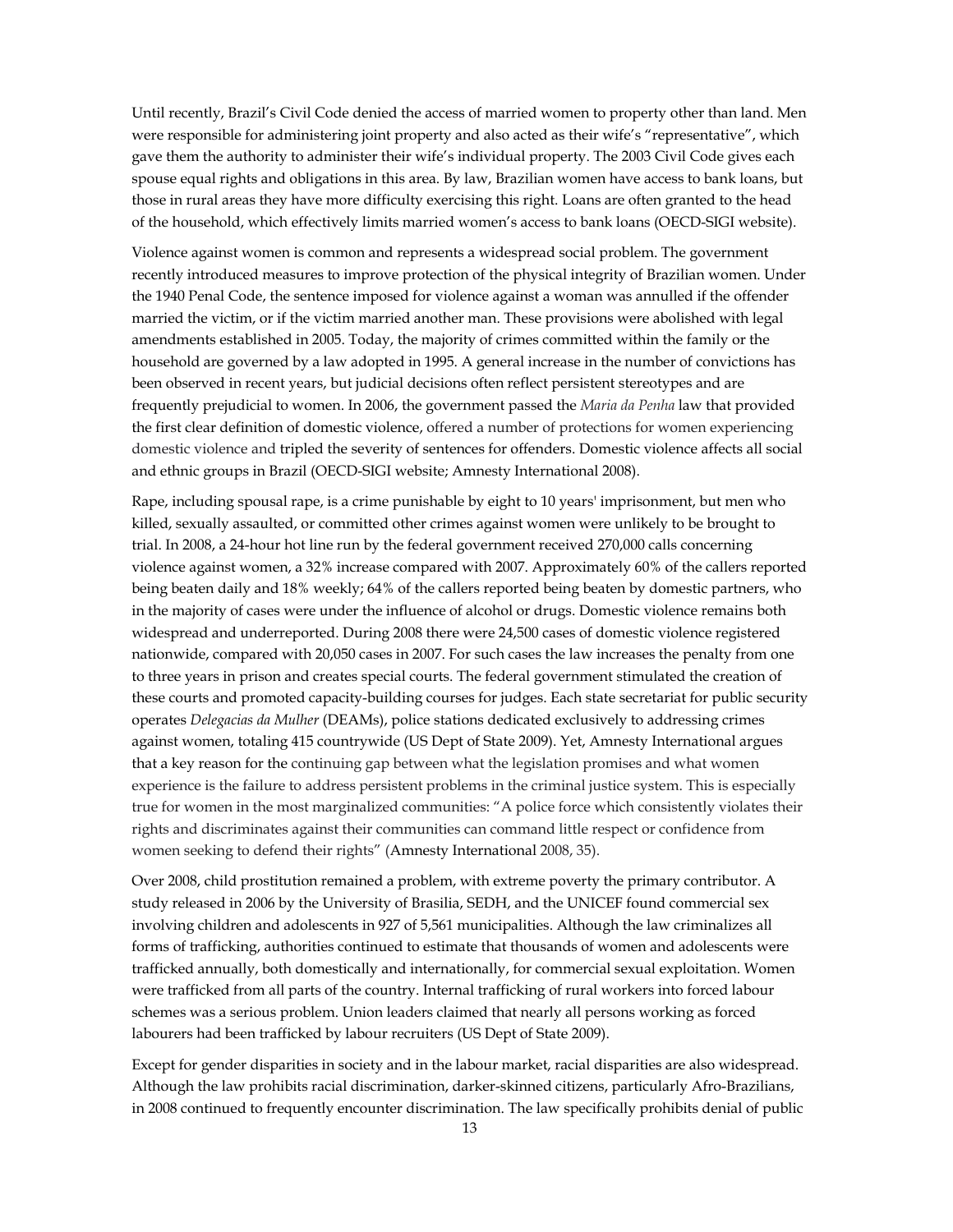Until recently, Brazil's Civil Code denied the access of married women to property other than land. Men were responsible for administering joint property and also acted as their wife's "representative", which gave them the authority to administer their wife's individual property. The 2003 Civil Code gives each spouse equal rights and obligations in this area. By law, Brazilian women have access to bank loans, but those in rural areas they have more difficulty exercising this right. Loans are often granted to the head of the household, which effectively limits married women's access to bank loans (OECD-SIGI website).

Violence against women is common and represents a widespread social problem. The government recently introduced measures to improve protection of the physical integrity of Brazilian women. Under the 1940 Penal Code, the sentence imposed for violence against a woman was annulled if the offender married the victim, or if the victim married another man. These provisions were abolished with legal amendments established in 2005. Today, the majority of crimes committed within the family or the household are governed by a law adopted in 1995. A general increase in the number of convictions has been observed in recent years, but judicial decisions often reflect persistent stereotypes and are frequently prejudicial to women. In 2006, the government passed the *Maria da Penha* law that provided the first clear definition of domestic violence, offered a number of protections for women experiencing domestic violence and tripled the severity of sentences for offenders. Domestic violence affects all social and ethnic groups in Brazil (OECD-SIGI website; Amnesty International 2008).

Rape, including spousal rape, is a crime punishable by eight to 10 years' imprisonment, but men who killed, sexually assaulted, or committed other crimes against women were unlikely to be brought to trial. In 2008, a 24-hour hot line run by the federal government received 270,000 calls concerning violence against women, a 32% increase compared with 2007. Approximately 60% of the callers reported being beaten daily and 18% weekly; 64% of the callers reported being beaten by domestic partners, who in the majority of cases were under the influence of alcohol or drugs. Domestic violence remains both widespread and underreported. During 2008 there were 24,500 cases of domestic violence registered nationwide, compared with 20,050 cases in 2007. For such cases the law increases the penalty from one to three years in prison and creates special courts. The federal government stimulated the creation of these courts and promoted capacity-building courses for judges. Each state secretariat for public security operates *Delegacias da Mulher* (DEAMs), police stations dedicated exclusively to addressing crimes against women, totaling 415 countrywide (US Dept of State 2009). Yet, Amnesty International argues that a key reason for the continuing gap between what the legislation promises and what women experience is the failure to address persistent problems in the criminal justice system. This is especially true for women in the most marginalized communities: "A police force which consistently violates their rights and discriminates against their communities can command little respect or confidence from women seeking to defend their rights" (Amnesty International 2008, 35).

Over 2008, child prostitution remained a problem, with extreme poverty the primary contributor. A study released in 2006 by the University of Brasilia, SEDH, and the UNICEF found commercial sex involving children and adolescents in 927 of 5,561 municipalities. Although the law criminalizes all forms of trafficking, authorities continued to estimate that thousands of women and adolescents were trafficked annually, both domestically and internationally, for commercial sexual exploitation. Women were trafficked from all parts of the country. Internal trafficking of rural workers into forced labour schemes was a serious problem. Union leaders claimed that nearly all persons working as forced labourers had been trafficked by labour recruiters (US Dept of State 2009).

Except for gender disparities in society and in the labour market, racial disparities are also widespread. Although the law prohibits racial discrimination, darker-skinned citizens, particularly Afro-Brazilians, in 2008 continued to frequently encounter discrimination. The law specifically prohibits denial of public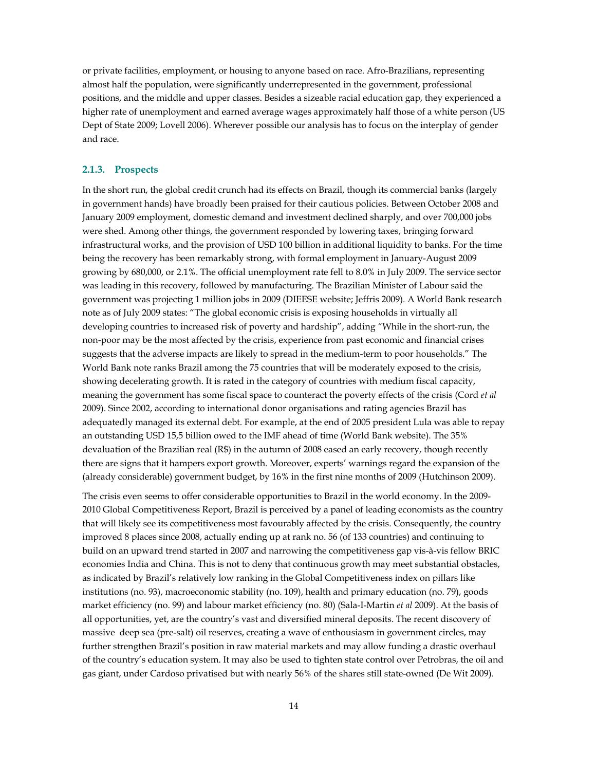or private facilities, employment, or housing to anyone based on race. Afro-Brazilians, representing almost half the population, were significantly underrepresented in the government, professional positions, and the middle and upper classes. Besides a sizeable racial education gap, they experienced a higher rate of unemployment and earned average wages approximately half those of a white person (US Dept of State 2009; Lovell 2006). Wherever possible our analysis has to focus on the interplay of gender and race.

### 2.1.3. Prospects

In the short run, the global credit crunch had its effects on Brazil, though its commercial banks (largely in government hands) have broadly been praised for their cautious policies. Between October 2008 and January 2009 employment, domestic demand and investment declined sharply, and over 700,000 jobs were shed. Among other things, the government responded by lowering taxes, bringing forward infrastructural works, and the provision of USD 100 billion in additional liquidity to banks. For the time being the recovery has been remarkably strong, with formal employment in January-August 2009 growing by 680,000, or 2.1%. The official unemployment rate fell to 8.0% in July 2009. The service sector was leading in this recovery, followed by manufacturing. The Brazilian Minister of Labour said the government was projecting 1 million jobs in 2009 (DIEESE website; Jeffris 2009). A World Bank research note as of July 2009 states: "The global economic crisis is exposing households in virtually all developing countries to increased risk of poverty and hardship", adding "While in the short-run, the non-poor may be the most affected by the crisis, experience from past economic and financial crises suggests that the adverse impacts are likely to spread in the medium-term to poor households." The World Bank note ranks Brazil among the 75 countries that will be moderately exposed to the crisis, showing decelerating growth. It is rated in the category of countries with medium fiscal capacity, meaning the government has some fiscal space to counteract the poverty effects of the crisis (Cord *et al* 2009). Since 2002, according to international donor organisations and rating agencies Brazil has adequatedly managed its external debt. For example, at the end of 2005 president Lula was able to repay an outstanding USD 15,5 billion owed to the IMF ahead of time (World Bank website). The 35% devaluation of the Brazilian real (R$) in the autumn of 2008 eased an early recovery, though recently there are signs that it hampers export growth. Moreover, experts' warnings regard the expansion of the (already considerable) government budget, by 16% in the first nine months of 2009 (Hutchinson 2009).

The crisis even seems to offer considerable opportunities to Brazil in the world economy. In the 2009-2010 Global Competitiveness Report, Brazil is perceived by a panel of leading economists as the country that will likely see its competitiveness most favourably affected by the crisis. Consequently, the country improved 8 places since 2008, actually ending up at rank no. 56 (of 133 countries) and continuing to build on an upward trend started in 2007 and narrowing the competitiveness gap vis-à-vis fellow BRIC economies India and China. This is not to deny that continuous growth may meet substantial obstacles, as indicated by Brazil's relatively low ranking in the Global Competitiveness index on pillars like institutions (no. 93), macroeconomic stability (no. 109), health and primary education (no. 79), goods market efficiency (no. 99) and labour market efficiency (no. 80) (Sala-I-Martin *et al* 2009). At the basis of all opportunities, yet, are the country's vast and diversified mineral deposits. The recent discovery of massive deep sea (pre-salt) oil reserves, creating a wave of enthousiasm in government circles, may further strengthen Brazil's position in raw material markets and may allow funding a drastic overhaul of the country's education system. It may also be used to tighten state control over Petrobras, the oil and gas giant, under Cardoso privatised but with nearly 56% of the shares still state-owned (De Wit 2009).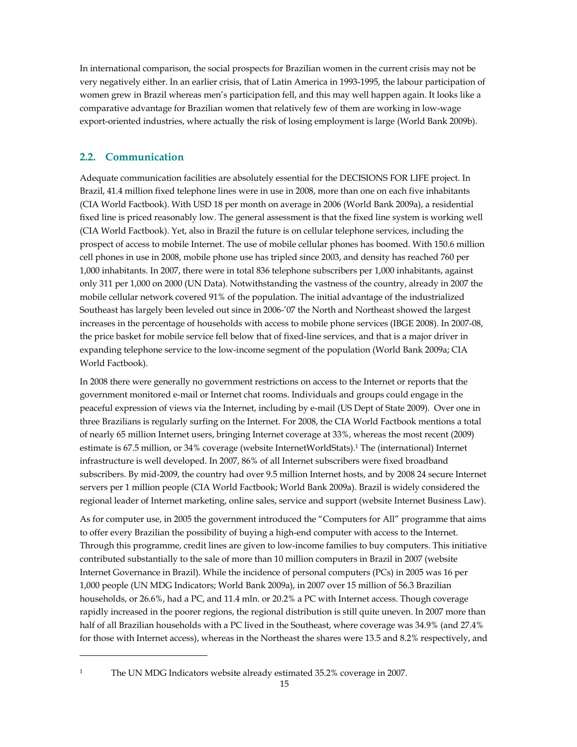In international comparison, the social prospects for Brazilian women in the current crisis may not be very negatively either. In an earlier crisis, that of Latin America in 1993-1995, the labour participation of women grew in Brazil whereas men's participation fell, and this may well happen again. It looks like a comparative advantage for Brazilian women that relatively few of them are working in low-wage export-oriented industries, where actually the risk of losing employment is large (World Bank 2009b).

## 2.2. Communication

Adequate communication facilities are absolutely essential for the DECISIONS FOR LIFE project. In Brazil, 41.4 million fixed telephone lines were in use in 2008, more than one on each five inhabitants (CIA World Factbook). With USD 18 per month on average in 2006 (World Bank 2009a), a residential fixed line is priced reasonably low. The general assessment is that the fixed line system is working well (CIA World Factbook). Yet, also in Brazil the future is on cellular telephone services, including the prospect of access to mobile Internet. The use of mobile cellular phones has boomed. With 150.6 million cell phones in use in 2008, mobile phone use has tripled since 2003, and density has reached 760 per 1,000 inhabitants. In 2007, there were in total 836 telephone subscribers per 1,000 inhabitants, against only 311 per 1,000 on 2000 (UN Data). Notwithstanding the vastness of the country, already in 2007 the mobile cellular network covered 91% of the population. The initial advantage of the industrialized Southeast has largely been leveled out since in 2006-'07 the North and Northeast showed the largest increases in the percentage of households with access to mobile phone services (IBGE 2008). In 2007-08, the price basket for mobile service fell below that of fixed-line services, and that is a major driver in expanding telephone service to the low-income segment of the population (World Bank 2009a; CIA World Factbook).

In 2008 there were generally no government restrictions on access to the Internet or reports that the government monitored e-mail or Internet chat rooms. Individuals and groups could engage in the peaceful expression of views via the Internet, including by e-mail (US Dept of State 2009). Over one in three Brazilians is regularly surfing on the Internet. For 2008, the CIA World Factbook mentions a total of nearly 65 million Internet users, bringing Internet coverage at 33%, whereas the most recent (2009) estimate is 67.5 million, or 34% coverage (website InternetWorldStats).[1] The (international) Internet infrastructure is well developed. In 2007, 86% of all Internet subscribers were fixed broadband subscribers. By mid-2009, the country had over 9.5 million Internet hosts, and by 2008 24 secure Internet servers per 1 million people (CIA World Factbook; World Bank 2009a). Brazil is widely considered the regional leader of Internet marketing, online sales, service and support (website Internet Business Law).

As for computer use, in 2005 the government introduced the "Computers for All" programme that aims to offer every Brazilian the possibility of buying a high-end computer with access to the Internet. Through this programme, credit lines are given to low-income families to buy computers. This initiative contributed substantially to the sale of more than 10 million computers in Brazil in 2007 (website Internet Governance in Brazil). While the incidence of personal computers (PCs) in 2005 was 16 per 1,000 people (UN MDG Indicators; World Bank 2009a), in 2007 over 15 million of 56.3 Brazilian households, or 26.6%, had a PC, and 11.4 mln. or 20.2% a PC with Internet access. Though coverage rapidly increased in the poorer regions, the regional distribution is still quite uneven. In 2007 more than half of all Brazilian households with a PC lived in the Southeast, where coverage was 34.9% (and 27.4% for those with Internet access), whereas in the Northeast the shares were 13.5 and 8.2% respectively, and

[1] The UN MDG Indicators website already estimated 35.2% coverage in 2007.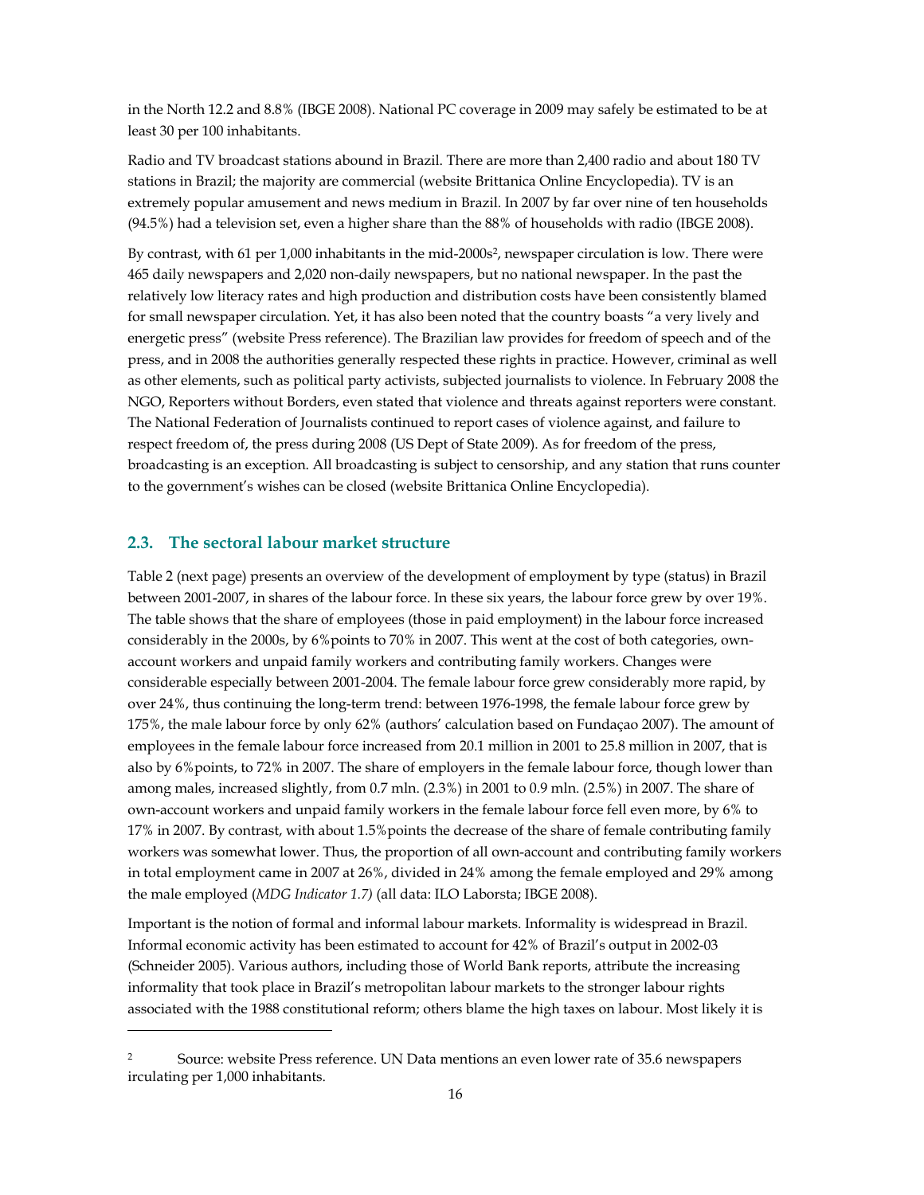in the North 12.2 and 8.8% (IBGE 2008). National PC coverage in 2009 may safely be estimated to be at least 30 per 100 inhabitants.

Radio and TV broadcast stations abound in Brazil. There are more than 2,400 radio and about 180 TV stations in Brazil; the majority are commercial (website Brittanica Online Encyclopedia). TV is an extremely popular amusement and news medium in Brazil. In 2007 by far over nine of ten households (94.5%) had a television set, even a higher share than the 88% of households with radio (IBGE 2008).

By contrast, with 61 per 1,000 inhabitants in the mid-2000s[2], newspaper circulation is low. There were 465 daily newspapers and 2,020 non-daily newspapers, but no national newspaper. In the past the relatively low literacy rates and high production and distribution costs have been consistently blamed for small newspaper circulation. Yet, it has also been noted that the country boasts "a very lively and energetic press" (website Press reference). The Brazilian law provides for freedom of speech and of the press, and in 2008 the authorities generally respected these rights in practice. However, criminal as well as other elements, such as political party activists, subjected journalists to violence. In February 2008 the NGO, Reporters without Borders, even stated that violence and threats against reporters were constant. The National Federation of Journalists continued to report cases of violence against, and failure to respect freedom of, the press during 2008 (US Dept of State 2009). As for freedom of the press, broadcasting is an exception. All broadcasting is subject to censorship, and any station that runs counter to the government's wishes can be closed (website Brittanica Online Encyclopedia).

## 2.3. The sectoral labour market structure

Table 2 (next page) presents an overview of the development of employment by type (status) in Brazil between 2001-2007, in shares of the labour force. In these six years, the labour force grew by over 19%. The table shows that the share of employees (those in paid employment) in the labour force increased considerably in the 2000s, by 6%points to 70% in 2007. This went at the cost of both categories, own-account workers and unpaid family workers and contributing family workers. Changes were considerable especially between 2001-2004. The female labour force grew considerably more rapid, by over 24%, thus continuing the long-term trend: between 1976-1998, the female labour force grew by 175%, the male labour force by only 62% (authors' calculation based on Fundaçao 2007). The amount of employees in the female labour force increased from 20.1 million in 2001 to 25.8 million in 2007, that is also by 6%points, to 72% in 2007. The share of employers in the female labour force, though lower than among males, increased slightly, from 0.7 mln. (2.3%) in 2001 to 0.9 mln. (2.5%) in 2007. The share of own-account workers and unpaid family workers in the female labour force fell even more, by 6% to 17% in 2007. By contrast, with about 1.5%points the decrease of the share of female contributing family workers was somewhat lower. Thus, the proportion of all own-account and contributing family workers in total employment came in 2007 at 26%, divided in 24% among the female employed and 29% among the male employed (*MDG Indicator 1.7)* (all data: ILO Laborsta; IBGE 2008).

Important is the notion of formal and informal labour markets. Informality is widespread in Brazil. Informal economic activity has been estimated to account for 42% of Brazil's output in 2002-03 (Schneider 2005). Various authors, including those of World Bank reports, attribute the increasing informality that took place in Brazil's metropolitan labour markets to the stronger labour rights associated with the 1988 constitutional reform; others blame the high taxes on labour. Most likely it is

---

[2] Source: website Press reference. UN Data mentions an even lower rate of 35.6 newspapers irculating per 1,000 inhabitants.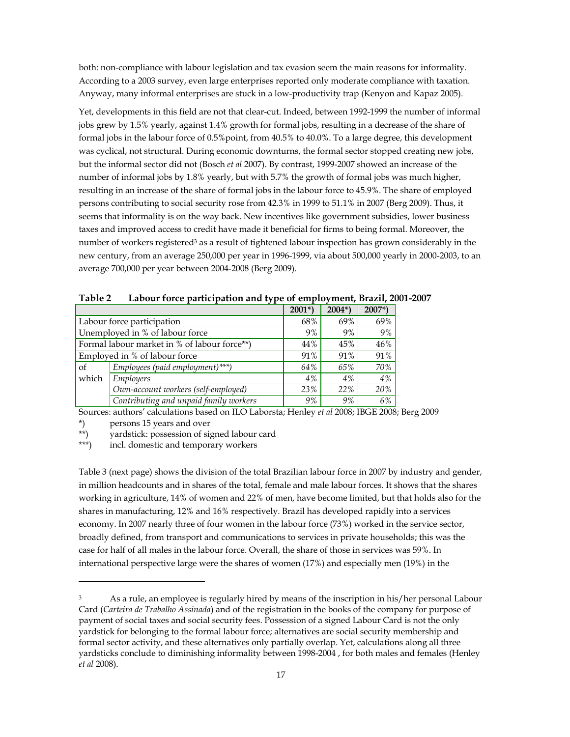both: non-compliance with labour legislation and tax evasion seem the main reasons for informality. According to a 2003 survey, even large enterprises reported only moderate compliance with taxation. Anyway, many informal enterprises are stuck in a low-productivity trap (Kenyon and Kapaz 2005).

Yet, developments in this field are not that clear-cut. Indeed, between 1992-1999 the number of informal jobs grew by 1.5% yearly, against 1.4% growth for formal jobs, resulting in a decrease of the share of formal jobs in the labour force of 0.5%point, from 40.5% to 40.0%. To a large degree, this development was cyclical, not structural. During economic downturns, the formal sector stopped creating new jobs, but the informal sector did not (Bosch *et al* 2007). By contrast, 1999-2007 showed an increase of the number of informal jobs by 1.8% yearly, but with 5.7% the growth of formal jobs was much higher, resulting in an increase of the share of formal jobs in the labour force to 45.9%. The share of employed persons contributing to social security rose from 42.3% in 1999 to 51.1% in 2007 (Berg 2009). Thus, it seems that informality is on the way back. New incentives like government subsidies, lower business taxes and improved access to credit have made it beneficial for firms to being formal. Moreover, the number of workers registered[3] as a result of tightened labour inspection has grown considerably in the new century, from an average 250,000 per year in 1996-1999, via about 500,000 yearly in 2000-2003, to an average 700,000 per year between 2004-2008 (Berg 2009).

**Table 2 Labour force participation and type of employment, Brazil, 2001-2007**

| | | 2001*) | 2004*) | 2007*) |
|---|---|---|---|---|
| Labour force participation | | 68% | 69% | 69% |
| Unemployed in % of labour force | | 9% | 9% | 9% |
| Formal labour market in % of labour force**) | | 44% | 45% | 46% |
| Employed in % of labour force | | 91% | 91% | 91% |
| of which | *Employees (paid employment)****) | *64%* | *65%* | *70%* |
| | *Employers* | *4%* | *4%* | *4%* |
| | *Own-account workers (self-employed)* | *23%* | *22%* | *20%* |
| | *Contributing and unpaid family workers* | *9%* | *9%* | *6%* |

Sources: authors' calculations based on ILO Laborsta; Henley *et al* 2008; IBGE 2008; Berg 2009

*) persons 15 years and over

**) yardstick: possession of signed labour card

***) incl. domestic and temporary workers

Table 3 (next page) shows the division of the total Brazilian labour force in 2007 by industry and gender, in million headcounts and in shares of the total, female and male labour forces. It shows that the shares working in agriculture, 14% of women and 22% of men, have become limited, but that holds also for the shares in manufacturing, 12% and 16% respectively. Brazil has developed rapidly into a services economy. In 2007 nearly three of four women in the labour force (73%) worked in the service sector, broadly defined, from transport and communications to services in private households; this was the case for half of all males in the labour force. Overall, the share of those in services was 59%. In international perspective large were the shares of women (17%) and especially men (19%) in the

---

[3] As a rule, an employee is regularly hired by means of the inscription in his/her personal Labour Card (*Carteira de Trabalho Assinada*) and of the registration in the books of the company for purpose of payment of social taxes and social security fees. Possession of a signed Labour Card is not the only yardstick for belonging to the formal labour force; alternatives are social security membership and formal sector activity, and these alternatives only partially overlap. Yet, calculations along all three yardsticks conclude to diminishing informality between 1998-2004 , for both males and females (Henley *et al* 2008).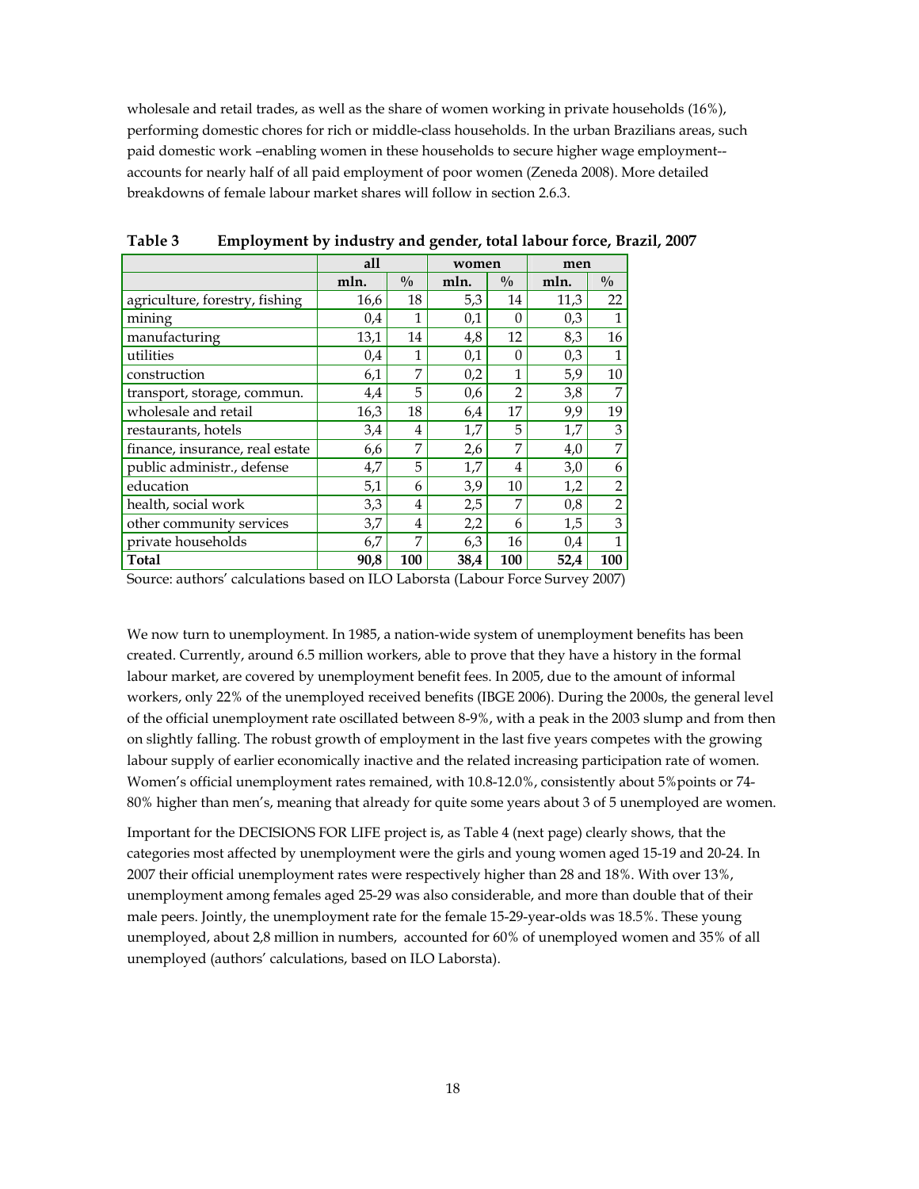wholesale and retail trades, as well as the share of women working in private households (16%), performing domestic chores for rich or middle-class households. In the urban Brazilians areas, such paid domestic work –enabling women in these households to secure higher wage employment--accounts for nearly half of all paid employment of poor women (Zeneda 2008). More detailed breakdowns of female labour market shares will follow in section 2.6.3.

**Table 3 Employment by industry and gender, total labour force, Brazil, 2007**

| | all | | women | | men | |
|---|---|---|---|---|---|---|
| | **mln.** | **%** | **mln.** | **%** | **mln.** | **%** |
| agriculture, forestry, fishing | 16,6 | 18 | 5,3 | 14 | 11,3 | 22 |
| mining | 0,4 | 1 | 0,1 | 0 | 0,3 | 1 |
| manufacturing | 13,1 | 14 | 4,8 | 12 | 8,3 | 16 |
| utilities | 0,4 | 1 | 0,1 | 0 | 0,3 | 1 |
| construction | 6,1 | 7 | 0,2 | 1 | 5,9 | 10 |
| transport, storage, commun. | 4,4 | 5 | 0,6 | 2 | 3,8 | 7 |
| wholesale and retail | 16,3 | 18 | 6,4 | 17 | 9,9 | 19 |
| restaurants, hotels | 3,4 | 4 | 1,7 | 5 | 1,7 | 3 |
| finance, insurance, real estate | 6,6 | 7 | 2,6 | 7 | 4,0 | 7 |
| public administr., defense | 4,7 | 5 | 1,7 | 4 | 3,0 | 6 |
| education | 5,1 | 6 | 3,9 | 10 | 1,2 | 2 |
| health, social work | 3,3 | 4 | 2,5 | 7 | 0,8 | 2 |
| other community services | 3,7 | 4 | 2,2 | 6 | 1,5 | 3 |
| private households | 6,7 | 7 | 6,3 | 16 | 0,4 | 1 |
| **Total** | **90,8** | **100** | **38,4** | **100** | **52,4** | **100** |

Source: authors' calculations based on ILO Laborsta (Labour Force Survey 2007)

We now turn to unemployment. In 1985, a nation-wide system of unemployment benefits has been created. Currently, around 6.5 million workers, able to prove that they have a history in the formal labour market, are covered by unemployment benefit fees. In 2005, due to the amount of informal workers, only 22% of the unemployed received benefits (IBGE 2006). During the 2000s, the general level of the official unemployment rate oscillated between 8-9%, with a peak in the 2003 slump and from then on slightly falling. The robust growth of employment in the last five years competes with the growing labour supply of earlier economically inactive and the related increasing participation rate of women. Women's official unemployment rates remained, with 10.8-12.0%, consistently about 5%points or 74-80% higher than men's, meaning that already for quite some years about 3 of 5 unemployed are women.

Important for the DECISIONS FOR LIFE project is, as Table 4 (next page) clearly shows, that the categories most affected by unemployment were the girls and young women aged 15-19 and 20-24. In 2007 their official unemployment rates were respectively higher than 28 and 18%. With over 13%, unemployment among females aged 25-29 was also considerable, and more than double that of their male peers. Jointly, the unemployment rate for the female 15-29-year-olds was 18.5%. These young unemployed, about 2,8 million in numbers, accounted for 60% of unemployed women and 35% of all unemployed (authors' calculations, based on ILO Laborsta).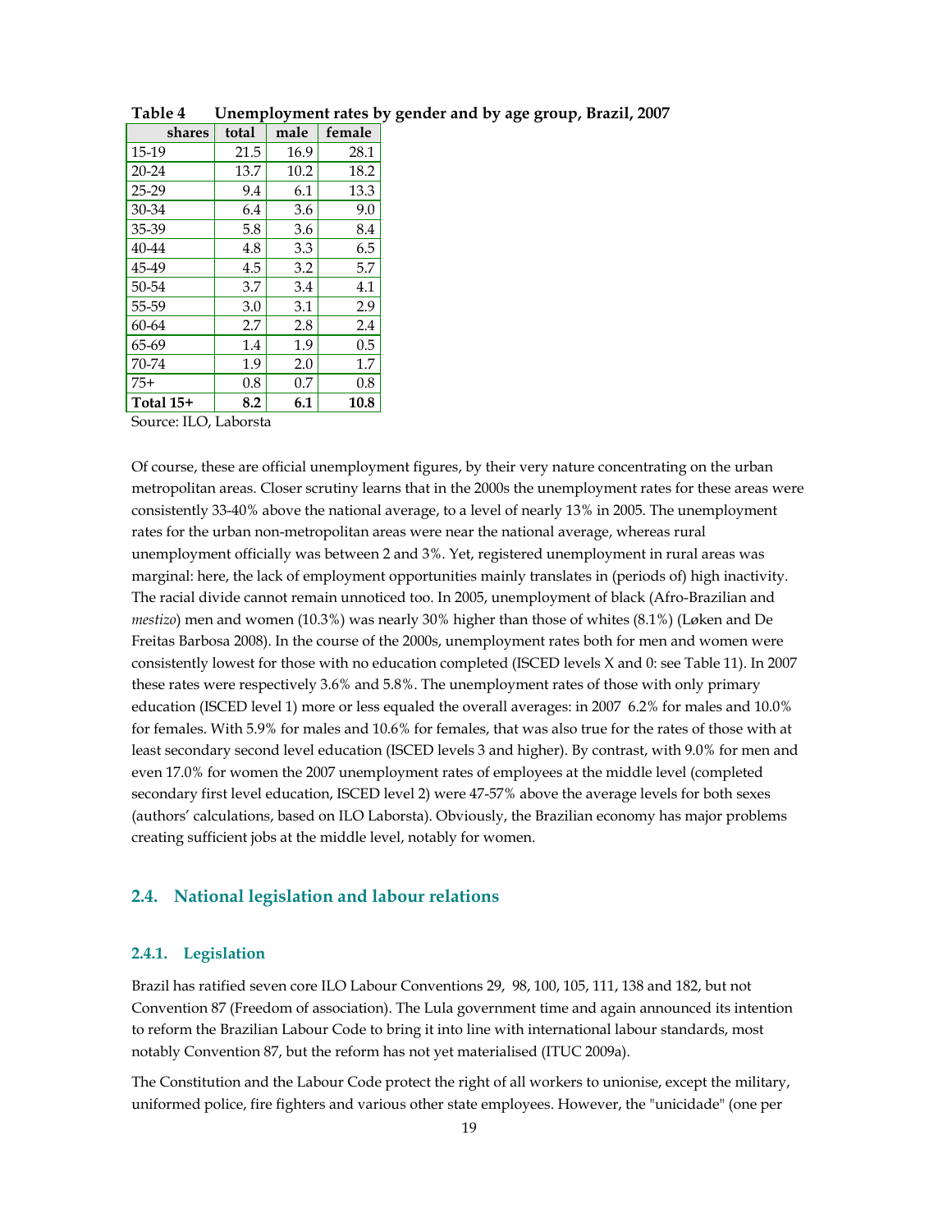**Table 4 Unemployment rates by gender and by age group, Brazil, 2007**

| shares | total | male | female |
|---|---|---|---|
| 15-19 | 21.5 | 16.9 | 28.1 |
| 20-24 | 13.7 | 10.2 | 18.2 |
| 25-29 | 9.4 | 6.1 | 13.3 |
| 30-34 | 6.4 | 3.6 | 9.0 |
| 35-39 | 5.8 | 3.6 | 8.4 |
| 40-44 | 4.8 | 3.3 | 6.5 |
| 45-49 | 4.5 | 3.2 | 5.7 |
| 50-54 | 3.7 | 3.4 | 4.1 |
| 55-59 | 3.0 | 3.1 | 2.9 |
| 60-64 | 2.7 | 2.8 | 2.4 |
| 65-69 | 1.4 | 1.9 | 0.5 |
| 70-74 | 1.9 | 2.0 | 1.7 |
| 75+ | 0.8 | 0.7 | 0.8 |
| **Total 15+** | **8.2** | **6.1** | **10.8** |

Source: ILO, Laborsta

Of course, these are official unemployment figures, by their very nature concentrating on the urban metropolitan areas. Closer scrutiny learns that in the 2000s the unemployment rates for these areas were consistently 33-40% above the national average, to a level of nearly 13% in 2005. The unemployment rates for the urban non-metropolitan areas were near the national average, whereas rural unemployment officially was between 2 and 3%. Yet, registered unemployment in rural areas was marginal: here, the lack of employment opportunities mainly translates in (periods of) high inactivity. The racial divide cannot remain unnoticed too. In 2005, unemployment of black (Afro-Brazilian and *mestizo*) men and women (10.3%) was nearly 30% higher than those of whites (8.1%) (Løken and De Freitas Barbosa 2008). In the course of the 2000s, unemployment rates both for men and women were consistently lowest for those with no education completed (ISCED levels X and 0: see Table 11). In 2007 these rates were respectively 3.6% and 5.8%. The unemployment rates of those with only primary education (ISCED level 1) more or less equaled the overall averages: in 2007 6.2% for males and 10.0% for females. With 5.9% for males and 10.6% for females, that was also true for the rates of those with at least secondary second level education (ISCED levels 3 and higher). By contrast, with 9.0% for men and even 17.0% for women the 2007 unemployment rates of employees at the middle level (completed secondary first level education, ISCED level 2) were 47-57% above the average levels for both sexes (authors' calculations, based on ILO Laborsta). Obviously, the Brazilian economy has major problems creating sufficient jobs at the middle level, notably for women.

## 2.4. National legislation and labour relations

### 2.4.1. Legislation

Brazil has ratified seven core ILO Labour Conventions 29, 98, 100, 105, 111, 138 and 182, but not Convention 87 (Freedom of association). The Lula government time and again announced its intention to reform the Brazilian Labour Code to bring it into line with international labour standards, most notably Convention 87, but the reform has not yet materialised (ITUC 2009a).

The Constitution and the Labour Code protect the right of all workers to unionise, except the military, uniformed police, fire fighters and various other state employees. However, the "unicidade" (one per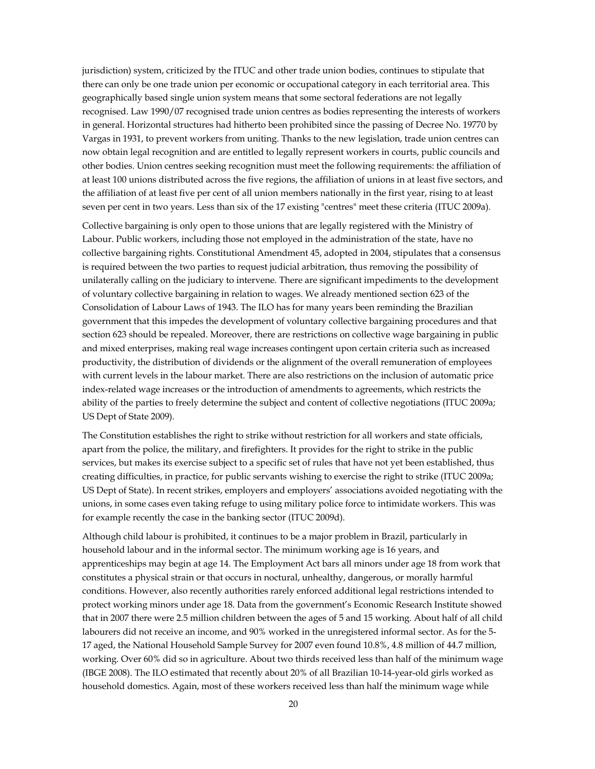jurisdiction) system, criticized by the ITUC and other trade union bodies, continues to stipulate that there can only be one trade union per economic or occupational category in each territorial area. This geographically based single union system means that some sectoral federations are not legally recognised. Law 1990/07 recognised trade union centres as bodies representing the interests of workers in general. Horizontal structures had hitherto been prohibited since the passing of Decree No. 19770 by Vargas in 1931, to prevent workers from uniting. Thanks to the new legislation, trade union centres can now obtain legal recognition and are entitled to legally represent workers in courts, public councils and other bodies. Union centres seeking recognition must meet the following requirements: the affiliation of at least 100 unions distributed across the five regions, the affiliation of unions in at least five sectors, and the affiliation of at least five per cent of all union members nationally in the first year, rising to at least seven per cent in two years. Less than six of the 17 existing "centres" meet these criteria (ITUC 2009a).

Collective bargaining is only open to those unions that are legally registered with the Ministry of Labour. Public workers, including those not employed in the administration of the state, have no collective bargaining rights. Constitutional Amendment 45, adopted in 2004, stipulates that a consensus is required between the two parties to request judicial arbitration, thus removing the possibility of unilaterally calling on the judiciary to intervene. There are significant impediments to the development of voluntary collective bargaining in relation to wages. We already mentioned section 623 of the Consolidation of Labour Laws of 1943. The ILO has for many years been reminding the Brazilian government that this impedes the development of voluntary collective bargaining procedures and that section 623 should be repealed. Moreover, there are restrictions on collective wage bargaining in public and mixed enterprises, making real wage increases contingent upon certain criteria such as increased productivity, the distribution of dividends or the alignment of the overall remuneration of employees with current levels in the labour market. There are also restrictions on the inclusion of automatic price index-related wage increases or the introduction of amendments to agreements, which restricts the ability of the parties to freely determine the subject and content of collective negotiations (ITUC 2009a; US Dept of State 2009).

The Constitution establishes the right to strike without restriction for all workers and state officials, apart from the police, the military, and firefighters. It provides for the right to strike in the public services, but makes its exercise subject to a specific set of rules that have not yet been established, thus creating difficulties, in practice, for public servants wishing to exercise the right to strike (ITUC 2009a; US Dept of State). In recent strikes, employers and employers' associations avoided negotiating with the unions, in some cases even taking refuge to using military police force to intimidate workers. This was for example recently the case in the banking sector (ITUC 2009d).

Although child labour is prohibited, it continues to be a major problem in Brazil, particularly in household labour and in the informal sector. The minimum working age is 16 years, and apprenticeships may begin at age 14. The Employment Act bars all minors under age 18 from work that constitutes a physical strain or that occurs in noctural, unhealthy, dangerous, or morally harmful conditions. However, also recently authorities rarely enforced additional legal restrictions intended to protect working minors under age 18. Data from the government's Economic Research Institute showed that in 2007 there were 2.5 million children between the ages of 5 and 15 working. About half of all child labourers did not receive an income, and 90% worked in the unregistered informal sector. As for the 5-17 aged, the National Household Sample Survey for 2007 even found 10.8%, 4.8 million of 44.7 million, working. Over 60% did so in agriculture. About two thirds received less than half of the minimum wage (IBGE 2008). The ILO estimated that recently about 20% of all Brazilian 10-14-year-old girls worked as household domestics. Again, most of these workers received less than half the minimum wage while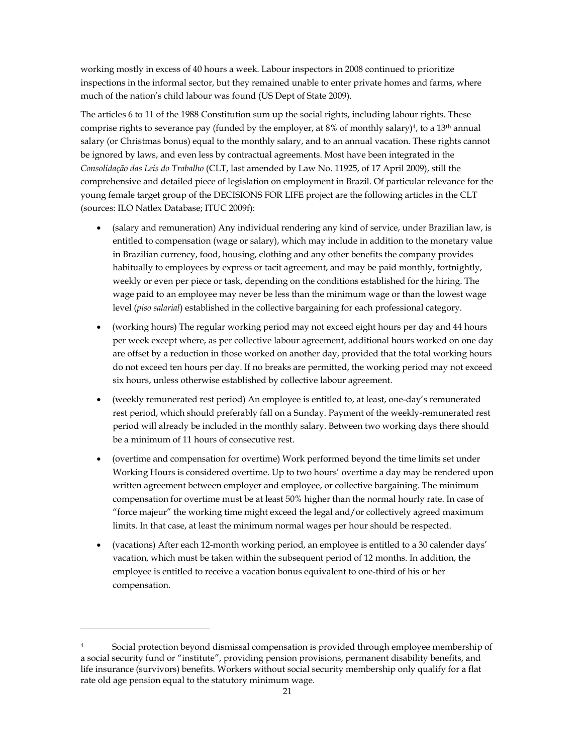working mostly in excess of 40 hours a week. Labour inspectors in 2008 continued to prioritize inspections in the informal sector, but they remained unable to enter private homes and farms, where much of the nation's child labour was found (US Dept of State 2009).

The articles 6 to 11 of the 1988 Constitution sum up the social rights, including labour rights. These comprise rights to severance pay (funded by the employer, at 8% of monthly salary)[4], to a 13th annual salary (or Christmas bonus) equal to the monthly salary, and to an annual vacation. These rights cannot be ignored by laws, and even less by contractual agreements. Most have been integrated in the *Consolidação das Leis do Trabalho* (CLT, last amended by Law No. 11925, of 17 April 2009), still the comprehensive and detailed piece of legislation on employment in Brazil. Of particular relevance for the young female target group of the DECISIONS FOR LIFE project are the following articles in the CLT (sources: ILO Natlex Database; ITUC 2009f):

- (salary and remuneration) Any individual rendering any kind of service, under Brazilian law, is entitled to compensation (wage or salary), which may include in addition to the monetary value in Brazilian currency, food, housing, clothing and any other benefits the company provides habitually to employees by express or tacit agreement, and may be paid monthly, fortnightly, weekly or even per piece or task, depending on the conditions established for the hiring. The wage paid to an employee may never be less than the minimum wage or than the lowest wage level (*piso salarial*) established in the collective bargaining for each professional category.
- (working hours) The regular working period may not exceed eight hours per day and 44 hours per week except where, as per collective labour agreement, additional hours worked on one day are offset by a reduction in those worked on another day, provided that the total working hours do not exceed ten hours per day. If no breaks are permitted, the working period may not exceed six hours, unless otherwise established by collective labour agreement.
- (weekly remunerated rest period) An employee is entitled to, at least, one-day's remunerated rest period, which should preferably fall on a Sunday. Payment of the weekly-remunerated rest period will already be included in the monthly salary. Between two working days there should be a minimum of 11 hours of consecutive rest.
- (overtime and compensation for overtime) Work performed beyond the time limits set under Working Hours is considered overtime. Up to two hours' overtime a day may be rendered upon written agreement between employer and employee, or collective bargaining. The minimum compensation for overtime must be at least 50% higher than the normal hourly rate. In case of "force majeur" the working time might exceed the legal and/or collectively agreed maximum limits. In that case, at least the minimum normal wages per hour should be respected.
- (vacations) After each 12-month working period, an employee is entitled to a 30 calender days' vacation, which must be taken within the subsequent period of 12 months. In addition, the employee is entitled to receive a vacation bonus equivalent to one-third of his or her compensation.

---

[4] Social protection beyond dismissal compensation is provided through employee membership of a social security fund or "institute", providing pension provisions, permanent disability benefits, and life insurance (survivors) benefits. Workers without social security membership only qualify for a flat rate old age pension equal to the statutory minimum wage.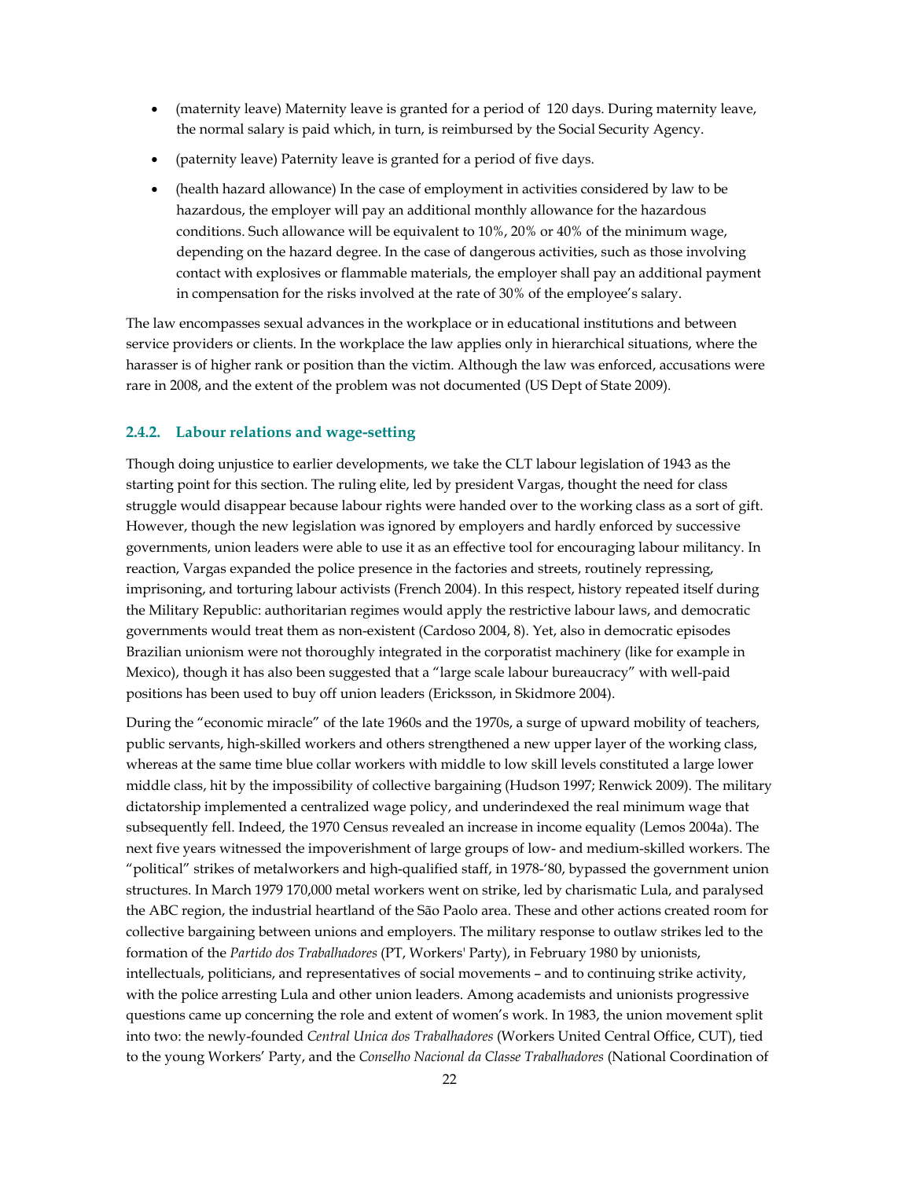- (maternity leave) Maternity leave is granted for a period of 120 days. During maternity leave, the normal salary is paid which, in turn, is reimbursed by the Social Security Agency.
- (paternity leave) Paternity leave is granted for a period of five days.
- (health hazard allowance) In the case of employment in activities considered by law to be hazardous, the employer will pay an additional monthly allowance for the hazardous conditions. Such allowance will be equivalent to 10%, 20% or 40% of the minimum wage, depending on the hazard degree. In the case of dangerous activities, such as those involving contact with explosives or flammable materials, the employer shall pay an additional payment in compensation for the risks involved at the rate of 30% of the employee's salary.

The law encompasses sexual advances in the workplace or in educational institutions and between service providers or clients. In the workplace the law applies only in hierarchical situations, where the harasser is of higher rank or position than the victim. Although the law was enforced, accusations were rare in 2008, and the extent of the problem was not documented (US Dept of State 2009).

### 2.4.2. Labour relations and wage-setting

Though doing unjustice to earlier developments, we take the CLT labour legislation of 1943 as the starting point for this section. The ruling elite, led by president Vargas, thought the need for class struggle would disappear because labour rights were handed over to the working class as a sort of gift. However, though the new legislation was ignored by employers and hardly enforced by successive governments, union leaders were able to use it as an effective tool for encouraging labour militancy. In reaction, Vargas expanded the police presence in the factories and streets, routinely repressing, imprisoning, and torturing labour activists (French 2004). In this respect, history repeated itself during the Military Republic: authoritarian regimes would apply the restrictive labour laws, and democratic governments would treat them as non-existent (Cardoso 2004, 8). Yet, also in democratic episodes Brazilian unionism were not thoroughly integrated in the corporatist machinery (like for example in Mexico), though it has also been suggested that a "large scale labour bureaucracy" with well-paid positions has been used to buy off union leaders (Ericksson, in Skidmore 2004).

During the "economic miracle" of the late 1960s and the 1970s, a surge of upward mobility of teachers, public servants, high-skilled workers and others strengthened a new upper layer of the working class, whereas at the same time blue collar workers with middle to low skill levels constituted a large lower middle class, hit by the impossibility of collective bargaining (Hudson 1997; Renwick 2009). The military dictatorship implemented a centralized wage policy, and underindexed the real minimum wage that subsequently fell. Indeed, the 1970 Census revealed an increase in income equality (Lemos 2004a). The next five years witnessed the impoverishment of large groups of low- and medium-skilled workers. The "political" strikes of metalworkers and high-qualified staff, in 1978-'80, bypassed the government union structures. In March 1979 170,000 metal workers went on strike, led by charismatic Lula, and paralysed the ABC region, the industrial heartland of the São Paolo area. These and other actions created room for collective bargaining between unions and employers. The military response to outlaw strikes led to the formation of the *Partido dos Trabalhadores* (PT, Workers' Party), in February 1980 by unionists, intellectuals, politicians, and representatives of social movements – and to continuing strike activity, with the police arresting Lula and other union leaders. Among academists and unionists progressive questions came up concerning the role and extent of women's work. In 1983, the union movement split into two: the newly-founded *Central Unica dos Trabalhadores* (Workers United Central Office, CUT), tied to the young Workers' Party, and the *Conselho Nacional da Classe Trabalhadores* (National Coordination of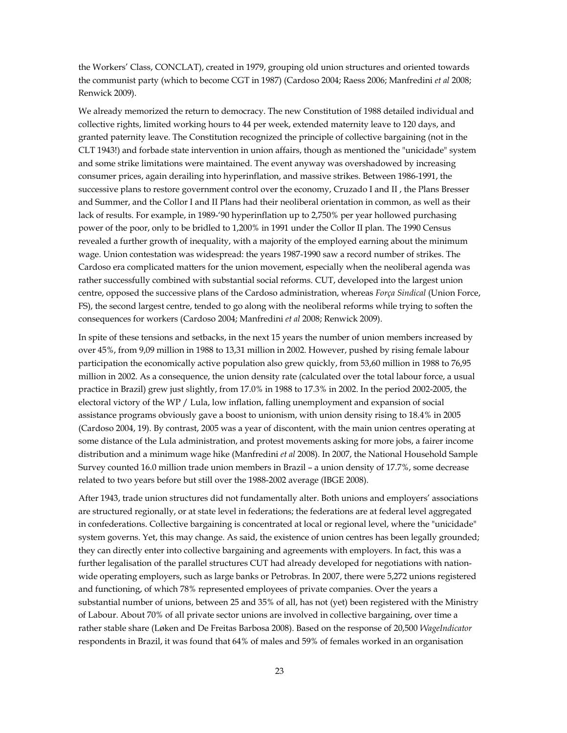the Workers' Class, CONCLAT), created in 1979, grouping old union structures and oriented towards the communist party (which to become CGT in 1987) (Cardoso 2004; Raess 2006; Manfredini *et al* 2008; Renwick 2009).

We already memorized the return to democracy. The new Constitution of 1988 detailed individual and collective rights, limited working hours to 44 per week, extended maternity leave to 120 days, and granted paternity leave. The Constitution recognized the principle of collective bargaining (not in the CLT 1943!) and forbade state intervention in union affairs, though as mentioned the "unicidade" system and some strike limitations were maintained. The event anyway was overshadowed by increasing consumer prices, again derailing into hyperinflation, and massive strikes. Between 1986-1991, the successive plans to restore government control over the economy, Cruzado I and II , the Plans Bresser and Summer, and the Collor I and II Plans had their neoliberal orientation in common, as well as their lack of results. For example, in 1989-'90 hyperinflation up to 2,750% per year hollowed purchasing power of the poor, only to be bridled to 1,200% in 1991 under the Collor II plan. The 1990 Census revealed a further growth of inequality, with a majority of the employed earning about the minimum wage. Union contestation was widespread: the years 1987-1990 saw a record number of strikes. The Cardoso era complicated matters for the union movement, especially when the neoliberal agenda was rather successfully combined with substantial social reforms. CUT, developed into the largest union centre, opposed the successive plans of the Cardoso administration, whereas *Força Sindical* (Union Force, FS), the second largest centre, tended to go along with the neoliberal reforms while trying to soften the consequences for workers (Cardoso 2004; Manfredini *et al* 2008; Renwick 2009).

In spite of these tensions and setbacks, in the next 15 years the number of union members increased by over 45%, from 9,09 million in 1988 to 13,31 million in 2002. However, pushed by rising female labour participation the economically active population also grew quickly, from 53,60 million in 1988 to 76,95 million in 2002. As a consequence, the union density rate (calculated over the total labour force, a usual practice in Brazil) grew just slightly, from 17.0% in 1988 to 17.3% in 2002. In the period 2002-2005, the electoral victory of the WP / Lula, low inflation, falling unemployment and expansion of social assistance programs obviously gave a boost to unionism, with union density rising to 18.4% in 2005 (Cardoso 2004, 19). By contrast, 2005 was a year of discontent, with the main union centres operating at some distance of the Lula administration, and protest movements asking for more jobs, a fairer income distribution and a minimum wage hike (Manfredini *et al* 2008). In 2007, the National Household Sample Survey counted 16.0 million trade union members in Brazil – a union density of 17.7%, some decrease related to two years before but still over the 1988-2002 average (IBGE 2008).

After 1943, trade union structures did not fundamentally alter. Both unions and employers' associations are structured regionally, or at state level in federations; the federations are at federal level aggregated in confederations. Collective bargaining is concentrated at local or regional level, where the "unicidade" system governs. Yet, this may change. As said, the existence of union centres has been legally grounded; they can directly enter into collective bargaining and agreements with employers. In fact, this was a further legalisation of the parallel structures CUT had already developed for negotiations with nation-wide operating employers, such as large banks or Petrobras. In 2007, there were 5,272 unions registered and functioning, of which 78% represented employees of private companies. Over the years a substantial number of unions, between 25 and 35% of all, has not (yet) been registered with the Ministry of Labour. About 70% of all private sector unions are involved in collective bargaining, over time a rather stable share (Løken and De Freitas Barbosa 2008). Based on the response of 20,500 *WageIndicator* respondents in Brazil, it was found that 64% of males and 59% of females worked in an organisation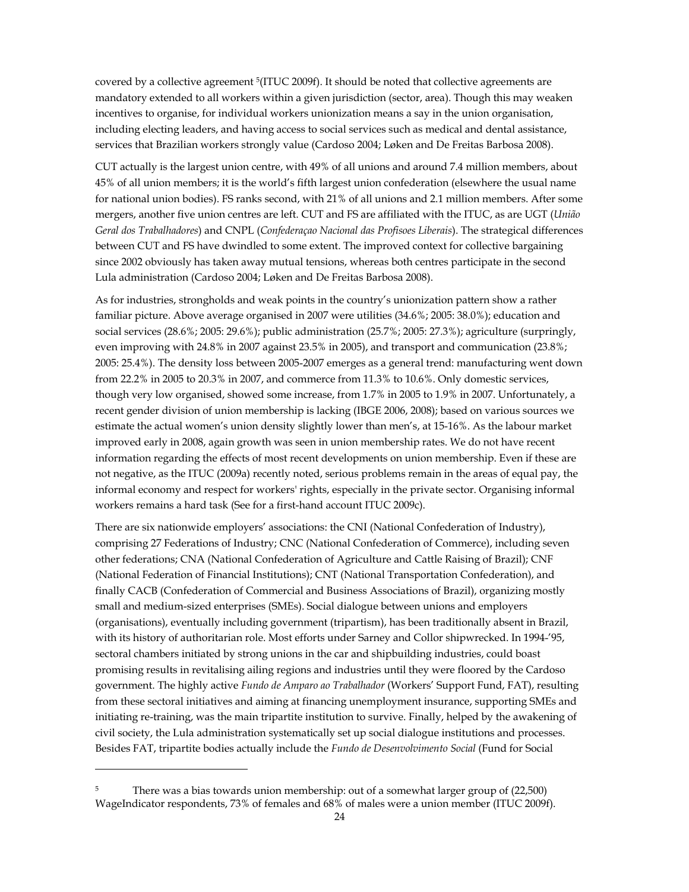covered by a collective agreement [5](ITUC 2009f). It should be noted that collective agreements are mandatory extended to all workers within a given jurisdiction (sector, area). Though this may weaken incentives to organise, for individual workers unionization means a say in the union organisation, including electing leaders, and having access to social services such as medical and dental assistance, services that Brazilian workers strongly value (Cardoso 2004; Løken and De Freitas Barbosa 2008).

CUT actually is the largest union centre, with 49% of all unions and around 7.4 million members, about 45% of all union members; it is the world's fifth largest union confederation (elsewhere the usual name for national union bodies). FS ranks second, with 21% of all unions and 2.1 million members. After some mergers, another five union centres are left. CUT and FS are affiliated with the ITUC, as are UGT (*União Geral dos Trabalhadores*) and CNPL (*Confederaçao Nacional das Profisoes Liberais*). The strategical differences between CUT and FS have dwindled to some extent. The improved context for collective bargaining since 2002 obviously has taken away mutual tensions, whereas both centres participate in the second Lula administration (Cardoso 2004; Løken and De Freitas Barbosa 2008).

As for industries, strongholds and weak points in the country's unionization pattern show a rather familiar picture. Above average organised in 2007 were utilities (34.6%; 2005: 38.0%); education and social services (28.6%; 2005: 29.6%); public administration (25.7%; 2005: 27.3%); agriculture (surpringly, even improving with 24.8% in 2007 against 23.5% in 2005), and transport and communication (23.8%; 2005: 25.4%). The density loss between 2005-2007 emerges as a general trend: manufacturing went down from 22.2% in 2005 to 20.3% in 2007, and commerce from 11.3% to 10.6%. Only domestic services, though very low organised, showed some increase, from 1.7% in 2005 to 1.9% in 2007. Unfortunately, a recent gender division of union membership is lacking (IBGE 2006, 2008); based on various sources we estimate the actual women's union density slightly lower than men's, at 15-16%. As the labour market improved early in 2008, again growth was seen in union membership rates. We do not have recent information regarding the effects of most recent developments on union membership. Even if these are not negative, as the ITUC (2009a) recently noted, serious problems remain in the areas of equal pay, the informal economy and respect for workers' rights, especially in the private sector. Organising informal workers remains a hard task (See for a first-hand account ITUC 2009c).

There are six nationwide employers' associations: the CNI (National Confederation of Industry), comprising 27 Federations of Industry; CNC (National Confederation of Commerce), including seven other federations; CNA (National Confederation of Agriculture and Cattle Raising of Brazil); CNF (National Federation of Financial Institutions); CNT (National Transportation Confederation), and finally CACB (Confederation of Commercial and Business Associations of Brazil), organizing mostly small and medium-sized enterprises (SMEs). Social dialogue between unions and employers (organisations), eventually including government (tripartism), has been traditionally absent in Brazil, with its history of authoritarian role. Most efforts under Sarney and Collor shipwrecked. In 1994-'95, sectoral chambers initiated by strong unions in the car and shipbuilding industries, could boast promising results in revitalising ailing regions and industries until they were floored by the Cardoso government. The highly active *Fundo de Amparo ao Trabalhador* (Workers' Support Fund, FAT), resulting from these sectoral initiatives and aiming at financing unemployment insurance, supporting SMEs and initiating re-training, was the main tripartite institution to survive. Finally, helped by the awakening of civil society, the Lula administration systematically set up social dialogue institutions and processes. Besides FAT, tripartite bodies actually include the *Fundo de Desenvolvimento Social* (Fund for Social

---

[5] There was a bias towards union membership: out of a somewhat larger group of (22,500) WageIndicator respondents, 73% of females and 68% of males were a union member (ITUC 2009f).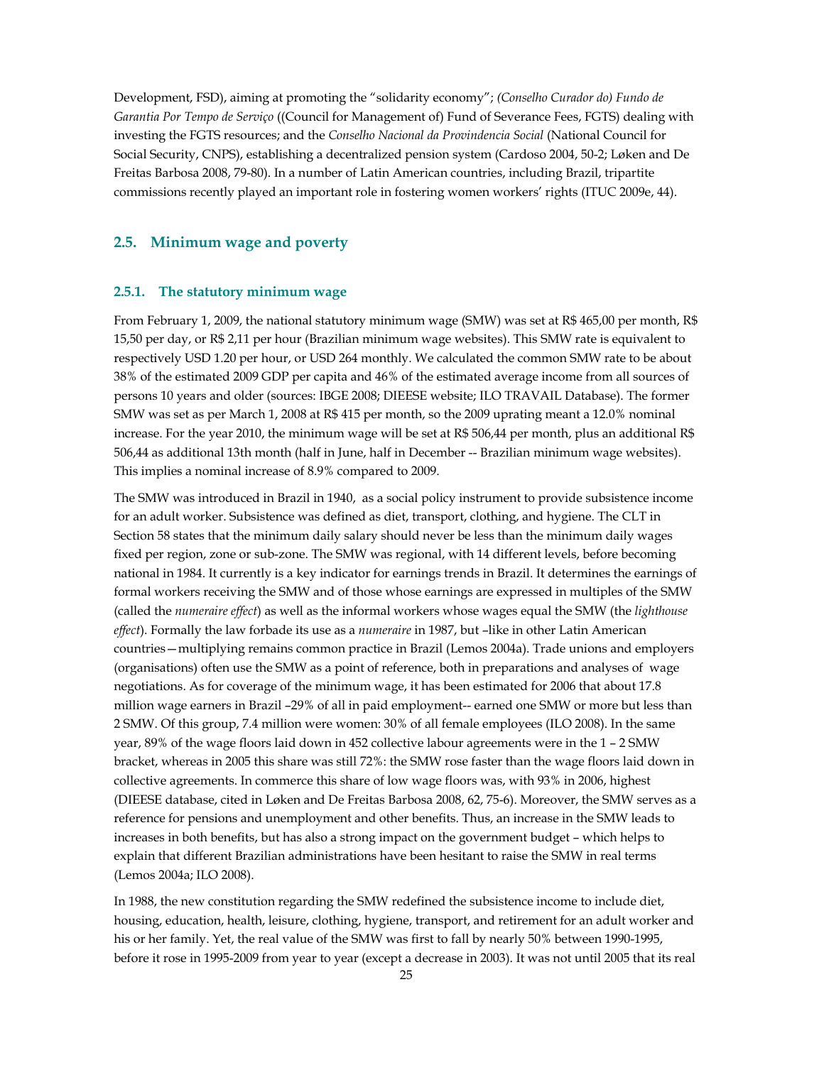Development, FSD), aiming at promoting the "solidarity economy"; *(Conselho Curador do) Fundo de Garantia Por Tempo de Serviço* ((Council for Management of) Fund of Severance Fees, FGTS) dealing with investing the FGTS resources; and the *Conselho Nacional da Providencia Social* (National Council for Social Security, CNPS), establishing a decentralized pension system (Cardoso 2004, 50-2; Løken and De Freitas Barbosa 2008, 79-80). In a number of Latin American countries, including Brazil, tripartite commissions recently played an important role in fostering women workers' rights (ITUC 2009e, 44).

## 2.5. Minimum wage and poverty

### 2.5.1. The statutory minimum wage

From February 1, 2009, the national statutory minimum wage (SMW) was set at R$ 465,00 per month, R$ 15,50 per day, or R$ 2,11 per hour (Brazilian minimum wage websites). This SMW rate is equivalent to respectively USD 1.20 per hour, or USD 264 monthly. We calculated the common SMW rate to be about 38% of the estimated 2009 GDP per capita and 46% of the estimated average income from all sources of persons 10 years and older (sources: IBGE 2008; DIEESE website; ILO TRAVAIL Database). The former SMW was set as per March 1, 2008 at R$ 415 per month, so the 2009 uprating meant a 12.0% nominal increase. For the year 2010, the minimum wage will be set at R$ 506,44 per month, plus an additional R$ 506,44 as additional 13th month (half in June, half in December -- Brazilian minimum wage websites). This implies a nominal increase of 8.9% compared to 2009.

The SMW was introduced in Brazil in 1940, as a social policy instrument to provide subsistence income for an adult worker. Subsistence was defined as diet, transport, clothing, and hygiene. The CLT in Section 58 states that the minimum daily salary should never be less than the minimum daily wages fixed per region, zone or sub-zone. The SMW was regional, with 14 different levels, before becoming national in 1984. It currently is a key indicator for earnings trends in Brazil. It determines the earnings of formal workers receiving the SMW and of those whose earnings are expressed in multiples of the SMW (called the *numeraire effect*) as well as the informal workers whose wages equal the SMW (the *lighthouse effect*). Formally the law forbade its use as a *numeraire* in 1987, but –like in other Latin American countries—multiplying remains common practice in Brazil (Lemos 2004a). Trade unions and employers (organisations) often use the SMW as a point of reference, both in preparations and analyses of wage negotiations. As for coverage of the minimum wage, it has been estimated for 2006 that about 17.8 million wage earners in Brazil –29% of all in paid employment-- earned one SMW or more but less than 2 SMW. Of this group, 7.4 million were women: 30% of all female employees (ILO 2008). In the same year, 89% of the wage floors laid down in 452 collective labour agreements were in the 1 – 2 SMW bracket, whereas in 2005 this share was still 72%: the SMW rose faster than the wage floors laid down in collective agreements. In commerce this share of low wage floors was, with 93% in 2006, highest (DIEESE database, cited in Løken and De Freitas Barbosa 2008, 62, 75-6). Moreover, the SMW serves as a reference for pensions and unemployment and other benefits. Thus, an increase in the SMW leads to increases in both benefits, but has also a strong impact on the government budget – which helps to explain that different Brazilian administrations have been hesitant to raise the SMW in real terms (Lemos 2004a; ILO 2008).

In 1988, the new constitution regarding the SMW redefined the subsistence income to include diet, housing, education, health, leisure, clothing, hygiene, transport, and retirement for an adult worker and his or her family. Yet, the real value of the SMW was first to fall by nearly 50% between 1990-1995, before it rose in 1995-2009 from year to year (except a decrease in 2003). It was not until 2005 that its real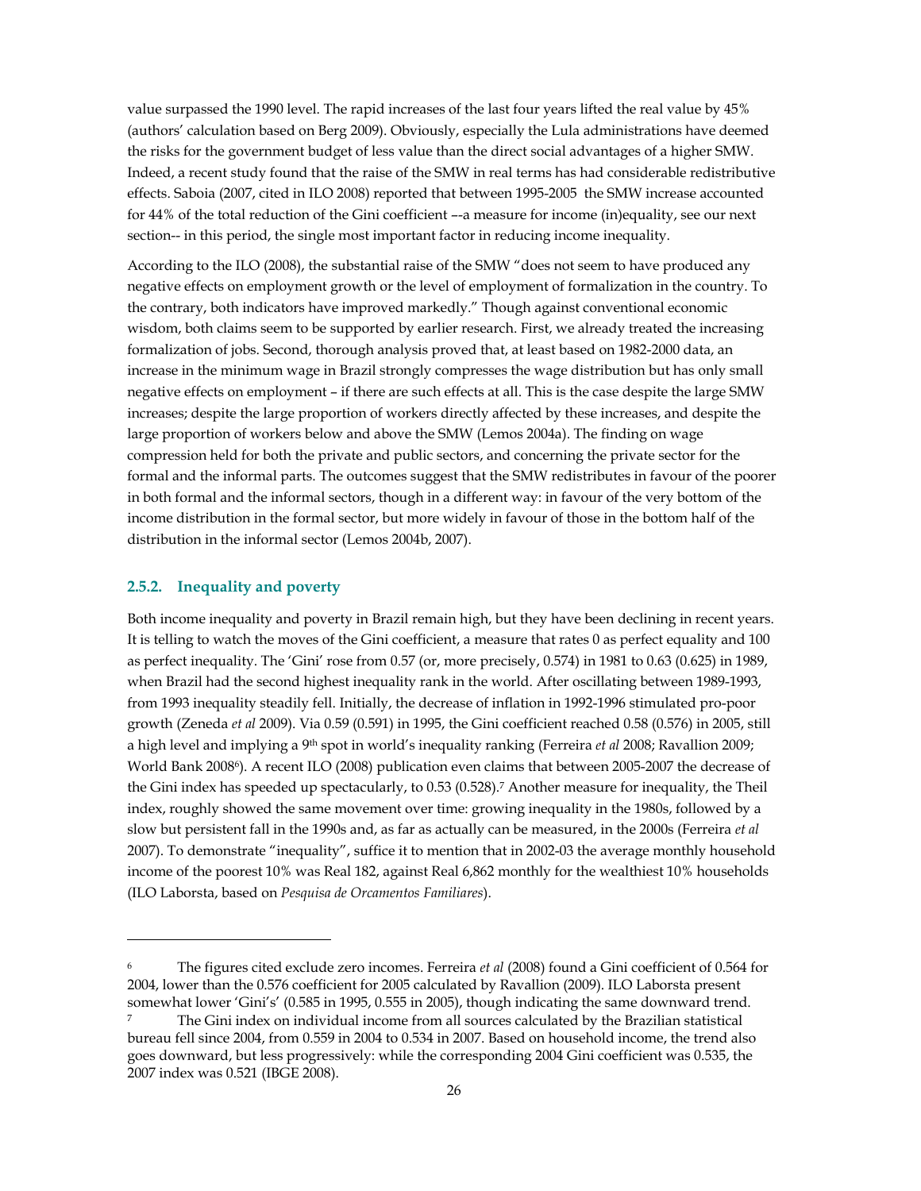value surpassed the 1990 level. The rapid increases of the last four years lifted the real value by 45% (authors' calculation based on Berg 2009). Obviously, especially the Lula administrations have deemed the risks for the government budget of less value than the direct social advantages of a higher SMW. Indeed, a recent study found that the raise of the SMW in real terms has had considerable redistributive effects. Saboia (2007, cited in ILO 2008) reported that between 1995-2005 the SMW increase accounted for 44% of the total reduction of the Gini coefficient –-a measure for income (in)equality, see our next section-- in this period, the single most important factor in reducing income inequality.

According to the ILO (2008), the substantial raise of the SMW "does not seem to have produced any negative effects on employment growth or the level of employment of formalization in the country. To the contrary, both indicators have improved markedly." Though against conventional economic wisdom, both claims seem to be supported by earlier research. First, we already treated the increasing formalization of jobs. Second, thorough analysis proved that, at least based on 1982-2000 data, an increase in the minimum wage in Brazil strongly compresses the wage distribution but has only small negative effects on employment – if there are such effects at all. This is the case despite the large SMW increases; despite the large proportion of workers directly affected by these increases, and despite the large proportion of workers below and above the SMW (Lemos 2004a). The finding on wage compression held for both the private and public sectors, and concerning the private sector for the formal and the informal parts. The outcomes suggest that the SMW redistributes in favour of the poorer in both formal and the informal sectors, though in a different way: in favour of the very bottom of the income distribution in the formal sector, but more widely in favour of those in the bottom half of the distribution in the informal sector (Lemos 2004b, 2007).

### 2.5.2. Inequality and poverty

Both income inequality and poverty in Brazil remain high, but they have been declining in recent years. It is telling to watch the moves of the Gini coefficient, a measure that rates 0 as perfect equality and 100 as perfect inequality. The 'Gini' rose from 0.57 (or, more precisely, 0.574) in 1981 to 0.63 (0.625) in 1989, when Brazil had the second highest inequality rank in the world. After oscillating between 1989-1993, from 1993 inequality steadily fell. Initially, the decrease of inflation in 1992-1996 stimulated pro-poor growth (Zeneda *et al* 2009). Via 0.59 (0.591) in 1995, the Gini coefficient reached 0.58 (0.576) in 2005, still a high level and implying a 9th spot in world's inequality ranking (Ferreira *et al* 2008; Ravallion 2009; World Bank 2008[6]). A recent ILO (2008) publication even claims that between 2005-2007 the decrease of the Gini index has speeded up spectacularly, to 0.53 (0.528).[7] Another measure for inequality, the Theil index, roughly showed the same movement over time: growing inequality in the 1980s, followed by a slow but persistent fall in the 1990s and, as far as actually can be measured, in the 2000s (Ferreira *et al* 2007). To demonstrate "inequality", suffice it to mention that in 2002-03 the average monthly household income of the poorest 10% was Real 182, against Real 6,862 monthly for the wealthiest 10% households (ILO Laborsta, based on *Pesquisa de Orcamentos Familiares*).

---

[6] The figures cited exclude zero incomes. Ferreira *et al* (2008) found a Gini coefficient of 0.564 for 2004, lower than the 0.576 coefficient for 2005 calculated by Ravallion (2009). ILO Laborsta present somewhat lower 'Gini's' (0.585 in 1995, 0.555 in 2005), though indicating the same downward trend.

[7] The Gini index on individual income from all sources calculated by the Brazilian statistical bureau fell since 2004, from 0.559 in 2004 to 0.534 in 2007. Based on household income, the trend also goes downward, but less progressively: while the corresponding 2004 Gini coefficient was 0.535, the 2007 index was 0.521 (IBGE 2008).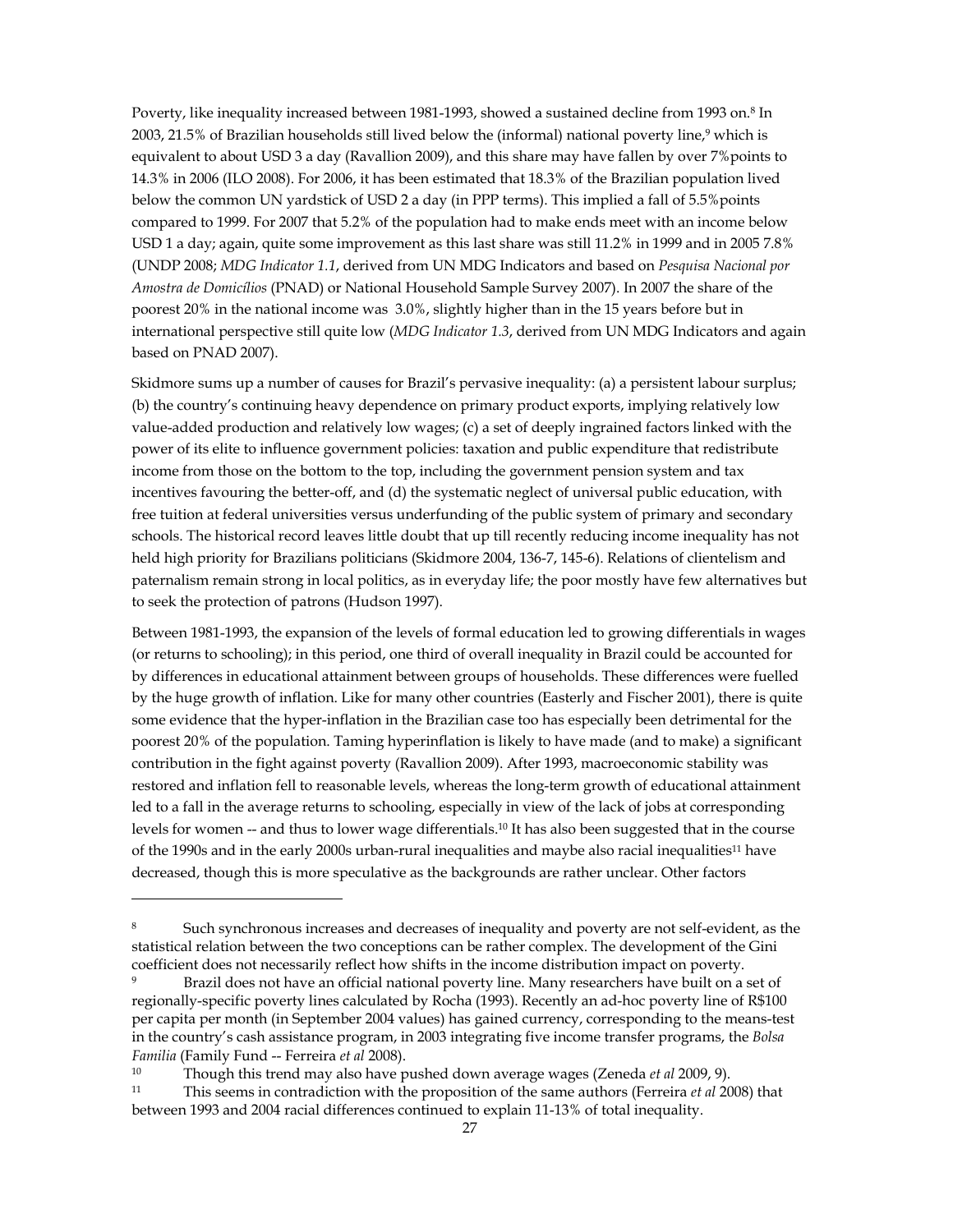Poverty, like inequality increased between 1981-1993, showed a sustained decline from 1993 on.[8] In 2003, 21.5% of Brazilian households still lived below the (informal) national poverty line,[9] which is equivalent to about USD 3 a day (Ravallion 2009), and this share may have fallen by over 7%points to 14.3% in 2006 (ILO 2008). For 2006, it has been estimated that 18.3% of the Brazilian population lived below the common UN yardstick of USD 2 a day (in PPP terms). This implied a fall of 5.5%points compared to 1999. For 2007 that 5.2% of the population had to make ends meet with an income below USD 1 a day; again, quite some improvement as this last share was still 11.2% in 1999 and in 2005 7.8% (UNDP 2008; *MDG Indicator 1.1*, derived from UN MDG Indicators and based on *Pesquisa Nacional por Amostra de Domicílios* (PNAD) or National Household Sample Survey 2007). In 2007 the share of the poorest 20% in the national income was 3.0%, slightly higher than in the 15 years before but in international perspective still quite low (*MDG Indicator 1.3*, derived from UN MDG Indicators and again based on PNAD 2007).

Skidmore sums up a number of causes for Brazil's pervasive inequality: (a) a persistent labour surplus; (b) the country's continuing heavy dependence on primary product exports, implying relatively low value-added production and relatively low wages; (c) a set of deeply ingrained factors linked with the power of its elite to influence government policies: taxation and public expenditure that redistribute income from those on the bottom to the top, including the government pension system and tax incentives favouring the better-off, and (d) the systematic neglect of universal public education, with free tuition at federal universities versus underfunding of the public system of primary and secondary schools. The historical record leaves little doubt that up till recently reducing income inequality has not held high priority for Brazilians politicians (Skidmore 2004, 136-7, 145-6). Relations of clientelism and paternalism remain strong in local politics, as in everyday life; the poor mostly have few alternatives but to seek the protection of patrons (Hudson 1997).

Between 1981-1993, the expansion of the levels of formal education led to growing differentials in wages (or returns to schooling); in this period, one third of overall inequality in Brazil could be accounted for by differences in educational attainment between groups of households. These differences were fuelled by the huge growth of inflation. Like for many other countries (Easterly and Fischer 2001), there is quite some evidence that the hyper-inflation in the Brazilian case too has especially been detrimental for the poorest 20% of the population. Taming hyperinflation is likely to have made (and to make) a significant contribution in the fight against poverty (Ravallion 2009). After 1993, macroeconomic stability was restored and inflation fell to reasonable levels, whereas the long-term growth of educational attainment led to a fall in the average returns to schooling, especially in view of the lack of jobs at corresponding levels for women -- and thus to lower wage differentials.[10] It has also been suggested that in the course of the 1990s and in the early 2000s urban-rural inequalities and maybe also racial inequalities[11] have decreased, though this is more speculative as the backgrounds are rather unclear. Other factors

---

[8] Such synchronous increases and decreases of inequality and poverty are not self-evident, as the statistical relation between the two conceptions can be rather complex. The development of the Gini coefficient does not necessarily reflect how shifts in the income distribution impact on poverty.

[9] Brazil does not have an official national poverty line. Many researchers have built on a set of regionally-specific poverty lines calculated by Rocha (1993). Recently an ad-hoc poverty line of R$100 per capita per month (in September 2004 values) has gained currency, corresponding to the means-test in the country's cash assistance program, in 2003 integrating five income transfer programs, the *Bolsa Familia* (Family Fund -- Ferreira *et al* 2008).

[10] Though this trend may also have pushed down average wages (Zeneda *et al* 2009, 9).

[11] This seems in contradiction with the proposition of the same authors (Ferreira *et al* 2008) that between 1993 and 2004 racial differences continued to explain 11-13% of total inequality.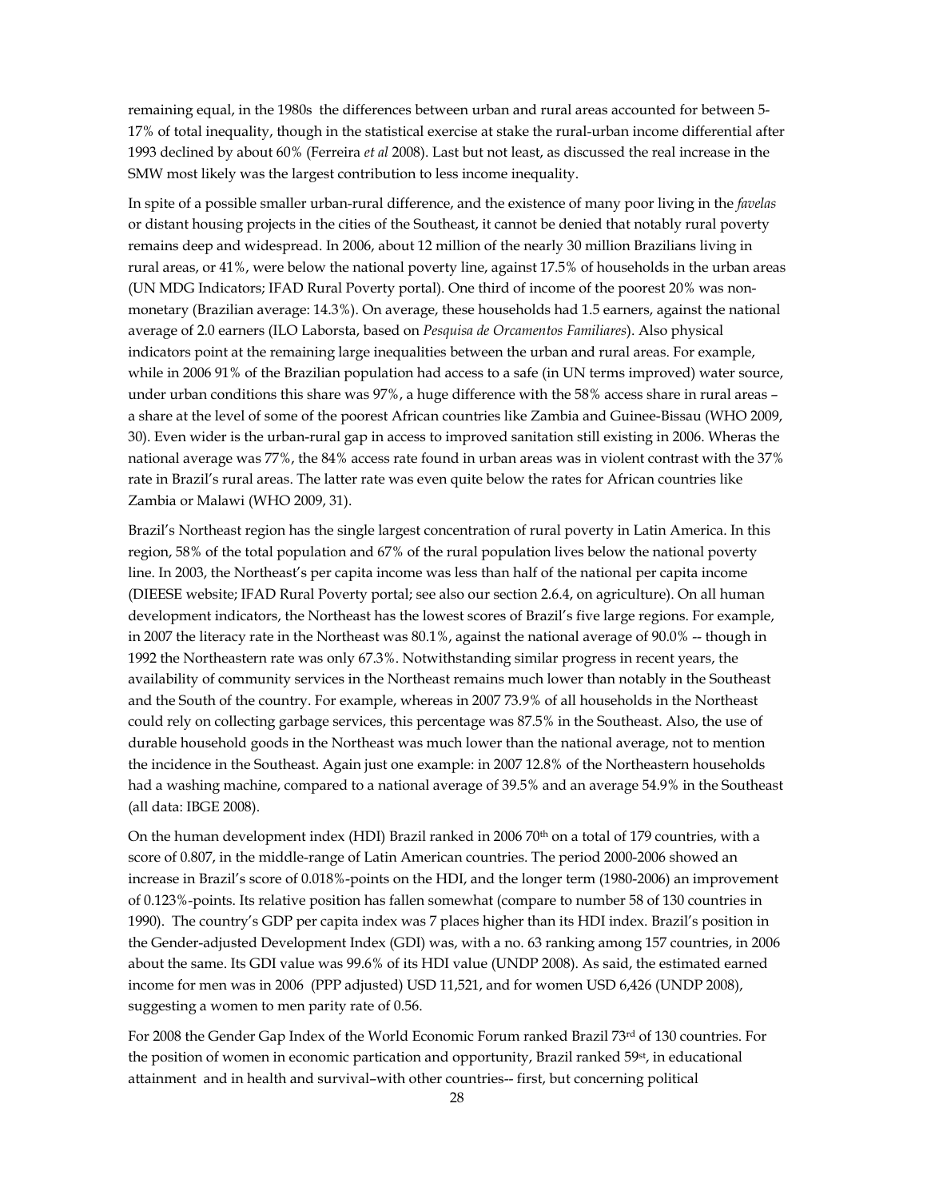remaining equal, in the 1980s the differences between urban and rural areas accounted for between 5-17% of total inequality, though in the statistical exercise at stake the rural-urban income differential after 1993 declined by about 60% (Ferreira *et al* 2008). Last but not least, as discussed the real increase in the SMW most likely was the largest contribution to less income inequality.

In spite of a possible smaller urban-rural difference, and the existence of many poor living in the *favelas* or distant housing projects in the cities of the Southeast, it cannot be denied that notably rural poverty remains deep and widespread. In 2006, about 12 million of the nearly 30 million Brazilians living in rural areas, or 41%, were below the national poverty line, against 17.5% of households in the urban areas (UN MDG Indicators; IFAD Rural Poverty portal). One third of income of the poorest 20% was non-monetary (Brazilian average: 14.3%). On average, these households had 1.5 earners, against the national average of 2.0 earners (ILO Laborsta, based on *Pesquisa de Orcamentos Familiares*). Also physical indicators point at the remaining large inequalities between the urban and rural areas. For example, while in 2006 91% of the Brazilian population had access to a safe (in UN terms improved) water source, under urban conditions this share was 97%, a huge difference with the 58% access share in rural areas – a share at the level of some of the poorest African countries like Zambia and Guinee-Bissau (WHO 2009, 30). Even wider is the urban-rural gap in access to improved sanitation still existing in 2006. Wheras the national average was 77%, the 84% access rate found in urban areas was in violent contrast with the 37% rate in Brazil's rural areas. The latter rate was even quite below the rates for African countries like Zambia or Malawi (WHO 2009, 31).

Brazil's Northeast region has the single largest concentration of rural poverty in Latin America. In this region, 58% of the total population and 67% of the rural population lives below the national poverty line. In 2003, the Northeast's per capita income was less than half of the national per capita income (DIEESE website; IFAD Rural Poverty portal; see also our section 2.6.4, on agriculture). On all human development indicators, the Northeast has the lowest scores of Brazil's five large regions. For example, in 2007 the literacy rate in the Northeast was 80.1%, against the national average of 90.0% -- though in 1992 the Northeastern rate was only 67.3%. Notwithstanding similar progress in recent years, the availability of community services in the Northeast remains much lower than notably in the Southeast and the South of the country. For example, whereas in 2007 73.9% of all households in the Northeast could rely on collecting garbage services, this percentage was 87.5% in the Southeast. Also, the use of durable household goods in the Northeast was much lower than the national average, not to mention the incidence in the Southeast. Again just one example: in 2007 12.8% of the Northeastern households had a washing machine, compared to a national average of 39.5% and an average 54.9% in the Southeast (all data: IBGE 2008).

On the human development index (HDI) Brazil ranked in 2006 70th on a total of 179 countries, with a score of 0.807, in the middle-range of Latin American countries. The period 2000-2006 showed an increase in Brazil's score of 0.018%-points on the HDI, and the longer term (1980-2006) an improvement of 0.123%-points. Its relative position has fallen somewhat (compare to number 58 of 130 countries in 1990). The country's GDP per capita index was 7 places higher than its HDI index. Brazil's position in the Gender-adjusted Development Index (GDI) was, with a no. 63 ranking among 157 countries, in 2006 about the same. Its GDI value was 99.6% of its HDI value (UNDP 2008). As said, the estimated earned income for men was in 2006 (PPP adjusted) USD 11,521, and for women USD 6,426 (UNDP 2008), suggesting a women to men parity rate of 0.56.

For 2008 the Gender Gap Index of the World Economic Forum ranked Brazil 73rd of 130 countries. For the position of women in economic partication and opportunity, Brazil ranked 59st, in educational attainment and in health and survival–with other countries-- first, but concerning political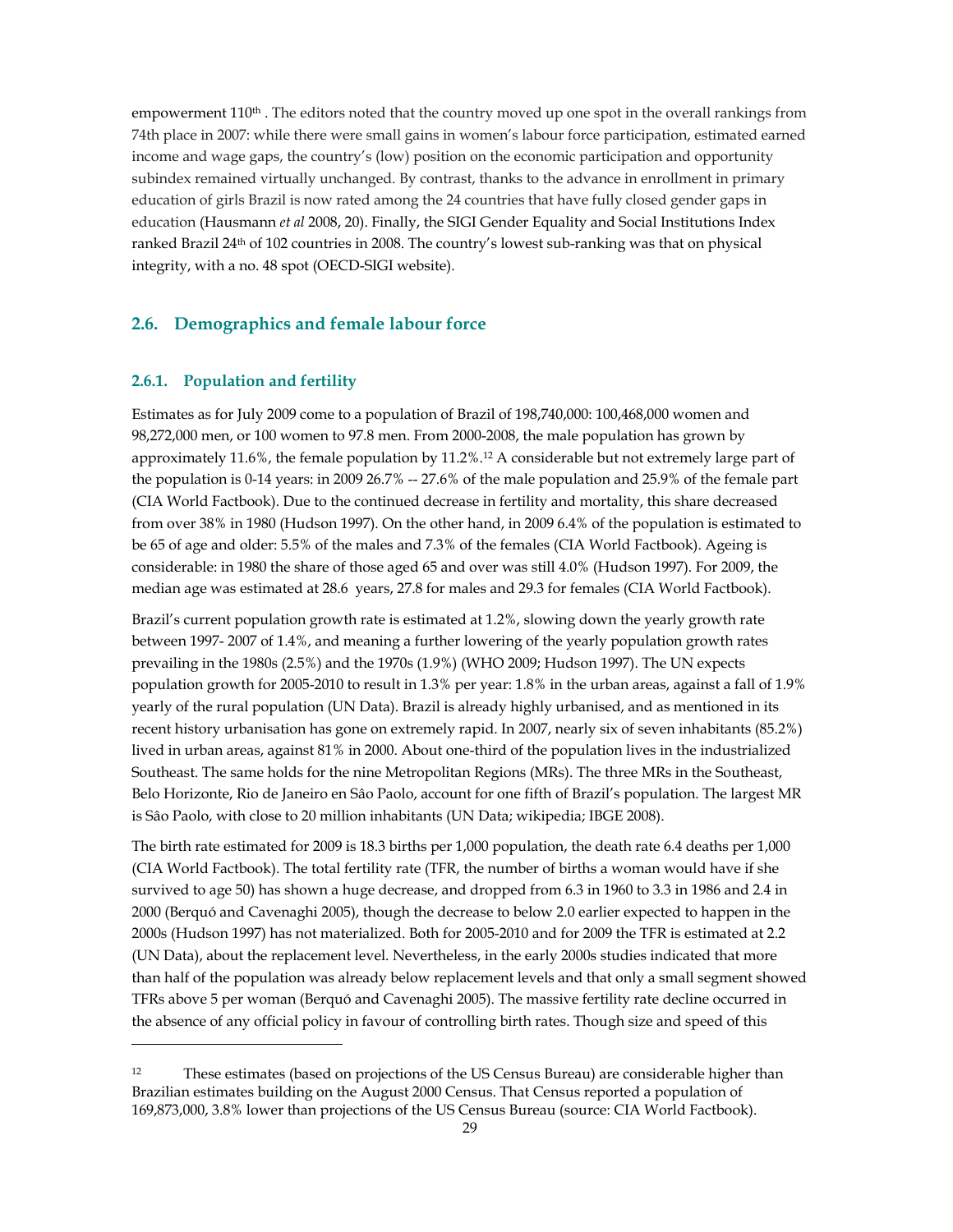empowerment 110th . The editors noted that the country moved up one spot in the overall rankings from 74th place in 2007: while there were small gains in women's labour force participation, estimated earned income and wage gaps, the country's (low) position on the economic participation and opportunity subindex remained virtually unchanged. By contrast, thanks to the advance in enrollment in primary education of girls Brazil is now rated among the 24 countries that have fully closed gender gaps in education (Hausmann *et al* 2008, 20). Finally, the SIGI Gender Equality and Social Institutions Index ranked Brazil 24th of 102 countries in 2008. The country's lowest sub-ranking was that on physical integrity, with a no. 48 spot (OECD-SIGI website).

## 2.6. Demographics and female labour force

### 2.6.1. Population and fertility

Estimates as for July 2009 come to a population of Brazil of 198,740,000: 100,468,000 women and 98,272,000 men, or 100 women to 97.8 men. From 2000-2008, the male population has grown by approximately 11.6%, the female population by 11.2%.[12] A considerable but not extremely large part of the population is 0-14 years: in 2009 26.7% -- 27.6% of the male population and 25.9% of the female part (CIA World Factbook). Due to the continued decrease in fertility and mortality, this share decreased from over 38% in 1980 (Hudson 1997). On the other hand, in 2009 6.4% of the population is estimated to be 65 of age and older: 5.5% of the males and 7.3% of the females (CIA World Factbook). Ageing is considerable: in 1980 the share of those aged 65 and over was still 4.0% (Hudson 1997). For 2009, the median age was estimated at 28.6 years, 27.8 for males and 29.3 for females (CIA World Factbook).

Brazil's current population growth rate is estimated at 1.2%, slowing down the yearly growth rate between 1997- 2007 of 1.4%, and meaning a further lowering of the yearly population growth rates prevailing in the 1980s (2.5%) and the 1970s (1.9%) (WHO 2009; Hudson 1997). The UN expects population growth for 2005-2010 to result in 1.3% per year: 1.8% in the urban areas, against a fall of 1.9% yearly of the rural population (UN Data). Brazil is already highly urbanised, and as mentioned in its recent history urbanisation has gone on extremely rapid. In 2007, nearly six of seven inhabitants (85.2%) lived in urban areas, against 81% in 2000. About one-third of the population lives in the industrialized Southeast. The same holds for the nine Metropolitan Regions (MRs). The three MRs in the Southeast, Belo Horizonte, Rio de Janeiro en Sâo Paolo, account for one fifth of Brazil's population. The largest MR is Sâo Paolo, with close to 20 million inhabitants (UN Data; wikipedia; IBGE 2008).

The birth rate estimated for 2009 is 18.3 births per 1,000 population, the death rate 6.4 deaths per 1,000 (CIA World Factbook). The total fertility rate (TFR, the number of births a woman would have if she survived to age 50) has shown a huge decrease, and dropped from 6.3 in 1960 to 3.3 in 1986 and 2.4 in 2000 (Berquó and Cavenaghi 2005), though the decrease to below 2.0 earlier expected to happen in the 2000s (Hudson 1997) has not materialized. Both for 2005-2010 and for 2009 the TFR is estimated at 2.2 (UN Data), about the replacement level. Nevertheless, in the early 2000s studies indicated that more than half of the population was already below replacement levels and that only a small segment showed TFRs above 5 per woman (Berquó and Cavenaghi 2005). The massive fertility rate decline occurred in the absence of any official policy in favour of controlling birth rates. Though size and speed of this

---

[12] These estimates (based on projections of the US Census Bureau) are considerable higher than Brazilian estimates building on the August 2000 Census. That Census reported a population of 169,873,000, 3.8% lower than projections of the US Census Bureau (source: CIA World Factbook).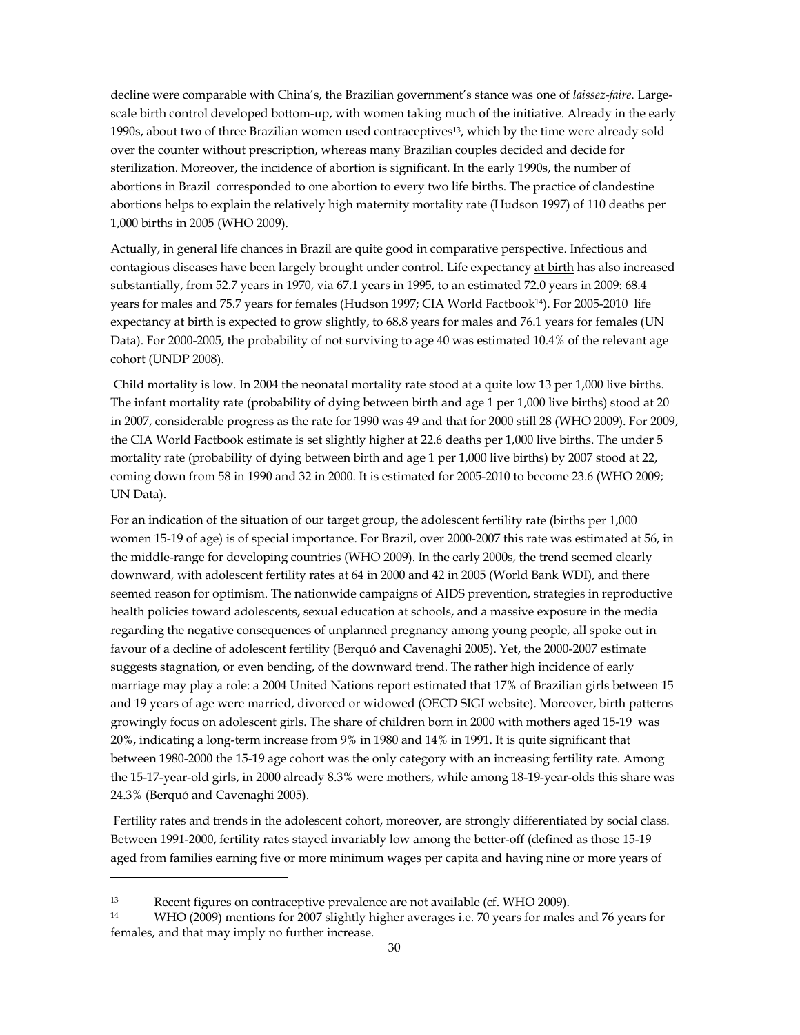decline were comparable with China's, the Brazilian government's stance was one of *laissez-faire*. Large-scale birth control developed bottom-up, with women taking much of the initiative. Already in the early 1990s, about two of three Brazilian women used contraceptives[13], which by the time were already sold over the counter without prescription, whereas many Brazilian couples decided and decide for sterilization. Moreover, the incidence of abortion is significant. In the early 1990s, the number of abortions in Brazil corresponded to one abortion to every two life births. The practice of clandestine abortions helps to explain the relatively high maternity mortality rate (Hudson 1997) of 110 deaths per 1,000 births in 2005 (WHO 2009).

Actually, in general life chances in Brazil are quite good in comparative perspective. Infectious and contagious diseases have been largely brought under control. Life expectancy at birth has also increased substantially, from 52.7 years in 1970, via 67.1 years in 1995, to an estimated 72.0 years in 2009: 68.4 years for males and 75.7 years for females (Hudson 1997; CIA World Factbook[14]). For 2005-2010 life expectancy at birth is expected to grow slightly, to 68.8 years for males and 76.1 years for females (UN Data). For 2000-2005, the probability of not surviving to age 40 was estimated 10.4% of the relevant age cohort (UNDP 2008).

Child mortality is low. In 2004 the neonatal mortality rate stood at a quite low 13 per 1,000 live births. The infant mortality rate (probability of dying between birth and age 1 per 1,000 live births) stood at 20 in 2007, considerable progress as the rate for 1990 was 49 and that for 2000 still 28 (WHO 2009). For 2009, the CIA World Factbook estimate is set slightly higher at 22.6 deaths per 1,000 live births. The under 5 mortality rate (probability of dying between birth and age 1 per 1,000 live births) by 2007 stood at 22, coming down from 58 in 1990 and 32 in 2000. It is estimated for 2005-2010 to become 23.6 (WHO 2009; UN Data).

For an indication of the situation of our target group, the adolescent fertility rate (births per 1,000 women 15-19 of age) is of special importance. For Brazil, over 2000-2007 this rate was estimated at 56, in the middle-range for developing countries (WHO 2009). In the early 2000s, the trend seemed clearly downward, with adolescent fertility rates at 64 in 2000 and 42 in 2005 (World Bank WDI), and there seemed reason for optimism. The nationwide campaigns of AIDS prevention, strategies in reproductive health policies toward adolescents, sexual education at schools, and a massive exposure in the media regarding the negative consequences of unplanned pregnancy among young people, all spoke out in favour of a decline of adolescent fertility (Berquó and Cavenaghi 2005). Yet, the 2000-2007 estimate suggests stagnation, or even bending, of the downward trend. The rather high incidence of early marriage may play a role: a 2004 United Nations report estimated that 17% of Brazilian girls between 15 and 19 years of age were married, divorced or widowed (OECD SIGI website). Moreover, birth patterns growingly focus on adolescent girls. The share of children born in 2000 with mothers aged 15-19 was 20%, indicating a long-term increase from 9% in 1980 and 14% in 1991. It is quite significant that between 1980-2000 the 15-19 age cohort was the only category with an increasing fertility rate. Among the 15-17-year-old girls, in 2000 already 8.3% were mothers, while among 18-19-year-olds this share was 24.3% (Berquó and Cavenaghi 2005).

Fertility rates and trends in the adolescent cohort, moreover, are strongly differentiated by social class. Between 1991-2000, fertility rates stayed invariably low among the better-off (defined as those 15-19 aged from families earning five or more minimum wages per capita and having nine or more years of

---

[13] Recent figures on contraceptive prevalence are not available (cf. WHO 2009).

[14] WHO (2009) mentions for 2007 slightly higher averages i.e. 70 years for males and 76 years for females, and that may imply no further increase.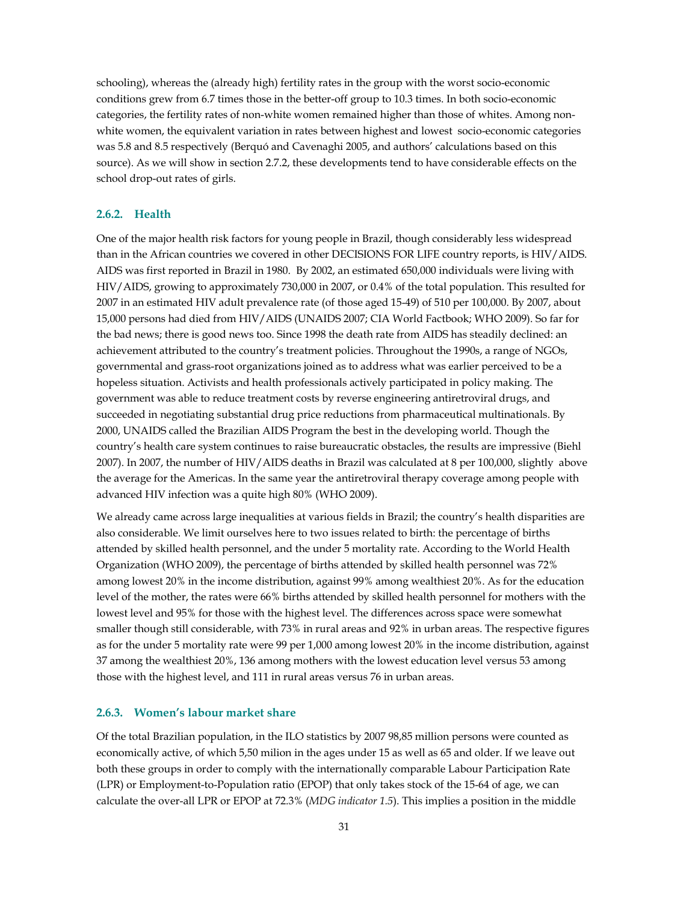schooling), whereas the (already high) fertility rates in the group with the worst socio-economic conditions grew from 6.7 times those in the better-off group to 10.3 times. In both socio-economic categories, the fertility rates of non-white women remained higher than those of whites. Among non-white women, the equivalent variation in rates between highest and lowest socio-economic categories was 5.8 and 8.5 respectively (Berquó and Cavenaghi 2005, and authors' calculations based on this source). As we will show in section 2.7.2, these developments tend to have considerable effects on the school drop-out rates of girls.

### 2.6.2. Health

One of the major health risk factors for young people in Brazil, though considerably less widespread than in the African countries we covered in other DECISIONS FOR LIFE country reports, is HIV/AIDS. AIDS was first reported in Brazil in 1980. By 2002, an estimated 650,000 individuals were living with HIV/AIDS, growing to approximately 730,000 in 2007, or 0.4% of the total population. This resulted for 2007 in an estimated HIV adult prevalence rate (of those aged 15-49) of 510 per 100,000. By 2007, about 15,000 persons had died from HIV/AIDS (UNAIDS 2007; CIA World Factbook; WHO 2009). So far for the bad news; there is good news too. Since 1998 the death rate from AIDS has steadily declined: an achievement attributed to the country's treatment policies. Throughout the 1990s, a range of NGOs, governmental and grass-root organizations joined as to address what was earlier perceived to be a hopeless situation. Activists and health professionals actively participated in policy making. The government was able to reduce treatment costs by reverse engineering antiretroviral drugs, and succeeded in negotiating substantial drug price reductions from pharmaceutical multinationals. By 2000, UNAIDS called the Brazilian AIDS Program the best in the developing world. Though the country's health care system continues to raise bureaucratic obstacles, the results are impressive (Biehl 2007). In 2007, the number of HIV/AIDS deaths in Brazil was calculated at 8 per 100,000, slightly above the average for the Americas. In the same year the antiretroviral therapy coverage among people with advanced HIV infection was a quite high 80% (WHO 2009).

We already came across large inequalities at various fields in Brazil; the country's health disparities are also considerable. We limit ourselves here to two issues related to birth: the percentage of births attended by skilled health personnel, and the under 5 mortality rate. According to the World Health Organization (WHO 2009), the percentage of births attended by skilled health personnel was 72% among lowest 20% in the income distribution, against 99% among wealthiest 20%. As for the education level of the mother, the rates were 66% births attended by skilled health personnel for mothers with the lowest level and 95% for those with the highest level. The differences across space were somewhat smaller though still considerable, with 73% in rural areas and 92% in urban areas. The respective figures as for the under 5 mortality rate were 99 per 1,000 among lowest 20% in the income distribution, against 37 among the wealthiest 20%, 136 among mothers with the lowest education level versus 53 among those with the highest level, and 111 in rural areas versus 76 in urban areas.

### 2.6.3. Women's labour market share

Of the total Brazilian population, in the ILO statistics by 2007 98,85 million persons were counted as economically active, of which 5,50 milion in the ages under 15 as well as 65 and older. If we leave out both these groups in order to comply with the internationally comparable Labour Participation Rate (LPR) or Employment-to-Population ratio (EPOP) that only takes stock of the 15-64 of age, we can calculate the over-all LPR or EPOP at 72.3% (*MDG indicator 1.5*). This implies a position in the middle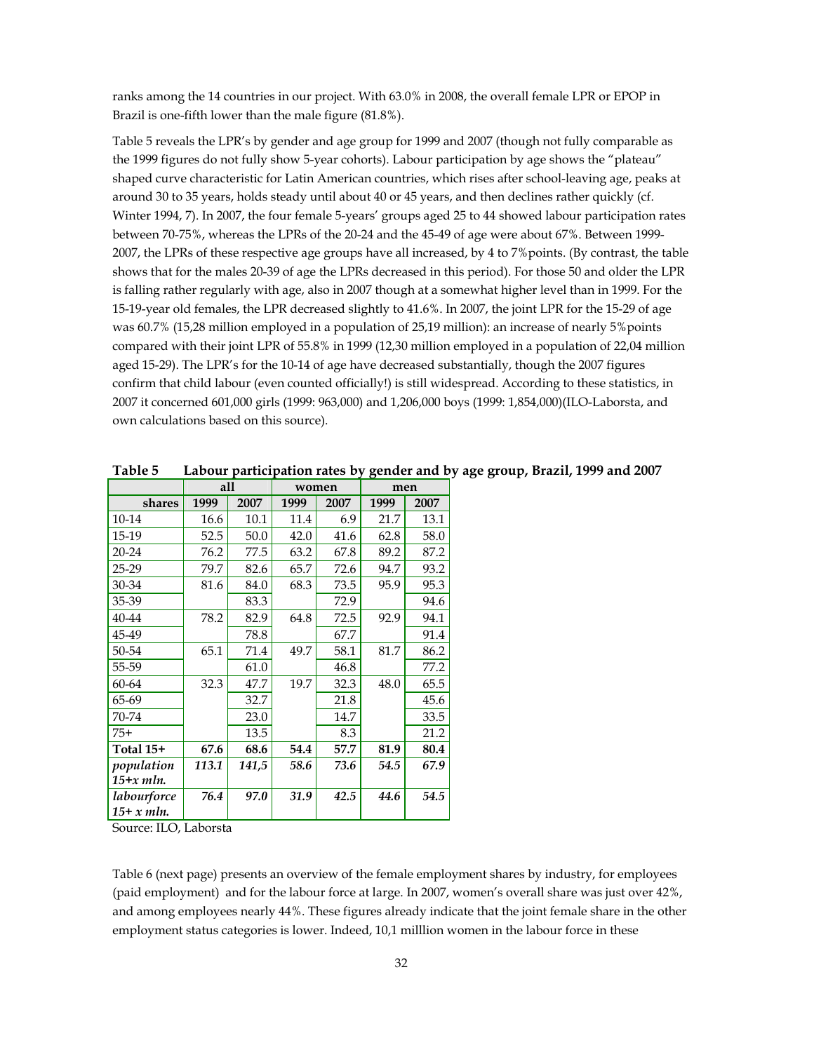ranks among the 14 countries in our project. With 63.0% in 2008, the overall female LPR or EPOP in Brazil is one-fifth lower than the male figure (81.8%).

Table 5 reveals the LPR's by gender and age group for 1999 and 2007 (though not fully comparable as the 1999 figures do not fully show 5-year cohorts). Labour participation by age shows the "plateau" shaped curve characteristic for Latin American countries, which rises after school-leaving age, peaks at around 30 to 35 years, holds steady until about 40 or 45 years, and then declines rather quickly (cf. Winter 1994, 7). In 2007, the four female 5-years' groups aged 25 to 44 showed labour participation rates between 70-75%, whereas the LPRs of the 20-24 and the 45-49 of age were about 67%. Between 1999-2007, the LPRs of these respective age groups have all increased, by 4 to 7%points. (By contrast, the table shows that for the males 20-39 of age the LPRs decreased in this period). For those 50 and older the LPR is falling rather regularly with age, also in 2007 though at a somewhat higher level than in 1999. For the 15-19-year old females, the LPR decreased slightly to 41.6%. In 2007, the joint LPR for the 15-29 of age was 60.7% (15,28 million employed in a population of 25,19 million): an increase of nearly 5%points compared with their joint LPR of 55.8% in 1999 (12,30 million employed in a population of 22,04 million aged 15-29). The LPR's for the 10-14 of age have decreased substantially, though the 2007 figures confirm that child labour (even counted officially!) is still widespread. According to these statistics, in 2007 it concerned 601,000 girls (1999: 963,000) and 1,206,000 boys (1999: 1,854,000)(ILO-Laborsta, and own calculations based on this source).

**Table 5 Labour participation rates by gender and by age group, Brazil, 1999 and 2007**

| | all | | women | | men | |
|---|---|---|---|---|---|---|
| **shares** | **1999** | **2007** | **1999** | **2007** | **1999** | **2007** |
| 10-14 | 16.6 | 10.1 | 11.4 | 6.9 | 21.7 | 13.1 |
| 15-19 | 52.5 | 50.0 | 42.0 | 41.6 | 62.8 | 58.0 |
| 20-24 | 76.2 | 77.5 | 63.2 | 67.8 | 89.2 | 87.2 |
| 25-29 | 79.7 | 82.6 | 65.7 | 72.6 | 94.7 | 93.2 |
| 30-34 | 81.6 | 84.0 | 68.3 | 73.5 | 95.9 | 95.3 |
| 35-39 | | 83.3 | | 72.9 | | 94.6 |
| 40-44 | 78.2 | 82.9 | 64.8 | 72.5 | 92.9 | 94.1 |
| 45-49 | | 78.8 | | 67.7 | | 91.4 |
| 50-54 | 65.1 | 71.4 | 49.7 | 58.1 | 81.7 | 86.2 |
| 55-59 | | 61.0 | | 46.8 | | 77.2 |
| 60-64 | 32.3 | 47.7 | 19.7 | 32.3 | 48.0 | 65.5 |
| 65-69 | | 32.7 | | 21.8 | | 45.6 |
| 70-74 | | 23.0 | | 14.7 | | 33.5 |
| 75+ | | 13.5 | | 8.3 | | 21.2 |
| **Total 15+** | **67.6** | **68.6** | **54.4** | **57.7** | **81.9** | **80.4** |
| ***population 15+x mln.*** | ***113.1*** | ***141,5*** | ***58.6*** | ***73.6*** | ***54.5*** | ***67.9*** |
| ***labourforce 15+ x mln.*** | ***76.4*** | ***97.0*** | ***31.9*** | ***42.5*** | ***44.6*** | ***54.5*** |

Source: ILO, Laborsta

Table 6 (next page) presents an overview of the female employment shares by industry, for employees (paid employment) and for the labour force at large. In 2007, women's overall share was just over 42%, and among employees nearly 44%. These figures already indicate that the joint female share in the other employment status categories is lower. Indeed, 10,1 milllion women in the labour force in these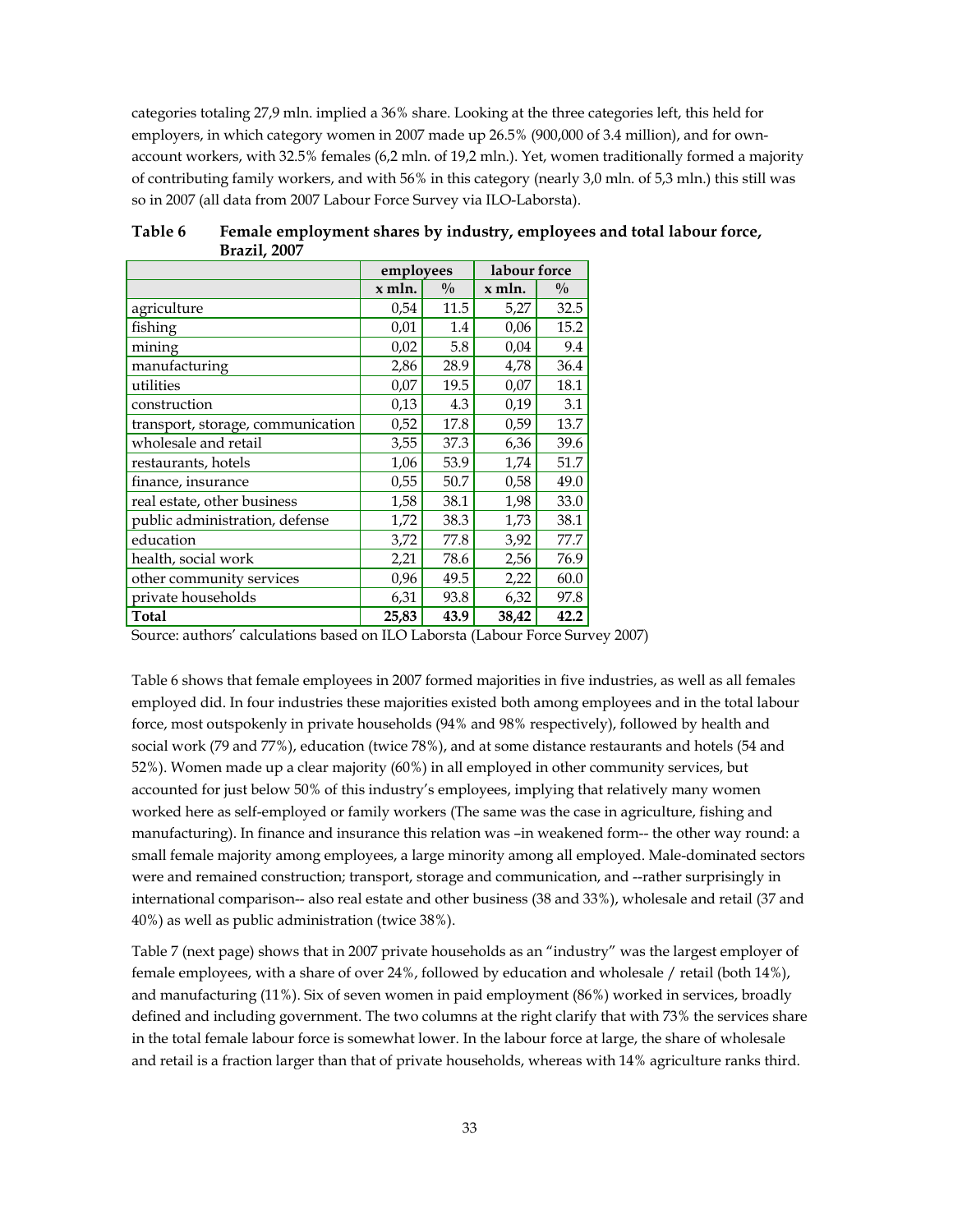categories totaling 27,9 mln. implied a 36% share. Looking at the three categories left, this held for employers, in which category women in 2007 made up 26.5% (900,000 of 3.4 million), and for own-account workers, with 32.5% females (6,2 mln. of 19,2 mln.). Yet, women traditionally formed a majority of contributing family workers, and with 56% in this category (nearly 3,0 mln. of 5,3 mln.) this still was so in 2007 (all data from 2007 Labour Force Survey via ILO-Laborsta).

**Table 6 Female employment shares by industry, employees and total labour force, Brazil, 2007**

| | employees | | labour force | |
|---|---|---|---|---|
| | x mln. | % | x mln. | % |
| agriculture | 0,54 | 11.5 | 5,27 | 32.5 |
| fishing | 0,01 | 1.4 | 0,06 | 15.2 |
| mining | 0,02 | 5.8 | 0,04 | 9.4 |
| manufacturing | 2,86 | 28.9 | 4,78 | 36.4 |
| utilities | 0,07 | 19.5 | 0,07 | 18.1 |
| construction | 0,13 | 4.3 | 0,19 | 3.1 |
| transport, storage, communication | 0,52 | 17.8 | 0,59 | 13.7 |
| wholesale and retail | 3,55 | 37.3 | 6,36 | 39.6 |
| restaurants, hotels | 1,06 | 53.9 | 1,74 | 51.7 |
| finance, insurance | 0,55 | 50.7 | 0,58 | 49.0 |
| real estate, other business | 1,58 | 38.1 | 1,98 | 33.0 |
| public administration, defense | 1,72 | 38.3 | 1,73 | 38.1 |
| education | 3,72 | 77.8 | 3,92 | 77.7 |
| health, social work | 2,21 | 78.6 | 2,56 | 76.9 |
| other community services | 0,96 | 49.5 | 2,22 | 60.0 |
| private households | 6,31 | 93.8 | 6,32 | 97.8 |
| **Total** | **25,83** | **43.9** | **38,42** | **42.2** |

Source: authors' calculations based on ILO Laborsta (Labour Force Survey 2007)

Table 6 shows that female employees in 2007 formed majorities in five industries, as well as all females employed did. In four industries these majorities existed both among employees and in the total labour force, most outspokenly in private households (94% and 98% respectively), followed by health and social work (79 and 77%), education (twice 78%), and at some distance restaurants and hotels (54 and 52%). Women made up a clear majority (60%) in all employed in other community services, but accounted for just below 50% of this industry's employees, implying that relatively many women worked here as self-employed or family workers (The same was the case in agriculture, fishing and manufacturing). In finance and insurance this relation was –in weakened form-- the other way round: a small female majority among employees, a large minority among all employed. Male-dominated sectors were and remained construction; transport, storage and communication, and --rather surprisingly in international comparison-- also real estate and other business (38 and 33%), wholesale and retail (37 and 40%) as well as public administration (twice 38%).

Table 7 (next page) shows that in 2007 private households as an "industry" was the largest employer of female employees, with a share of over 24%, followed by education and wholesale / retail (both 14%), and manufacturing (11%). Six of seven women in paid employment (86%) worked in services, broadly defined and including government. The two columns at the right clarify that with 73% the services share in the total female labour force is somewhat lower. In the labour force at large, the share of wholesale and retail is a fraction larger than that of private households, whereas with 14% agriculture ranks third.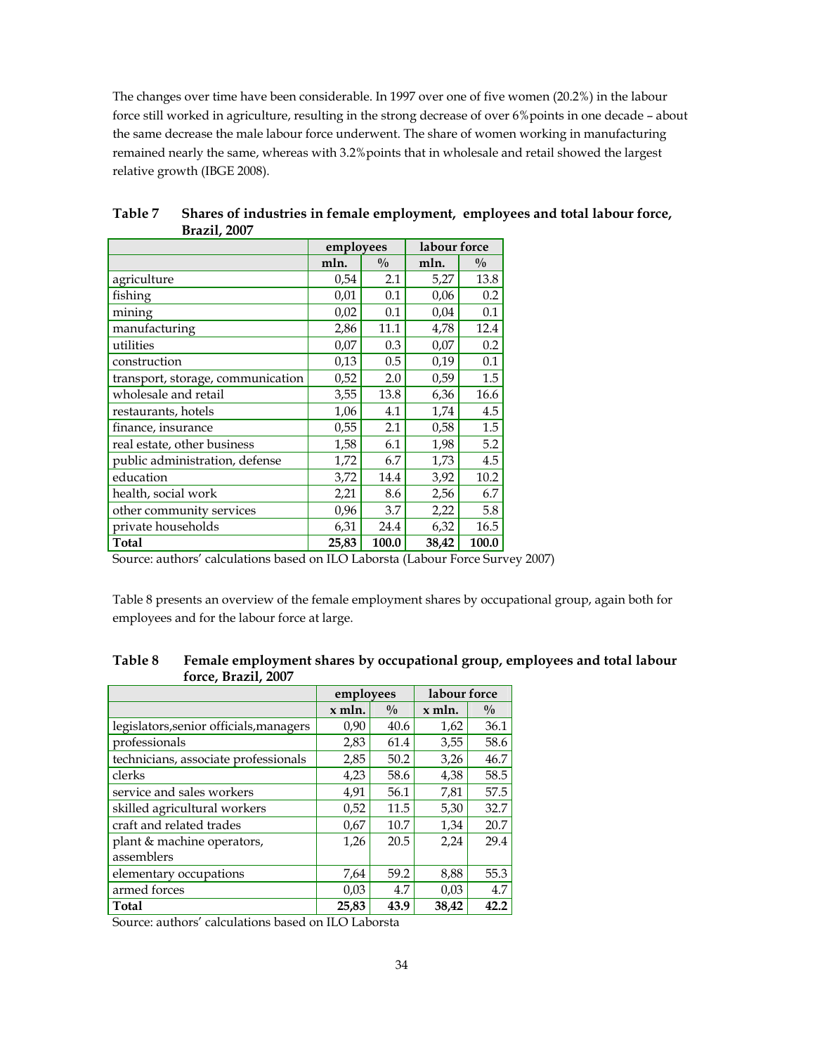The changes over time have been considerable. In 1997 over one of five women (20.2%) in the labour force still worked in agriculture, resulting in the strong decrease of over 6%points in one decade – about the same decrease the male labour force underwent. The share of women working in manufacturing remained nearly the same, whereas with 3.2%points that in wholesale and retail showed the largest relative growth (IBGE 2008).

**Table 7 Shares of industries in female employment, employees and total labour force, Brazil, 2007**

| | employees | | labour force | |
|---|---|---|---|---|
| | mln. | % | mln. | % |
| agriculture | 0,54 | 2.1 | 5,27 | 13.8 |
| fishing | 0,01 | 0.1 | 0,06 | 0.2 |
| mining | 0,02 | 0.1 | 0,04 | 0.1 |
| manufacturing | 2,86 | 11.1 | 4,78 | 12.4 |
| utilities | 0,07 | 0.3 | 0,07 | 0.2 |
| construction | 0,13 | 0.5 | 0,19 | 0.1 |
| transport, storage, communication | 0,52 | 2.0 | 0,59 | 1.5 |
| wholesale and retail | 3,55 | 13.8 | 6,36 | 16.6 |
| restaurants, hotels | 1,06 | 4.1 | 1,74 | 4.5 |
| finance, insurance | 0,55 | 2.1 | 0,58 | 1.5 |
| real estate, other business | 1,58 | 6.1 | 1,98 | 5.2 |
| public administration, defense | 1,72 | 6.7 | 1,73 | 4.5 |
| education | 3,72 | 14.4 | 3,92 | 10.2 |
| health, social work | 2,21 | 8.6 | 2,56 | 6.7 |
| other community services | 0,96 | 3.7 | 2,22 | 5.8 |
| private households | 6,31 | 24.4 | 6,32 | 16.5 |
| **Total** | **25,83** | **100.0** | **38,42** | **100.0** |

Source: authors' calculations based on ILO Laborsta (Labour Force Survey 2007)

Table 8 presents an overview of the female employment shares by occupational group, again both for employees and for the labour force at large.

**Table 8 Female employment shares by occupational group, employees and total labour force, Brazil, 2007**

| | employees | | labour force | |
|---|---|---|---|---|
| | x mln. | % | x mln. | % |
| legislators,senior officials,managers | 0,90 | 40.6 | 1,62 | 36.1 |
| professionals | 2,83 | 61.4 | 3,55 | 58.6 |
| technicians, associate professionals | 2,85 | 50.2 | 3,26 | 46.7 |
| clerks | 4,23 | 58.6 | 4,38 | 58.5 |
| service and sales workers | 4,91 | 56.1 | 7,81 | 57.5 |
| skilled agricultural workers | 0,52 | 11.5 | 5,30 | 32.7 |
| craft and related trades | 0,67 | 10.7 | 1,34 | 20.7 |
| plant & machine operators, assemblers | 1,26 | 20.5 | 2,24 | 29.4 |
| elementary occupations | 7,64 | 59.2 | 8,88 | 55.3 |
| armed forces | 0,03 | 4.7 | 0,03 | 4.7 |
| **Total** | **25,83** | **43.9** | **38,42** | **42.2** |

Source: authors' calculations based on ILO Laborsta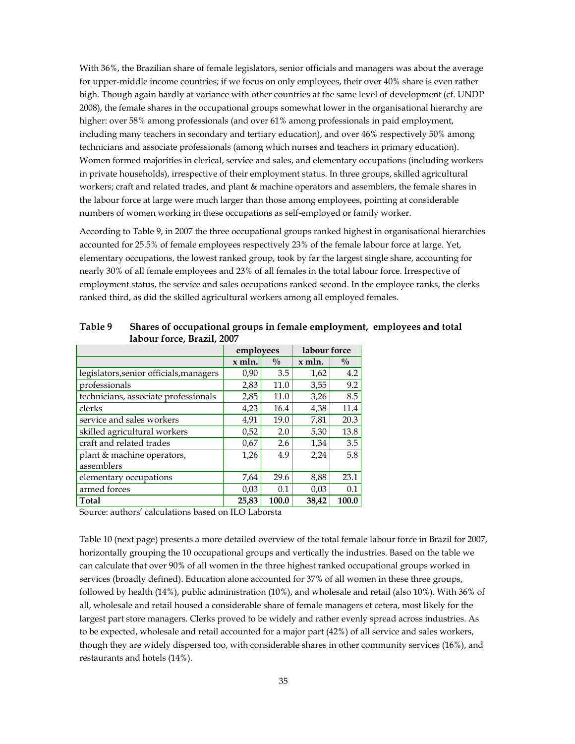With 36%, the Brazilian share of female legislators, senior officials and managers was about the average for upper-middle income countries; if we focus on only employees, their over 40% share is even rather high. Though again hardly at variance with other countries at the same level of development (cf. UNDP 2008), the female shares in the occupational groups somewhat lower in the organisational hierarchy are higher: over 58% among professionals (and over 61% among professionals in paid employment, including many teachers in secondary and tertiary education), and over 46% respectively 50% among technicians and associate professionals (among which nurses and teachers in primary education). Women formed majorities in clerical, service and sales, and elementary occupations (including workers in private households), irrespective of their employment status. In three groups, skilled agricultural workers; craft and related trades, and plant & machine operators and assemblers, the female shares in the labour force at large were much larger than those among employees, pointing at considerable numbers of women working in these occupations as self-employed or family worker.

According to Table 9, in 2007 the three occupational groups ranked highest in organisational hierarchies accounted for 25.5% of female employees respectively 23% of the female labour force at large. Yet, elementary occupations, the lowest ranked group, took by far the largest single share, accounting for nearly 30% of all female employees and 23% of all females in the total labour force. Irrespective of employment status, the service and sales occupations ranked second. In the employee ranks, the clerks ranked third, as did the skilled agricultural workers among all employed females.

**Table 9 Shares of occupational groups in female employment, employees and total labour force, Brazil, 2007**

| | employees | | labour force | |
|---|---|---|---|---|
| | x mln. | % | x mln. | % |
| legislators,senior officials,managers | 0,90 | 3.5 | 1,62 | 4.2 |
| professionals | 2,83 | 11.0 | 3,55 | 9.2 |
| technicians, associate professionals | 2,85 | 11.0 | 3,26 | 8.5 |
| clerks | 4,23 | 16.4 | 4,38 | 11.4 |
| service and sales workers | 4,91 | 19.0 | 7,81 | 20.3 |
| skilled agricultural workers | 0,52 | 2.0 | 5,30 | 13.8 |
| craft and related trades | 0,67 | 2.6 | 1,34 | 3.5 |
| plant & machine operators, assemblers | 1,26 | 4.9 | 2,24 | 5.8 |
| elementary occupations | 7,64 | 29.6 | 8,88 | 23.1 |
| armed forces | 0,03 | 0.1 | 0,03 | 0.1 |
| **Total** | **25,83** | **100.0** | **38,42** | **100.0** |

Source: authors' calculations based on ILO Laborsta

Table 10 (next page) presents a more detailed overview of the total female labour force in Brazil for 2007, horizontally grouping the 10 occupational groups and vertically the industries. Based on the table we can calculate that over 90% of all women in the three highest ranked occupational groups worked in services (broadly defined). Education alone accounted for 37% of all women in these three groups, followed by health (14%), public administration (10%), and wholesale and retail (also 10%). With 36% of all, wholesale and retail housed a considerable share of female managers et cetera, most likely for the largest part store managers. Clerks proved to be widely and rather evenly spread across industries. As to be expected, wholesale and retail accounted for a major part (42%) of all service and sales workers, though they are widely dispersed too, with considerable shares in other community services (16%), and restaurants and hotels (14%).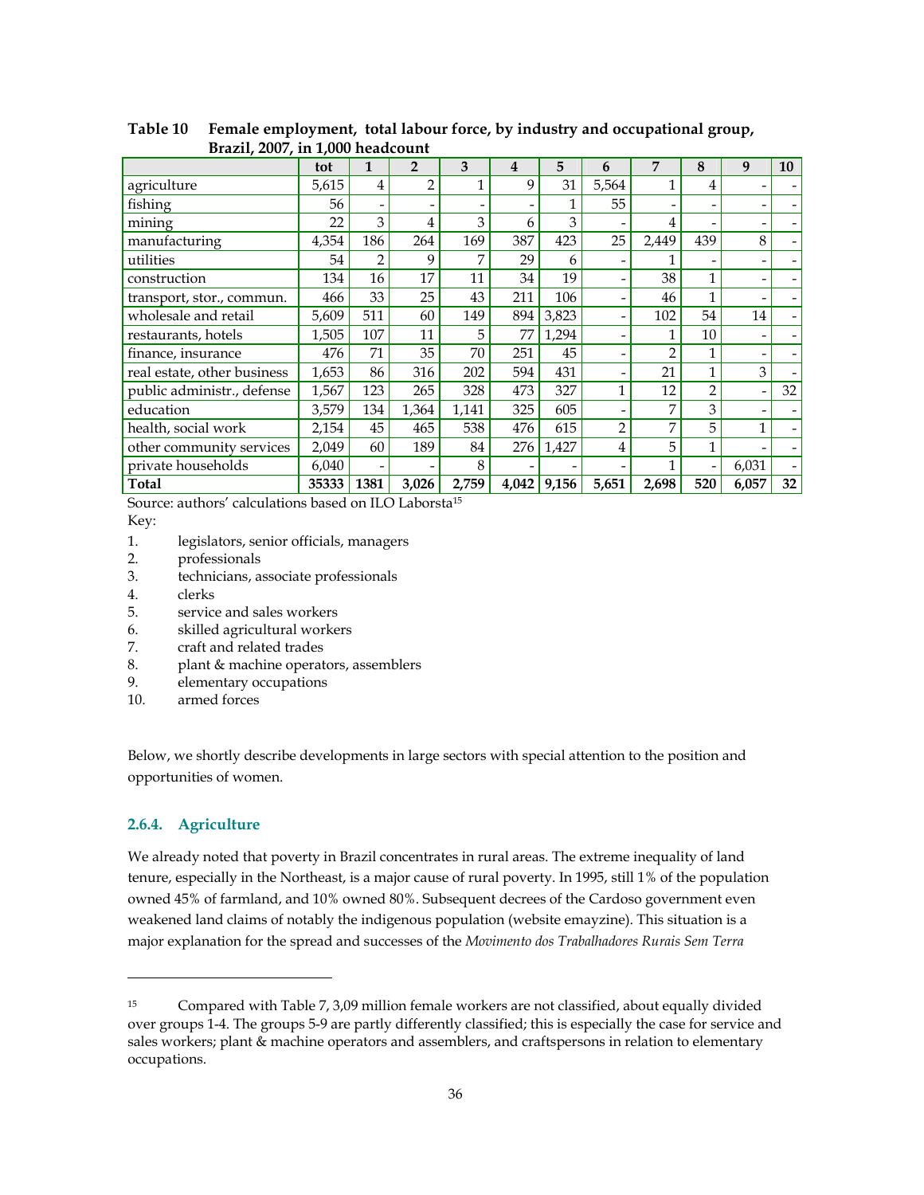**Table 10 Female employment, total labour force, by industry and occupational group, Brazil, 2007, in 1,000 headcount**

| | tot | 1 | 2 | 3 | 4 | 5 | 6 | 7 | 8 | 9 | 10 |
|---|---|---|---|---|---|---|---|---|---|---|---|
| agriculture | 5,615 | 4 | 2 | 1 | 9 | 31 | 5,564 | 1 | 4 | - | - |
| fishing | 56 | - | - | - | - | 1 | 55 | - | - | - | - |
| mining | 22 | 3 | 4 | 3 | 6 | 3 | - | 4 | - | - | - |
| manufacturing | 4,354 | 186 | 264 | 169 | 387 | 423 | 25 | 2,449 | 439 | 8 | - |
| utilities | 54 | 2 | 9 | 7 | 29 | 6 | - | 1 | - | - | - |
| construction | 134 | 16 | 17 | 11 | 34 | 19 | - | 38 | 1 | - | - |
| transport, stor., commun. | 466 | 33 | 25 | 43 | 211 | 106 | - | 46 | 1 | - | - |
| wholesale and retail | 5,609 | 511 | 60 | 149 | 894 | 3,823 | - | 102 | 54 | 14 | - |
| restaurants, hotels | 1,505 | 107 | 11 | 5 | 77 | 1,294 | - | 1 | 10 | - | - |
| finance, insurance | 476 | 71 | 35 | 70 | 251 | 45 | - | 2 | 1 | - | - |
| real estate, other business | 1,653 | 86 | 316 | 202 | 594 | 431 | - | 21 | 1 | 3 | - |
| public administr., defense | 1,567 | 123 | 265 | 328 | 473 | 327 | 1 | 12 | 2 | - | 32 |
| education | 3,579 | 134 | 1,364 | 1,141 | 325 | 605 | - | 7 | 3 | - | - |
| health, social work | 2,154 | 45 | 465 | 538 | 476 | 615 | 2 | 7 | 5 | 1 | - |
| other community services | 2,049 | 60 | 189 | 84 | 276 | 1,427 | 4 | 5 | 1 | - | - |
| private households | 6,040 | - | - | 8 | - | - | - | 1 | - | 6,031 | - |
| **Total** | **35333** | **1381** | **3,026** | **2,759** | **4,042** | **9,156** | **5,651** | **2,698** | **520** | **6,057** | **32** |

Source: authors' calculations based on ILO Laborsta[15]

Key:

1. legislators, senior officials, managers
2. professionals
3. technicians, associate professionals
4. clerks
5. service and sales workers
6. skilled agricultural workers
7. craft and related trades
8. plant & machine operators, assemblers
9. elementary occupations
10. armed forces

Below, we shortly describe developments in large sectors with special attention to the position and opportunities of women.

### 2.6.4. Agriculture

We already noted that poverty in Brazil concentrates in rural areas. The extreme inequality of land tenure, especially in the Northeast, is a major cause of rural poverty. In 1995, still 1% of the population owned 45% of farmland, and 10% owned 80%. Subsequent decrees of the Cardoso government even weakened land claims of notably the indigenous population (website emayzine). This situation is a major explanation for the spread and successes of the *Movimento dos Trabalhadores Rurais Sem Terra*

---

[15] Compared with Table 7, 3,09 million female workers are not classified, about equally divided over groups 1-4. The groups 5-9 are partly differently classified; this is especially the case for service and sales workers; plant & machine operators and assemblers, and craftspersons in relation to elementary occupations.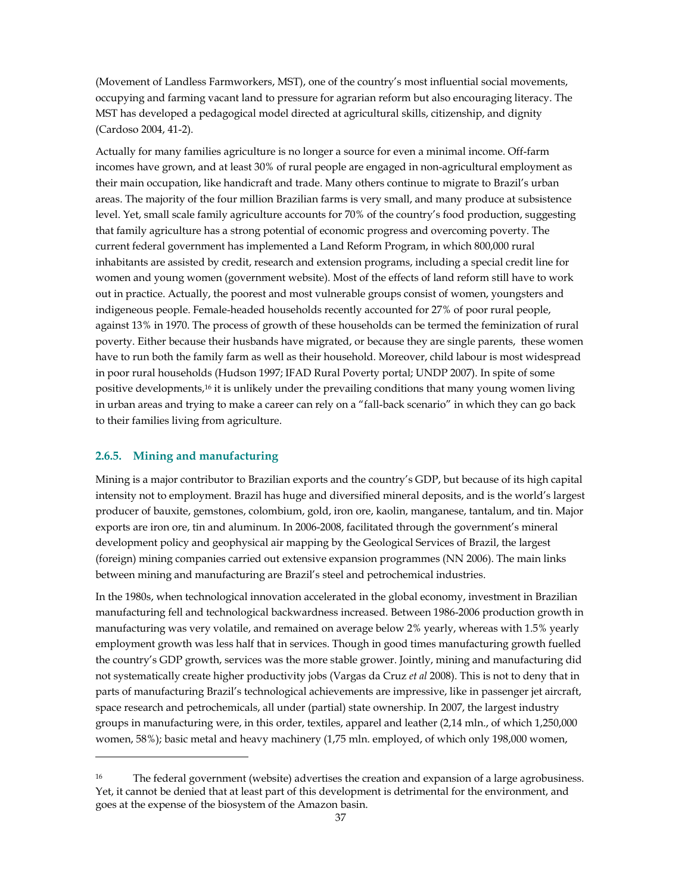(Movement of Landless Farmworkers, MST), one of the country's most influential social movements, occupying and farming vacant land to pressure for agrarian reform but also encouraging literacy. The MST has developed a pedagogical model directed at agricultural skills, citizenship, and dignity (Cardoso 2004, 41-2).

Actually for many families agriculture is no longer a source for even a minimal income. Off-farm incomes have grown, and at least 30% of rural people are engaged in non-agricultural employment as their main occupation, like handicraft and trade. Many others continue to migrate to Brazil's urban areas. The majority of the four million Brazilian farms is very small, and many produce at subsistence level. Yet, small scale family agriculture accounts for 70% of the country's food production, suggesting that family agriculture has a strong potential of economic progress and overcoming poverty. The current federal government has implemented a Land Reform Program, in which 800,000 rural inhabitants are assisted by credit, research and extension programs, including a special credit line for women and young women (government website). Most of the effects of land reform still have to work out in practice. Actually, the poorest and most vulnerable groups consist of women, youngsters and indigeneous people. Female-headed households recently accounted for 27% of poor rural people, against 13% in 1970. The process of growth of these households can be termed the feminization of rural poverty. Either because their husbands have migrated, or because they are single parents, these women have to run both the family farm as well as their household. Moreover, child labour is most widespread in poor rural households (Hudson 1997; IFAD Rural Poverty portal; UNDP 2007). In spite of some positive developments,[16] it is unlikely under the prevailing conditions that many young women living in urban areas and trying to make a career can rely on a "fall-back scenario" in which they can go back to their families living from agriculture.

### 2.6.5. Mining and manufacturing

Mining is a major contributor to Brazilian exports and the country's GDP, but because of its high capital intensity not to employment. Brazil has huge and diversified mineral deposits, and is the world's largest producer of bauxite, gemstones, colombium, gold, iron ore, kaolin, manganese, tantalum, and tin. Major exports are iron ore, tin and aluminum. In 2006-2008, facilitated through the government's mineral development policy and geophysical air mapping by the Geological Services of Brazil, the largest (foreign) mining companies carried out extensive expansion programmes (NN 2006). The main links between mining and manufacturing are Brazil's steel and petrochemical industries.

In the 1980s, when technological innovation accelerated in the global economy, investment in Brazilian manufacturing fell and technological backwardness increased. Between 1986-2006 production growth in manufacturing was very volatile, and remained on average below 2% yearly, whereas with 1.5% yearly employment growth was less half that in services. Though in good times manufacturing growth fuelled the country's GDP growth, services was the more stable grower. Jointly, mining and manufacturing did not systematically create higher productivity jobs (Vargas da Cruz *et al* 2008). This is not to deny that in parts of manufacturing Brazil's technological achievements are impressive, like in passenger jet aircraft, space research and petrochemicals, all under (partial) state ownership. In 2007, the largest industry groups in manufacturing were, in this order, textiles, apparel and leather (2,14 mln., of which 1,250,000 women, 58%); basic metal and heavy machinery (1,75 mln. employed, of which only 198,000 women,

---

[16] The federal government (website) advertises the creation and expansion of a large agrobusiness. Yet, it cannot be denied that at least part of this development is detrimental for the environment, and goes at the expense of the biosystem of the Amazon basin.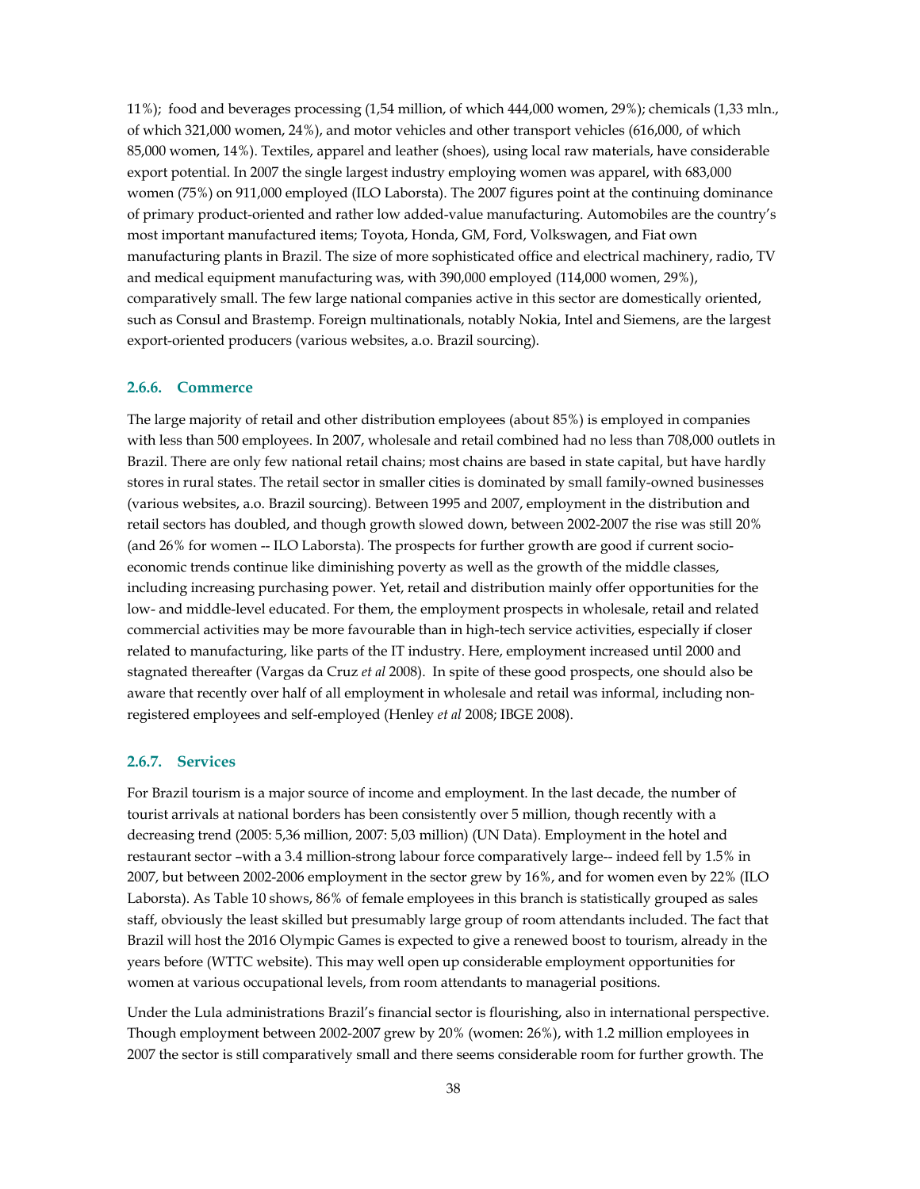11%); food and beverages processing (1,54 million, of which 444,000 women, 29%); chemicals (1,33 mln., of which 321,000 women, 24%), and motor vehicles and other transport vehicles (616,000, of which 85,000 women, 14%). Textiles, apparel and leather (shoes), using local raw materials, have considerable export potential. In 2007 the single largest industry employing women was apparel, with 683,000 women (75%) on 911,000 employed (ILO Laborsta). The 2007 figures point at the continuing dominance of primary product-oriented and rather low added-value manufacturing. Automobiles are the country's most important manufactured items; Toyota, Honda, GM, Ford, Volkswagen, and Fiat own manufacturing plants in Brazil. The size of more sophisticated office and electrical machinery, radio, TV and medical equipment manufacturing was, with 390,000 employed (114,000 women, 29%), comparatively small. The few large national companies active in this sector are domestically oriented, such as Consul and Brastemp. Foreign multinationals, notably Nokia, Intel and Siemens, are the largest export-oriented producers (various websites, a.o. Brazil sourcing).

### 2.6.6. Commerce

The large majority of retail and other distribution employees (about 85%) is employed in companies with less than 500 employees. In 2007, wholesale and retail combined had no less than 708,000 outlets in Brazil. There are only few national retail chains; most chains are based in state capital, but have hardly stores in rural states. The retail sector in smaller cities is dominated by small family-owned businesses (various websites, a.o. Brazil sourcing). Between 1995 and 2007, employment in the distribution and retail sectors has doubled, and though growth slowed down, between 2002-2007 the rise was still 20% (and 26% for women -- ILO Laborsta). The prospects for further growth are good if current socio-economic trends continue like diminishing poverty as well as the growth of the middle classes, including increasing purchasing power. Yet, retail and distribution mainly offer opportunities for the low- and middle-level educated. For them, the employment prospects in wholesale, retail and related commercial activities may be more favourable than in high-tech service activities, especially if closer related to manufacturing, like parts of the IT industry. Here, employment increased until 2000 and stagnated thereafter (Vargas da Cruz *et al* 2008). In spite of these good prospects, one should also be aware that recently over half of all employment in wholesale and retail was informal, including non-registered employees and self-employed (Henley *et al* 2008; IBGE 2008).

### 2.6.7. Services

For Brazil tourism is a major source of income and employment. In the last decade, the number of tourist arrivals at national borders has been consistently over 5 million, though recently with a decreasing trend (2005: 5,36 million, 2007: 5,03 million) (UN Data). Employment in the hotel and restaurant sector –with a 3.4 million-strong labour force comparatively large-- indeed fell by 1.5% in 2007, but between 2002-2006 employment in the sector grew by 16%, and for women even by 22% (ILO Laborsta). As Table 10 shows, 86% of female employees in this branch is statistically grouped as sales staff, obviously the least skilled but presumably large group of room attendants included. The fact that Brazil will host the 2016 Olympic Games is expected to give a renewed boost to tourism, already in the years before (WTTC website). This may well open up considerable employment opportunities for women at various occupational levels, from room attendants to managerial positions.

Under the Lula administrations Brazil's financial sector is flourishing, also in international perspective. Though employment between 2002-2007 grew by 20% (women: 26%), with 1.2 million employees in 2007 the sector is still comparatively small and there seems considerable room for further growth. The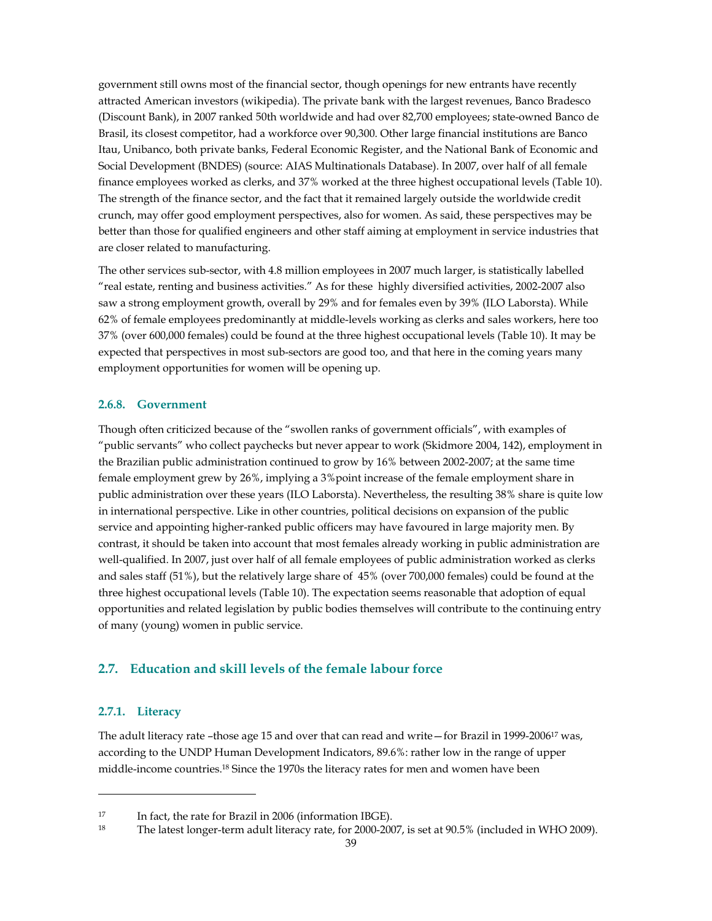government still owns most of the financial sector, though openings for new entrants have recently attracted American investors (wikipedia). The private bank with the largest revenues, Banco Bradesco (Discount Bank), in 2007 ranked 50th worldwide and had over 82,700 employees; state-owned Banco de Brasil, its closest competitor, had a workforce over 90,300. Other large financial institutions are Banco Itau, Unibanco, both private banks, Federal Economic Register, and the National Bank of Economic and Social Development (BNDES) (source: AIAS Multinationals Database). In 2007, over half of all female finance employees worked as clerks, and 37% worked at the three highest occupational levels (Table 10). The strength of the finance sector, and the fact that it remained largely outside the worldwide credit crunch, may offer good employment perspectives, also for women. As said, these perspectives may be better than those for qualified engineers and other staff aiming at employment in service industries that are closer related to manufacturing.

The other services sub-sector, with 4.8 million employees in 2007 much larger, is statistically labelled "real estate, renting and business activities." As for these highly diversified activities, 2002-2007 also saw a strong employment growth, overall by 29% and for females even by 39% (ILO Laborsta). While 62% of female employees predominantly at middle-levels working as clerks and sales workers, here too 37% (over 600,000 females) could be found at the three highest occupational levels (Table 10). It may be expected that perspectives in most sub-sectors are good too, and that here in the coming years many employment opportunities for women will be opening up.

### 2.6.8. Government

Though often criticized because of the "swollen ranks of government officials", with examples of "public servants" who collect paychecks but never appear to work (Skidmore 2004, 142), employment in the Brazilian public administration continued to grow by 16% between 2002-2007; at the same time female employment grew by 26%, implying a 3%point increase of the female employment share in public administration over these years (ILO Laborsta). Nevertheless, the resulting 38% share is quite low in international perspective. Like in other countries, political decisions on expansion of the public service and appointing higher-ranked public officers may have favoured in large majority men. By contrast, it should be taken into account that most females already working in public administration are well-qualified. In 2007, just over half of all female employees of public administration worked as clerks and sales staff (51%), but the relatively large share of 45% (over 700,000 females) could be found at the three highest occupational levels (Table 10). The expectation seems reasonable that adoption of equal opportunities and related legislation by public bodies themselves will contribute to the continuing entry of many (young) women in public service.

## 2.7. Education and skill levels of the female labour force

### 2.7.1. Literacy

The adult literacy rate –those age 15 and over that can read and write— for Brazil in 1999-2006[17] was, according to the UNDP Human Development Indicators, 89.6%: rather low in the range of upper middle-income countries.[18] Since the 1970s the literacy rates for men and women have been

---

[17] In fact, the rate for Brazil in 2006 (information IBGE).

[18] The latest longer-term adult literacy rate, for 2000-2007, is set at 90.5% (included in WHO 2009).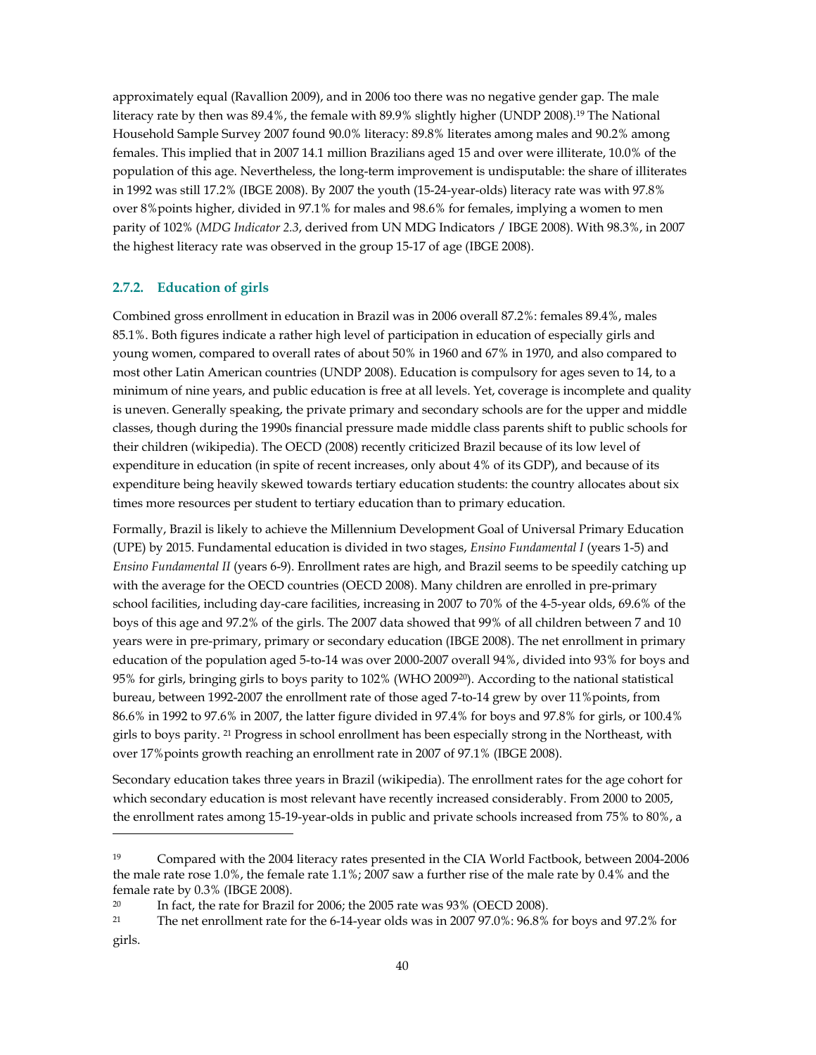approximately equal (Ravallion 2009), and in 2006 too there was no negative gender gap. The male literacy rate by then was 89.4%, the female with 89.9% slightly higher (UNDP 2008).[19] The National Household Sample Survey 2007 found 90.0% literacy: 89.8% literates among males and 90.2% among females. This implied that in 2007 14.1 million Brazilians aged 15 and over were illiterate, 10.0% of the population of this age. Nevertheless, the long-term improvement is undisputable: the share of illiterates in 1992 was still 17.2% (IBGE 2008). By 2007 the youth (15-24-year-olds) literacy rate was with 97.8% over 8%points higher, divided in 97.1% for males and 98.6% for females, implying a women to men parity of 102% (*MDG Indicator 2.3*, derived from UN MDG Indicators / IBGE 2008). With 98.3%, in 2007 the highest literacy rate was observed in the group 15-17 of age (IBGE 2008).

### 2.7.2. Education of girls

Combined gross enrollment in education in Brazil was in 2006 overall 87.2%: females 89.4%, males 85.1%. Both figures indicate a rather high level of participation in education of especially girls and young women, compared to overall rates of about 50% in 1960 and 67% in 1970, and also compared to most other Latin American countries (UNDP 2008). Education is compulsory for ages seven to 14, to a minimum of nine years, and public education is free at all levels. Yet, coverage is incomplete and quality is uneven. Generally speaking, the private primary and secondary schools are for the upper and middle classes, though during the 1990s financial pressure made middle class parents shift to public schools for their children (wikipedia). The OECD (2008) recently criticized Brazil because of its low level of expenditure in education (in spite of recent increases, only about 4% of its GDP), and because of its expenditure being heavily skewed towards tertiary education students: the country allocates about six times more resources per student to tertiary education than to primary education.

Formally, Brazil is likely to achieve the Millennium Development Goal of Universal Primary Education (UPE) by 2015. Fundamental education is divided in two stages, *Ensino Fundamental I* (years 1-5) and *Ensino Fundamental II* (years 6-9). Enrollment rates are high, and Brazil seems to be speedily catching up with the average for the OECD countries (OECD 2008). Many children are enrolled in pre-primary school facilities, including day-care facilities, increasing in 2007 to 70% of the 4-5-year olds, 69.6% of the boys of this age and 97.2% of the girls. The 2007 data showed that 99% of all children between 7 and 10 years were in pre-primary, primary or secondary education (IBGE 2008). The net enrollment in primary education of the population aged 5-to-14 was over 2000-2007 overall 94%, divided into 93% for boys and 95% for girls, bringing girls to boys parity to 102% (WHO 2009[20]). According to the national statistical bureau, between 1992-2007 the enrollment rate of those aged 7-to-14 grew by over 11%points, from 86.6% in 1992 to 97.6% in 2007, the latter figure divided in 97.4% for boys and 97.8% for girls, or 100.4% girls to boys parity. [21] Progress in school enrollment has been especially strong in the Northeast, with over 17%points growth reaching an enrollment rate in 2007 of 97.1% (IBGE 2008).

Secondary education takes three years in Brazil (wikipedia). The enrollment rates for the age cohort for which secondary education is most relevant have recently increased considerably. From 2000 to 2005, the enrollment rates among 15-19-year-olds in public and private schools increased from 75% to 80%, a

---

[19] Compared with the 2004 literacy rates presented in the CIA World Factbook, between 2004-2006 the male rate rose 1.0%, the female rate 1.1%; 2007 saw a further rise of the male rate by 0.4% and the female rate by 0.3% (IBGE 2008).

[20] In fact, the rate for Brazil for 2006; the 2005 rate was 93% (OECD 2008).

[21] The net enrollment rate for the 6-14-year olds was in 2007 97.0%: 96.8% for boys and 97.2% for girls.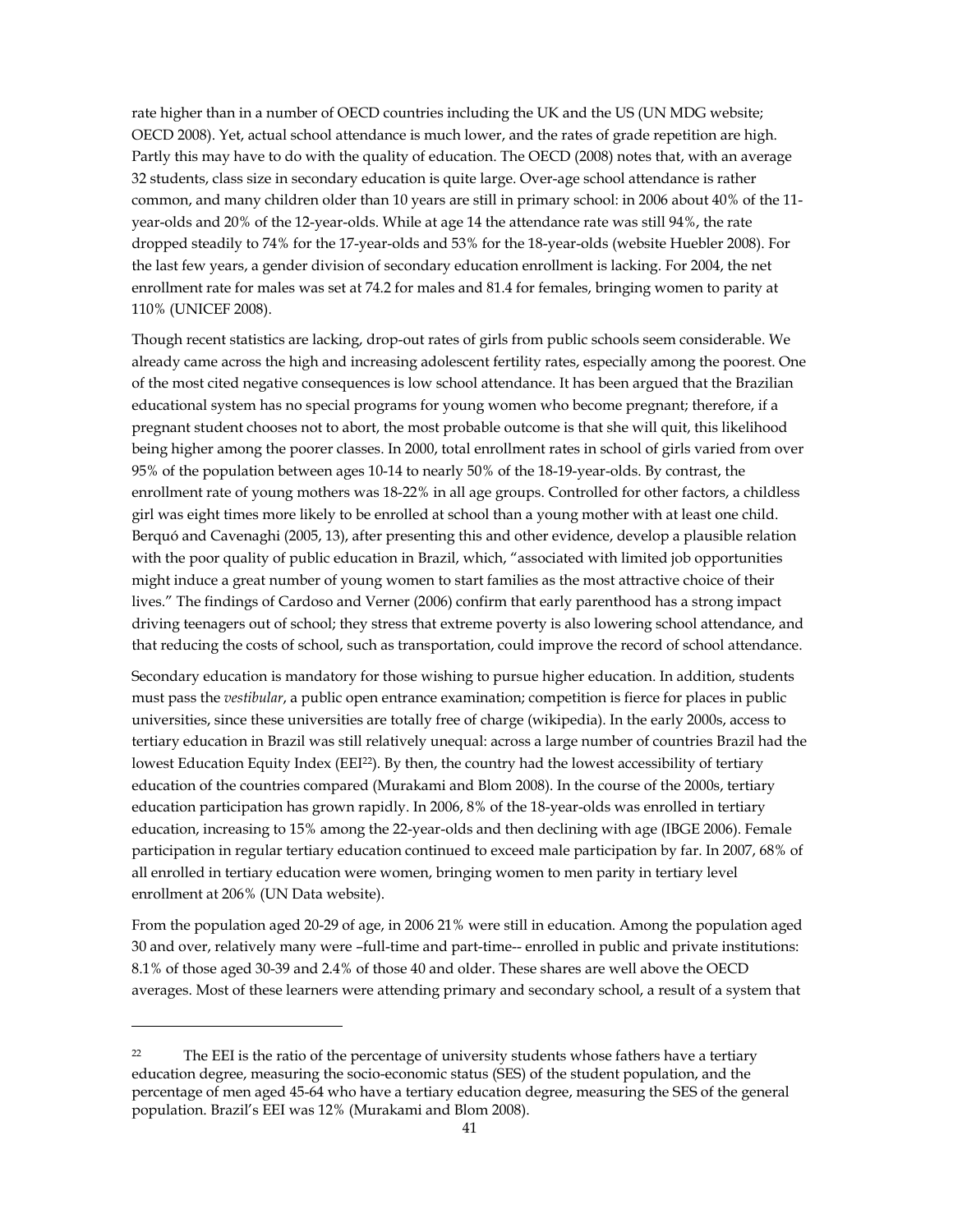rate higher than in a number of OECD countries including the UK and the US (UN MDG website; OECD 2008). Yet, actual school attendance is much lower, and the rates of grade repetition are high. Partly this may have to do with the quality of education. The OECD (2008) notes that, with an average 32 students, class size in secondary education is quite large. Over-age school attendance is rather common, and many children older than 10 years are still in primary school: in 2006 about 40% of the 11-year-olds and 20% of the 12-year-olds. While at age 14 the attendance rate was still 94%, the rate dropped steadily to 74% for the 17-year-olds and 53% for the 18-year-olds (website Huebler 2008). For the last few years, a gender division of secondary education enrollment is lacking. For 2004, the net enrollment rate for males was set at 74.2 for males and 81.4 for females, bringing women to parity at 110% (UNICEF 2008).

Though recent statistics are lacking, drop-out rates of girls from public schools seem considerable. We already came across the high and increasing adolescent fertility rates, especially among the poorest. One of the most cited negative consequences is low school attendance. It has been argued that the Brazilian educational system has no special programs for young women who become pregnant; therefore, if a pregnant student chooses not to abort, the most probable outcome is that she will quit, this likelihood being higher among the poorer classes. In 2000, total enrollment rates in school of girls varied from over 95% of the population between ages 10-14 to nearly 50% of the 18-19-year-olds. By contrast, the enrollment rate of young mothers was 18-22% in all age groups. Controlled for other factors, a childless girl was eight times more likely to be enrolled at school than a young mother with at least one child. Berquó and Cavenaghi (2005, 13), after presenting this and other evidence, develop a plausible relation with the poor quality of public education in Brazil, which, "associated with limited job opportunities might induce a great number of young women to start families as the most attractive choice of their lives." The findings of Cardoso and Verner (2006) confirm that early parenthood has a strong impact driving teenagers out of school; they stress that extreme poverty is also lowering school attendance, and that reducing the costs of school, such as transportation, could improve the record of school attendance.

Secondary education is mandatory for those wishing to pursue higher education. In addition, students must pass the *vestibular*, a public open entrance examination; competition is fierce for places in public universities, since these universities are totally free of charge (wikipedia). In the early 2000s, access to tertiary education in Brazil was still relatively unequal: across a large number of countries Brazil had the lowest Education Equity Index (EEI[22]). By then, the country had the lowest accessibility of tertiary education of the countries compared (Murakami and Blom 2008). In the course of the 2000s, tertiary education participation has grown rapidly. In 2006, 8% of the 18-year-olds was enrolled in tertiary education, increasing to 15% among the 22-year-olds and then declining with age (IBGE 2006). Female participation in regular tertiary education continued to exceed male participation by far. In 2007, 68% of all enrolled in tertiary education were women, bringing women to men parity in tertiary level enrollment at 206% (UN Data website).

From the population aged 20-29 of age, in 2006 21% were still in education. Among the population aged 30 and over, relatively many were –full-time and part-time-- enrolled in public and private institutions: 8.1% of those aged 30-39 and 2.4% of those 40 and older. These shares are well above the OECD averages. Most of these learners were attending primary and secondary school, a result of a system that

[22] The EEI is the ratio of the percentage of university students whose fathers have a tertiary education degree, measuring the socio-economic status (SES) of the student population, and the percentage of men aged 45-64 who have a tertiary education degree, measuring the SES of the general population. Brazil's EEI was 12% (Murakami and Blom 2008).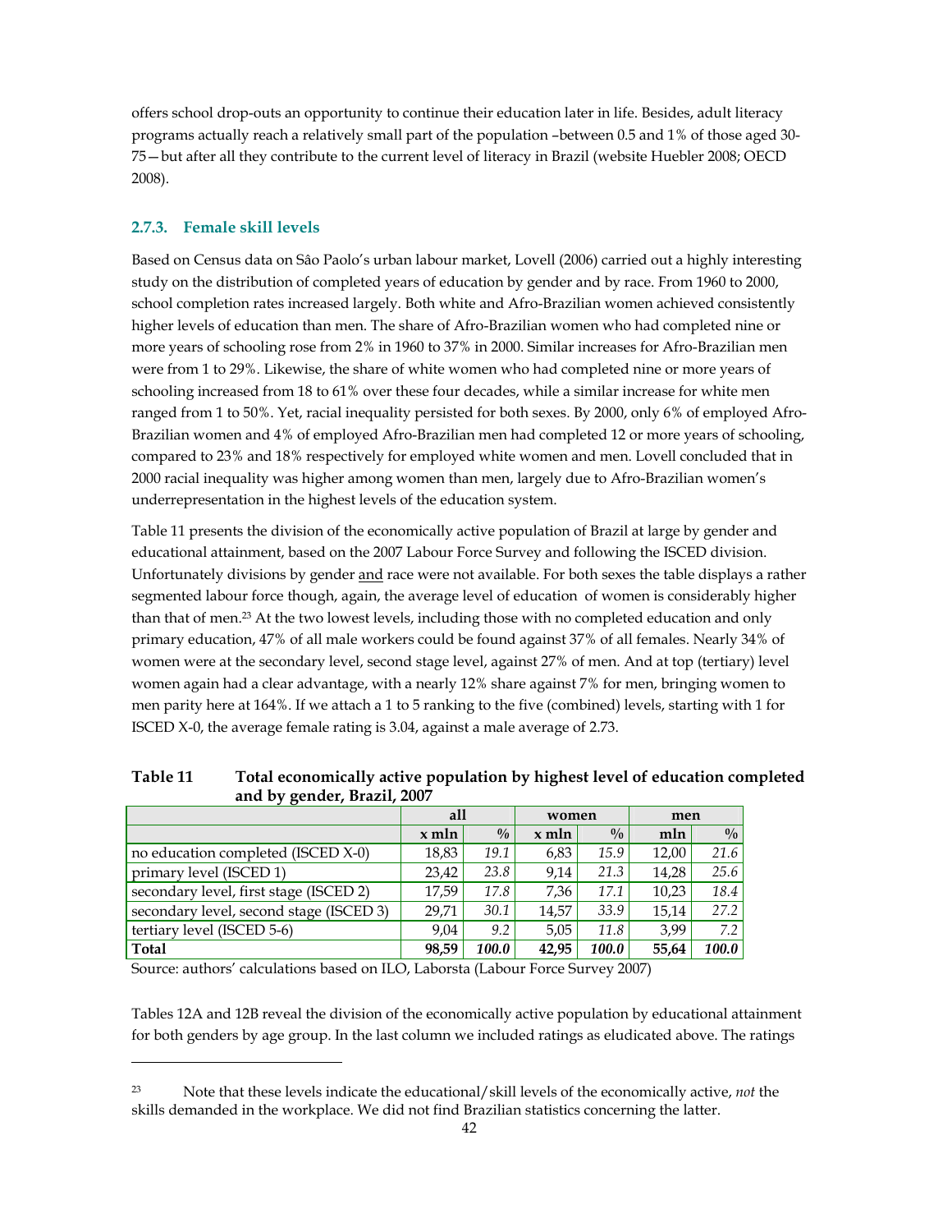offers school drop-outs an opportunity to continue their education later in life. Besides, adult literacy programs actually reach a relatively small part of the population –between 0.5 and 1% of those aged 30-75— but after all they contribute to the current level of literacy in Brazil (website Huebler 2008; OECD 2008).

### 2.7.3. Female skill levels

Based on Census data on Sâo Paolo's urban labour market, Lovell (2006) carried out a highly interesting study on the distribution of completed years of education by gender and by race. From 1960 to 2000, school completion rates increased largely. Both white and Afro-Brazilian women achieved consistently higher levels of education than men. The share of Afro-Brazilian women who had completed nine or more years of schooling rose from 2% in 1960 to 37% in 2000. Similar increases for Afro-Brazilian men were from 1 to 29%. Likewise, the share of white women who had completed nine or more years of schooling increased from 18 to 61% over these four decades, while a similar increase for white men ranged from 1 to 50%. Yet, racial inequality persisted for both sexes. By 2000, only 6% of employed Afro-Brazilian women and 4% of employed Afro-Brazilian men had completed 12 or more years of schooling, compared to 23% and 18% respectively for employed white women and men. Lovell concluded that in 2000 racial inequality was higher among women than men, largely due to Afro-Brazilian women's underrepresentation in the highest levels of the education system.

Table 11 presents the division of the economically active population of Brazil at large by gender and educational attainment, based on the 2007 Labour Force Survey and following the ISCED division. Unfortunately divisions by gender and race were not available. For both sexes the table displays a rather segmented labour force though, again, the average level of education of women is considerably higher than that of men.[23] At the two lowest levels, including those with no completed education and only primary education, 47% of all male workers could be found against 37% of all females. Nearly 34% of women were at the secondary level, second stage level, against 27% of men. And at top (tertiary) level women again had a clear advantage, with a nearly 12% share against 7% for men, bringing women to men parity here at 164%. If we attach a 1 to 5 ranking to the five (combined) levels, starting with 1 for ISCED X-0, the average female rating is 3.04, against a male average of 2.73.

**Table 11 Total economically active population by highest level of education completed and by gender, Brazil, 2007**

| | all | | women | | men | |
|---|---|---|---|---|---|---|
| | x mln | % | x mln | % | mln | % |
| no education completed (ISCED X-0) | 18,83 | *19.1* | 6,83 | *15.9* | 12,00 | *21.6* |
| primary level (ISCED 1) | 23,42 | *23.8* | 9,14 | *21.3* | 14,28 | *25.6* |
| secondary level, first stage (ISCED 2) | 17,59 | *17.8* | 7,36 | *17.1* | 10,23 | *18.4* |
| secondary level, second stage (ISCED 3) | 29,71 | *30.1* | 14,57 | *33.9* | 15,14 | *27.2* |
| tertiary level (ISCED 5-6) | 9,04 | *9.2* | 5,05 | *11.8* | 3,99 | *7.2* |
| **Total** | **98,59** | ***100.0*** | **42,95** | ***100.0*** | **55,64** | ***100.0*** |

Source: authors' calculations based on ILO, Laborsta (Labour Force Survey 2007)

Tables 12A and 12B reveal the division of the economically active population by educational attainment for both genders by age group. In the last column we included ratings as eludicated above. The ratings

[23] Note that these levels indicate the educational/skill levels of the economically active, *not* the skills demanded in the workplace. We did not find Brazilian statistics concerning the latter.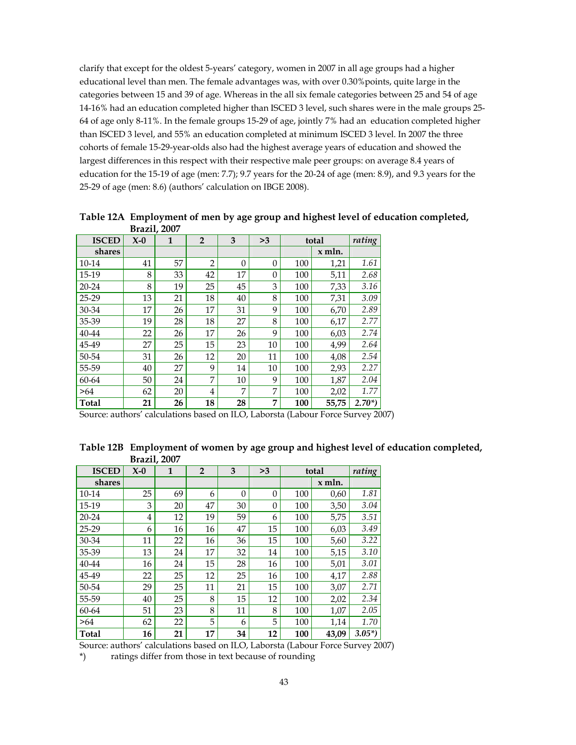clarify that except for the oldest 5-years' category, women in 2007 in all age groups had a higher educational level than men. The female advantages was, with over 0.30%points, quite large in the categories between 15 and 39 of age. Whereas in the all six female categories between 25 and 54 of age 14-16% had an education completed higher than ISCED 3 level, such shares were in the male groups 25-64 of age only 8-11%. In the female groups 15-29 of age, jointly 7% had an education completed higher than ISCED 3 level, and 55% an education completed at minimum ISCED 3 level. In 2007 the three cohorts of female 15-29-year-olds also had the highest average years of education and showed the largest differences in this respect with their respective male peer groups: on average 8.4 years of education for the 15-19 of age (men: 7.7); 9.7 years for the 20-24 of age (men: 8.9), and 9.3 years for the 25-29 of age (men: 8.6) (authors' calculation on IBGE 2008).

**Table 12A Employment of men by age group and highest level of education completed, Brazil, 2007**

| ISCED | X-0 | 1 | 2 | 3 | >3 | total | | *rating* |
|---|---|---|---|---|---|---|---|---|
| **shares** | | | | | | | x mln. | |
| 10-14 | 41 | 57 | 2 | 0 | 0 | 100 | 1,21 | *1.61* |
| 15-19 | 8 | 33 | 42 | 17 | 0 | 100 | 5,11 | *2.68* |
| 20-24 | 8 | 19 | 25 | 45 | 3 | 100 | 7,33 | *3.16* |
| 25-29 | 13 | 21 | 18 | 40 | 8 | 100 | 7,31 | *3.09* |
| 30-34 | 17 | 26 | 17 | 31 | 9 | 100 | 6,70 | *2.89* |
| 35-39 | 19 | 28 | 18 | 27 | 8 | 100 | 6,17 | *2.77* |
| 40-44 | 22 | 26 | 17 | 26 | 9 | 100 | 6,03 | *2.74* |
| 45-49 | 27 | 25 | 15 | 23 | 10 | 100 | 4,99 | *2.64* |
| 50-54 | 31 | 26 | 12 | 20 | 11 | 100 | 4,08 | *2.54* |
| 55-59 | 40 | 27 | 9 | 14 | 10 | 100 | 2,93 | *2.27* |
| 60-64 | 50 | 24 | 7 | 10 | 9 | 100 | 1,87 | *2.04* |
| >64 | 62 | 20 | 4 | 7 | 7 | 100 | 2,02 | *1.77* |
| **Total** | **21** | **26** | **18** | **28** | **7** | **100** | **55,75** | ***2.70*)*** |

Source: authors' calculations based on ILO, Laborsta (Labour Force Survey 2007)

**Table 12B Employment of women by age group and highest level of education completed, Brazil, 2007**

| ISCED | X-0 | 1 | 2 | 3 | >3 | total | | *rating* |
|---|---|---|---|---|---|---|---|---|
| **shares** | | | | | | | x mln. | |
| 10-14 | 25 | 69 | 6 | 0 | 0 | 100 | 0,60 | *1.81* |
| 15-19 | 3 | 20 | 47 | 30 | 0 | 100 | 3,50 | *3.04* |
| 20-24 | 4 | 12 | 19 | 59 | 6 | 100 | 5,75 | *3.51* |
| 25-29 | 6 | 16 | 16 | 47 | 15 | 100 | 6,03 | *3.49* |
| 30-34 | 11 | 22 | 16 | 36 | 15 | 100 | 5,60 | *3.22* |
| 35-39 | 13 | 24 | 17 | 32 | 14 | 100 | 5,15 | *3.10* |
| 40-44 | 16 | 24 | 15 | 28 | 16 | 100 | 5,01 | *3.01* |
| 45-49 | 22 | 25 | 12 | 25 | 16 | 100 | 4,17 | *2.88* |
| 50-54 | 29 | 25 | 11 | 21 | 15 | 100 | 3,07 | *2.71* |
| 55-59 | 40 | 25 | 8 | 15 | 12 | 100 | 2,02 | *2.34* |
| 60-64 | 51 | 23 | 8 | 11 | 8 | 100 | 1,07 | *2.05* |
| >64 | 62 | 22 | 5 | 6 | 5 | 100 | 1,14 | *1.70* |
| **Total** | **16** | **21** | **17** | **34** | **12** | **100** | **43,09** | ***3.05*)*** |

Source: authors' calculations based on ILO, Laborsta (Labour Force Survey 2007)

*) ratings differ from those in text because of rounding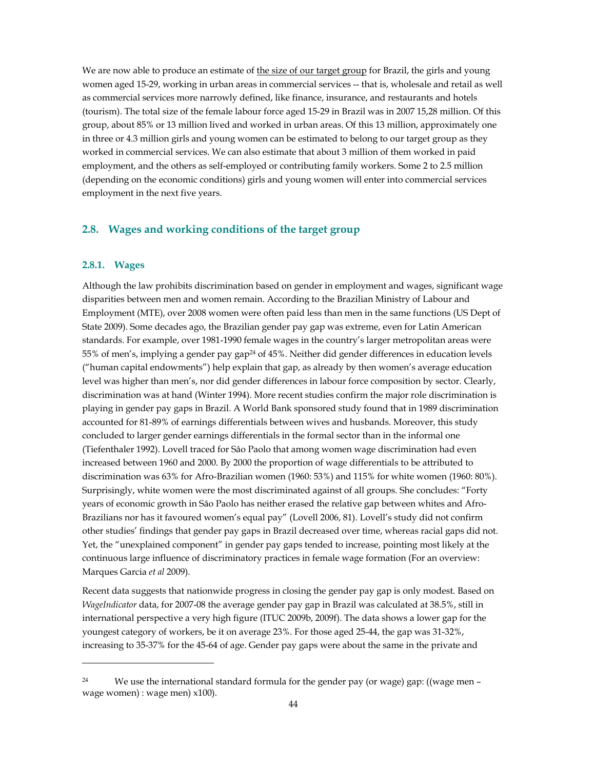We are now able to produce an estimate of <u>the size of our target group</u> for Brazil, the girls and young women aged 15-29, working in urban areas in commercial services -- that is, wholesale and retail as well as commercial services more narrowly defined, like finance, insurance, and restaurants and hotels (tourism). The total size of the female labour force aged 15-29 in Brazil was in 2007 15,28 million. Of this group, about 85% or 13 million lived and worked in urban areas. Of this 13 million, approximately one in three or 4.3 million girls and young women can be estimated to belong to our target group as they worked in commercial services. We can also estimate that about 3 million of them worked in paid employment, and the others as self-employed or contributing family workers. Some 2 to 2.5 million (depending on the economic conditions) girls and young women will enter into commercial services employment in the next five years.

## 2.8. Wages and working conditions of the target group

### 2.8.1. Wages

Although the law prohibits discrimination based on gender in employment and wages, significant wage disparities between men and women remain. According to the Brazilian Ministry of Labour and Employment (MTE), over 2008 women were often paid less than men in the same functions (US Dept of State 2009). Some decades ago, the Brazilian gender pay gap was extreme, even for Latin American standards. For example, over 1981-1990 female wages in the country's larger metropolitan areas were 55% of men's, implying a gender pay gap[24] of 45%. Neither did gender differences in education levels ("human capital endowments") help explain that gap, as already by then women's average education level was higher than men's, nor did gender differences in labour force composition by sector. Clearly, discrimination was at hand (Winter 1994). More recent studies confirm the major role discrimination is playing in gender pay gaps in Brazil. A World Bank sponsored study found that in 1989 discrimination accounted for 81-89% of earnings differentials between wives and husbands. Moreover, this study concluded to larger gender earnings differentials in the formal sector than in the informal one (Tiefenthaler 1992). Lovell traced for Sâo Paolo that among women wage discrimination had even increased between 1960 and 2000. By 2000 the proportion of wage differentials to be attributed to discrimination was 63% for Afro-Brazilian women (1960: 53%) and 115% for white women (1960: 80%). Surprisingly, white women were the most discriminated against of all groups. She concludes: "Forty years of economic growth in Sâo Paolo has neither erased the relative gap between whites and Afro-Brazilians nor has it favoured women's equal pay" (Lovell 2006, 81). Lovell's study did not confirm other studies' findings that gender pay gaps in Brazil decreased over time, whereas racial gaps did not. Yet, the "unexplained component" in gender pay gaps tended to increase, pointing most likely at the continuous large influence of discriminatory practices in female wage formation (For an overview: Marques Garcia *et al* 2009).

Recent data suggests that nationwide progress in closing the gender pay gap is only modest. Based on *WageIndicator* data, for 2007-08 the average gender pay gap in Brazil was calculated at 38.5%, still in international perspective a very high figure (ITUC 2009b, 2009f). The data shows a lower gap for the youngest category of workers, be it on average 23%. For those aged 25-44, the gap was 31-32%, increasing to 35-37% for the 45-64 of age. Gender pay gaps were about the same in the private and

---

[24] We use the international standard formula for the gender pay (or wage) gap: ((wage men – wage women) : wage men) x100).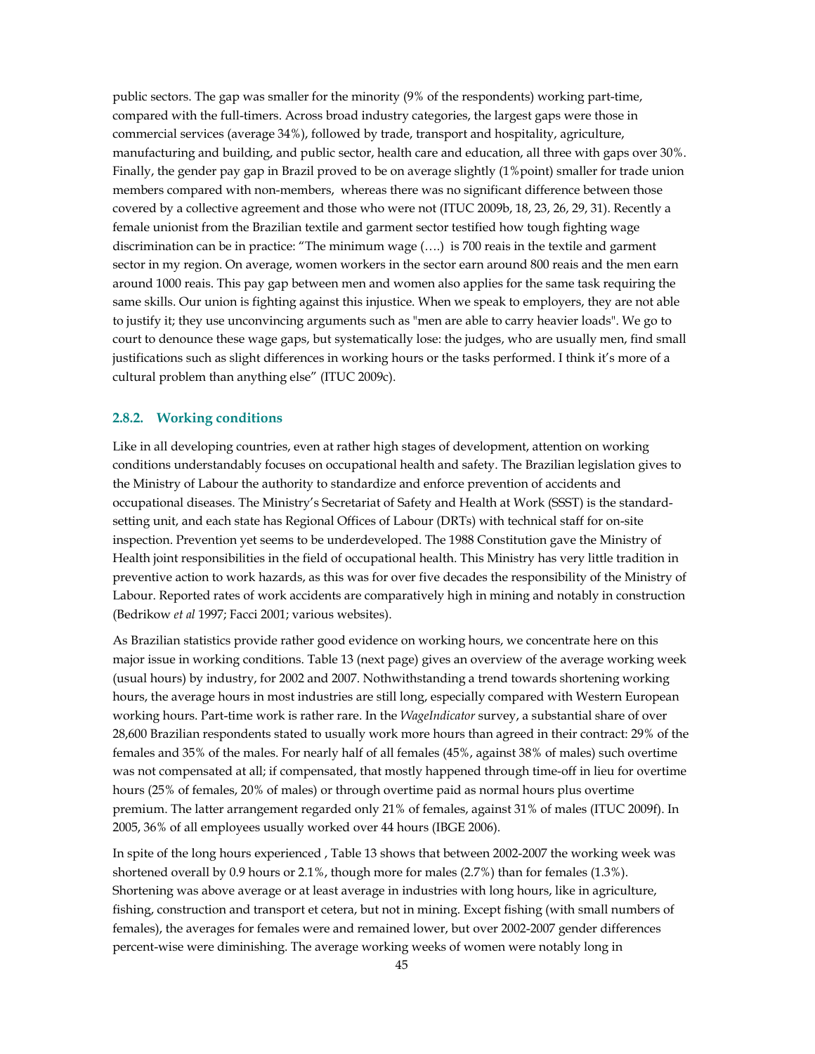public sectors. The gap was smaller for the minority (9% of the respondents) working part-time, compared with the full-timers. Across broad industry categories, the largest gaps were those in commercial services (average 34%), followed by trade, transport and hospitality, agriculture, manufacturing and building, and public sector, health care and education, all three with gaps over 30%. Finally, the gender pay gap in Brazil proved to be on average slightly (1%point) smaller for trade union members compared with non-members, whereas there was no significant difference between those covered by a collective agreement and those who were not (ITUC 2009b, 18, 23, 26, 29, 31). Recently a female unionist from the Brazilian textile and garment sector testified how tough fighting wage discrimination can be in practice: "The minimum wage (….) is 700 reais in the textile and garment sector in my region. On average, women workers in the sector earn around 800 reais and the men earn around 1000 reais. This pay gap between men and women also applies for the same task requiring the same skills. Our union is fighting against this injustice. When we speak to employers, they are not able to justify it; they use unconvincing arguments such as "men are able to carry heavier loads". We go to court to denounce these wage gaps, but systematically lose: the judges, who are usually men, find small justifications such as slight differences in working hours or the tasks performed. I think it's more of a cultural problem than anything else" (ITUC 2009c).

### 2.8.2. Working conditions

Like in all developing countries, even at rather high stages of development, attention on working conditions understandably focuses on occupational health and safety. The Brazilian legislation gives to the Ministry of Labour the authority to standardize and enforce prevention of accidents and occupational diseases. The Ministry's Secretariat of Safety and Health at Work (SSST) is the standard-setting unit, and each state has Regional Offices of Labour (DRTs) with technical staff for on-site inspection. Prevention yet seems to be underdeveloped. The 1988 Constitution gave the Ministry of Health joint responsibilities in the field of occupational health. This Ministry has very little tradition in preventive action to work hazards, as this was for over five decades the responsibility of the Ministry of Labour. Reported rates of work accidents are comparatively high in mining and notably in construction (Bedrikow *et al* 1997; Facci 2001; various websites).

As Brazilian statistics provide rather good evidence on working hours, we concentrate here on this major issue in working conditions. Table 13 (next page) gives an overview of the average working week (usual hours) by industry, for 2002 and 2007. Nothwithstanding a trend towards shortening working hours, the average hours in most industries are still long, especially compared with Western European working hours. Part-time work is rather rare. In the *WageIndicator* survey, a substantial share of over 28,600 Brazilian respondents stated to usually work more hours than agreed in their contract: 29% of the females and 35% of the males. For nearly half of all females (45%, against 38% of males) such overtime was not compensated at all; if compensated, that mostly happened through time-off in lieu for overtime hours (25% of females, 20% of males) or through overtime paid as normal hours plus overtime premium. The latter arrangement regarded only 21% of females, against 31% of males (ITUC 2009f). In 2005, 36% of all employees usually worked over 44 hours (IBGE 2006).

In spite of the long hours experienced , Table 13 shows that between 2002-2007 the working week was shortened overall by 0.9 hours or 2.1%, though more for males (2.7%) than for females (1.3%). Shortening was above average or at least average in industries with long hours, like in agriculture, fishing, construction and transport et cetera, but not in mining. Except fishing (with small numbers of females), the averages for females were and remained lower, but over 2002-2007 gender differences percent-wise were diminishing. The average working weeks of women were notably long in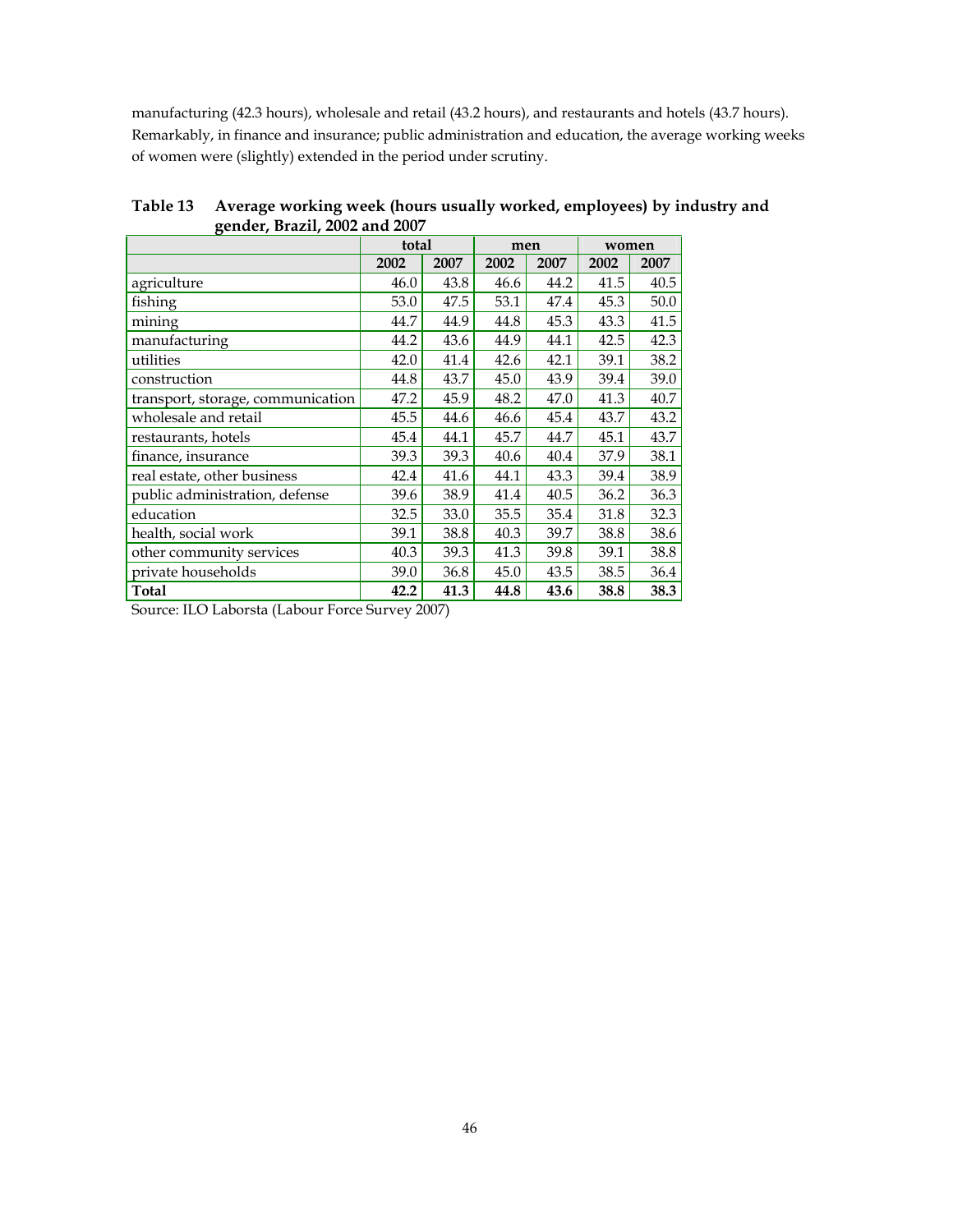manufacturing (42.3 hours), wholesale and retail (43.2 hours), and restaurants and hotels (43.7 hours). Remarkably, in finance and insurance; public administration and education, the average working weeks of women were (slightly) extended in the period under scrutiny.

**Table 13 Average working week (hours usually worked, employees) by industry and gender, Brazil, 2002 and 2007**

| | total | | men | | women | |
|---|---|---|---|---|---|---|
| | **2002** | **2007** | **2002** | **2007** | **2002** | **2007** |
| agriculture | 46.0 | 43.8 | 46.6 | 44.2 | 41.5 | 40.5 |
| fishing | 53.0 | 47.5 | 53.1 | 47.4 | 45.3 | 50.0 |
| mining | 44.7 | 44.9 | 44.8 | 45.3 | 43.3 | 41.5 |
| manufacturing | 44.2 | 43.6 | 44.9 | 44.1 | 42.5 | 42.3 |
| utilities | 42.0 | 41.4 | 42.6 | 42.1 | 39.1 | 38.2 |
| construction | 44.8 | 43.7 | 45.0 | 43.9 | 39.4 | 39.0 |
| transport, storage, communication | 47.2 | 45.9 | 48.2 | 47.0 | 41.3 | 40.7 |
| wholesale and retail | 45.5 | 44.6 | 46.6 | 45.4 | 43.7 | 43.2 |
| restaurants, hotels | 45.4 | 44.1 | 45.7 | 44.7 | 45.1 | 43.7 |
| finance, insurance | 39.3 | 39.3 | 40.6 | 40.4 | 37.9 | 38.1 |
| real estate, other business | 42.4 | 41.6 | 44.1 | 43.3 | 39.4 | 38.9 |
| public administration, defense | 39.6 | 38.9 | 41.4 | 40.5 | 36.2 | 36.3 |
| education | 32.5 | 33.0 | 35.5 | 35.4 | 31.8 | 32.3 |
| health, social work | 39.1 | 38.8 | 40.3 | 39.7 | 38.8 | 38.6 |
| other community services | 40.3 | 39.3 | 41.3 | 39.8 | 39.1 | 38.8 |
| private households | 39.0 | 36.8 | 45.0 | 43.5 | 38.5 | 36.4 |
| **Total** | **42.2** | **41.3** | **44.8** | **43.6** | **38.8** | **38.3** |

Source: ILO Laborsta (Labour Force Survey 2007)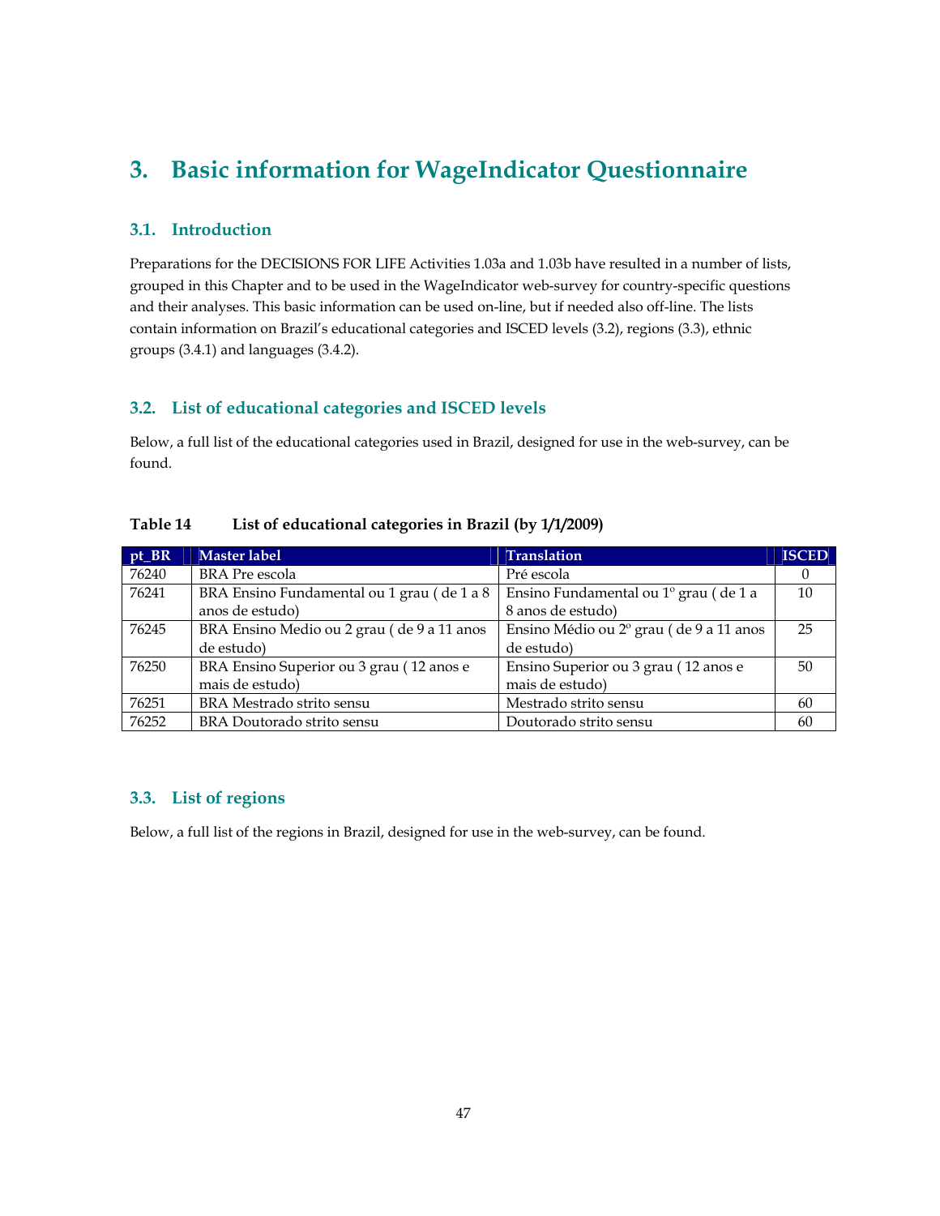# 3. Basic information for WageIndicator Questionnaire

## 3.1. Introduction

Preparations for the DECISIONS FOR LIFE Activities 1.03a and 1.03b have resulted in a number of lists, grouped in this Chapter and to be used in the WageIndicator web-survey for country-specific questions and their analyses. This basic information can be used on-line, but if needed also off-line. The lists contain information on Brazil's educational categories and ISCED levels (3.2), regions (3.3), ethnic groups (3.4.1) and languages (3.4.2).

## 3.2. List of educational categories and ISCED levels

Below, a full list of the educational categories used in Brazil, designed for use in the web-survey, can be found.

**Table 14 List of educational categories in Brazil (by 1/1/2009)**

| pt_BR | Master label | Translation | ISCED |
|---|---|---|---|
| 76240 | BRA Pre escola | Pré escola | 0 |
| 76241 | BRA Ensino Fundamental ou 1 grau ( de 1 a 8 anos de estudo) | Ensino Fundamental ou 1º grau ( de 1 a 8 anos de estudo) | 10 |
| 76245 | BRA Ensino Medio ou 2 grau ( de 9 a 11 anos de estudo) | Ensino Médio ou 2º grau ( de 9 a 11 anos de estudo) | 25 |
| 76250 | BRA Ensino Superior ou 3 grau ( 12 anos e mais de estudo) | Ensino Superior ou 3 grau ( 12 anos e mais de estudo) | 50 |
| 76251 | BRA Mestrado strito sensu | Mestrado strito sensu | 60 |
| 76252 | BRA Doutorado strito sensu | Doutorado strito sensu | 60 |

## 3.3. List of regions

Below, a full list of the regions in Brazil, designed for use in the web-survey, can be found.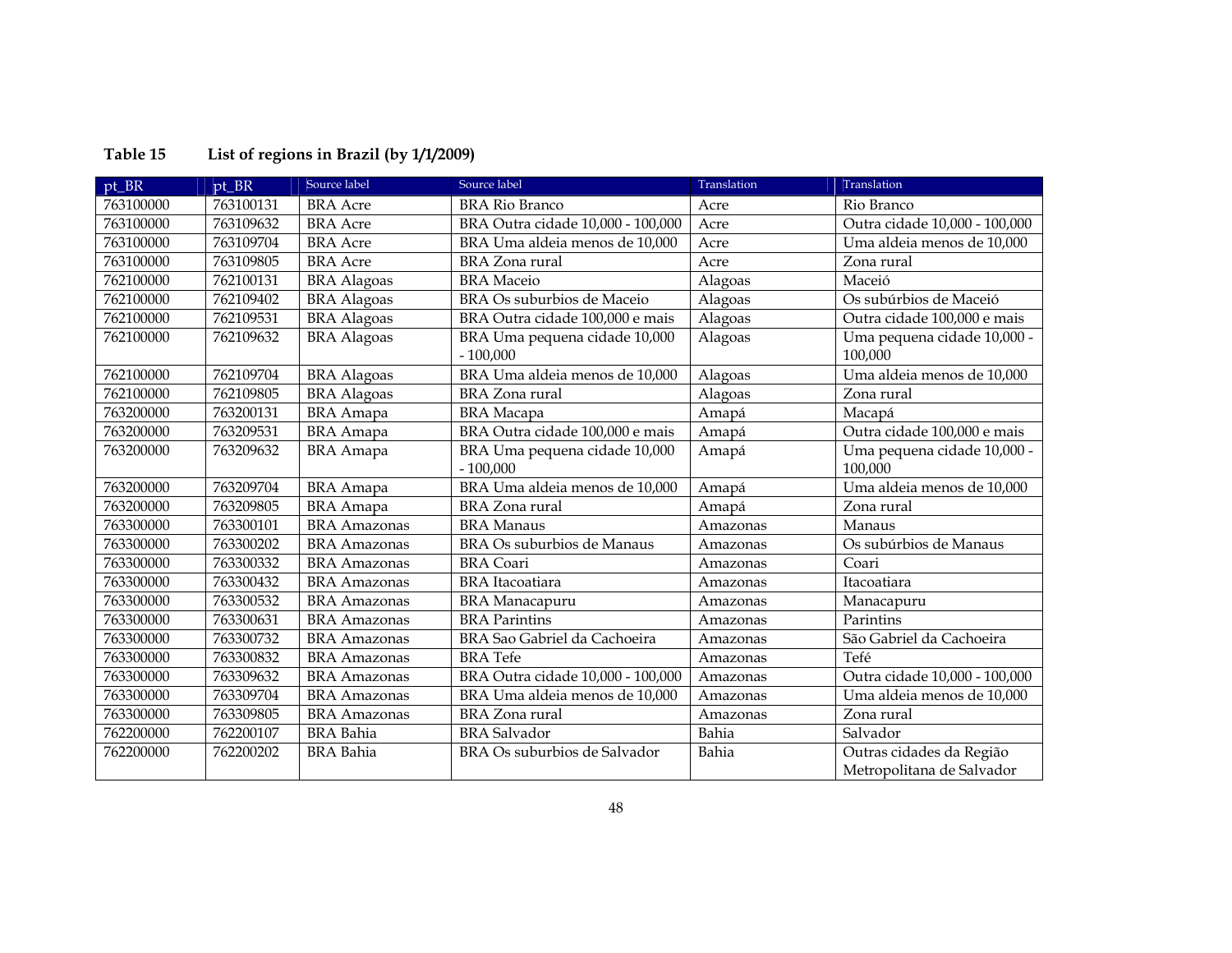**Table 15 List of regions in Brazil (by 1/1/2009)**

| pt_BR | pt_BR | Source label | Source label | Translation | Translation |
|---|---|---|---|---|---|
| 763100000 | 763100131 | BRA Acre | BRA Rio Branco | Acre | Rio Branco |
| 763100000 | 763109632 | BRA Acre | BRA Outra cidade 10,000 - 100,000 | Acre | Outra cidade 10,000 - 100,000 |
| 763100000 | 763109704 | BRA Acre | BRA Uma aldeia menos de 10,000 | Acre | Uma aldeia menos de 10,000 |
| 763100000 | 763109805 | BRA Acre | BRA Zona rural | Acre | Zona rural |
| 762100000 | 762100131 | BRA Alagoas | BRA Maceio | Alagoas | Maceió |
| 762100000 | 762109402 | BRA Alagoas | BRA Os suburbios de Maceio | Alagoas | Os subúrbios de Maceió |
| 762100000 | 762109531 | BRA Alagoas | BRA Outra cidade 100,000 e mais | Alagoas | Outra cidade 100,000 e mais |
| 762100000 | 762109632 | BRA Alagoas | BRA Uma pequena cidade 10,000 - 100,000 | Alagoas | Uma pequena cidade 10,000 - 100,000 |
| 762100000 | 762109704 | BRA Alagoas | BRA Uma aldeia menos de 10,000 | Alagoas | Uma aldeia menos de 10,000 |
| 762100000 | 762109805 | BRA Alagoas | BRA Zona rural | Alagoas | Zona rural |
| 763200000 | 763200131 | BRA Amapa | BRA Macapa | Amapá | Macapá |
| 763200000 | 763209531 | BRA Amapa | BRA Outra cidade 100,000 e mais | Amapá | Outra cidade 100,000 e mais |
| 763200000 | 763209632 | BRA Amapa | BRA Uma pequena cidade 10,000 - 100,000 | Amapá | Uma pequena cidade 10,000 - 100,000 |
| 763200000 | 763209704 | BRA Amapa | BRA Uma aldeia menos de 10,000 | Amapá | Uma aldeia menos de 10,000 |
| 763200000 | 763209805 | BRA Amapa | BRA Zona rural | Amapá | Zona rural |
| 763300000 | 763300101 | BRA Amazonas | BRA Manaus | Amazonas | Manaus |
| 763300000 | 763300202 | BRA Amazonas | BRA Os suburbios de Manaus | Amazonas | Os subúrbios de Manaus |
| 763300000 | 763300332 | BRA Amazonas | BRA Coari | Amazonas | Coari |
| 763300000 | 763300432 | BRA Amazonas | BRA Itacoatiara | Amazonas | Itacoatiara |
| 763300000 | 763300532 | BRA Amazonas | BRA Manacapuru | Amazonas | Manacapuru |
| 763300000 | 763300631 | BRA Amazonas | BRA Parintins | Amazonas | Parintins |
| 763300000 | 763300732 | BRA Amazonas | BRA Sao Gabriel da Cachoeira | Amazonas | São Gabriel da Cachoeira |
| 763300000 | 763300832 | BRA Amazonas | BRA Tefe | Amazonas | Tefé |
| 763300000 | 763309632 | BRA Amazonas | BRA Outra cidade 10,000 - 100,000 | Amazonas | Outra cidade 10,000 - 100,000 |
| 763300000 | 763309704 | BRA Amazonas | BRA Uma aldeia menos de 10,000 | Amazonas | Uma aldeia menos de 10,000 |
| 763300000 | 763309805 | BRA Amazonas | BRA Zona rural | Amazonas | Zona rural |
| 762200000 | 762200107 | BRA Bahia | BRA Salvador | Bahia | Salvador |
| 762200000 | 762200202 | BRA Bahia | BRA Os suburbios de Salvador | Bahia | Outras cidades da Região Metropolitana de Salvador |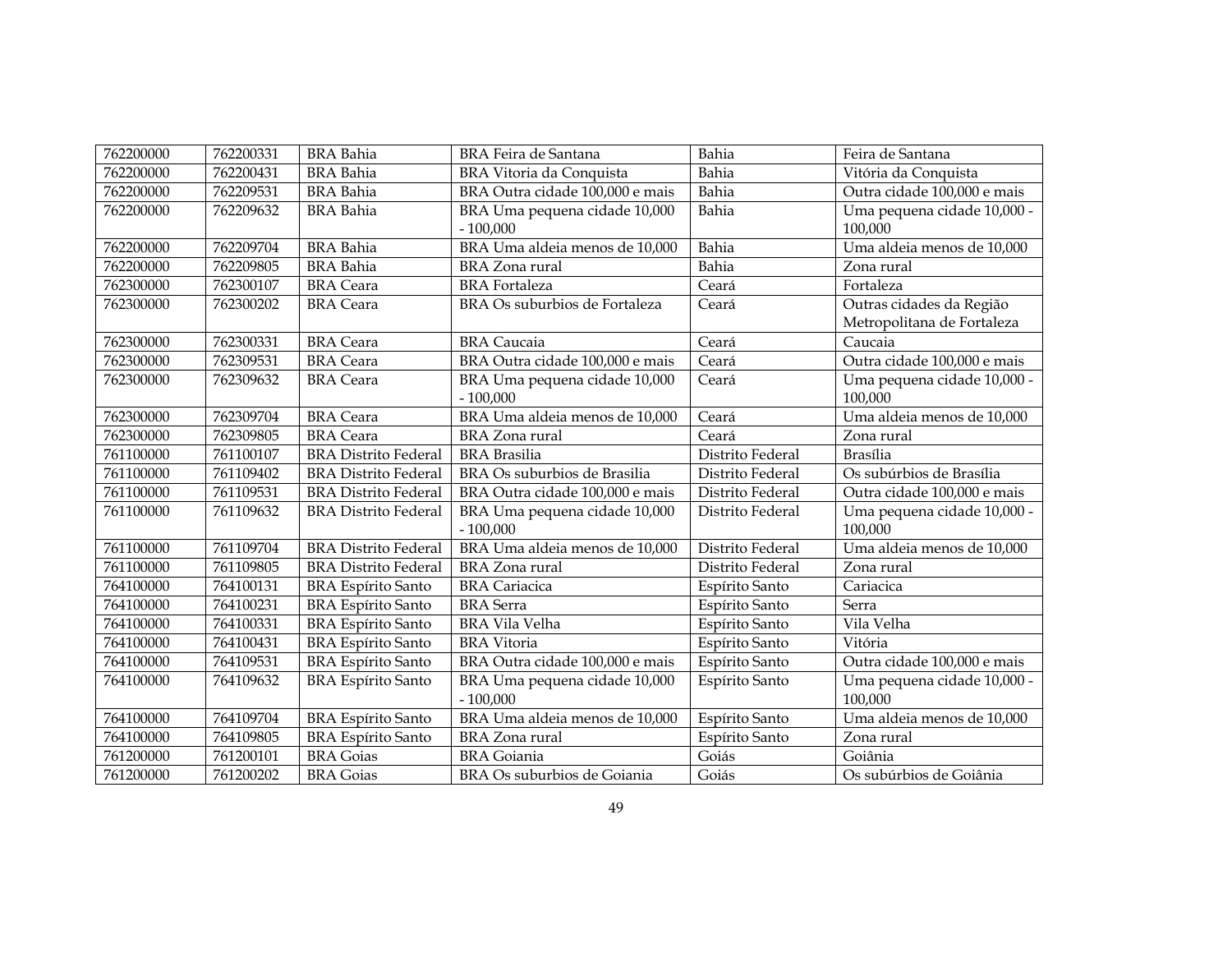| | | | | | |
|---|---|---|---|---|---|
| 762200000 | 762200331 | BRA Bahia | BRA Feira de Santana | Bahia | Feira de Santana |
| 762200000 | 762200431 | BRA Bahia | BRA Vitoria da Conquista | Bahia | Vitória da Conquista |
| 762200000 | 762209531 | BRA Bahia | BRA Outra cidade 100,000 e mais | Bahia | Outra cidade 100,000 e mais |
| 762200000 | 762209632 | BRA Bahia | BRA Uma pequena cidade 10,000 - 100,000 | Bahia | Uma pequena cidade 10,000 - 100,000 |
| 762200000 | 762209704 | BRA Bahia | BRA Uma aldeia menos de 10,000 | Bahia | Uma aldeia menos de 10,000 |
| 762200000 | 762209805 | BRA Bahia | BRA Zona rural | Bahia | Zona rural |
| 762300000 | 762300107 | BRA Ceara | BRA Fortaleza | Ceará | Fortaleza |
| 762300000 | 762300202 | BRA Ceara | BRA Os suburbios de Fortaleza | Ceará | Outras cidades da Região Metropolitana de Fortaleza |
| 762300000 | 762300331 | BRA Ceara | BRA Caucaia | Ceará | Caucaia |
| 762300000 | 762309531 | BRA Ceara | BRA Outra cidade 100,000 e mais | Ceará | Outra cidade 100,000 e mais |
| 762300000 | 762309632 | BRA Ceara | BRA Uma pequena cidade 10,000 - 100,000 | Ceará | Uma pequena cidade 10,000 - 100,000 |
| 762300000 | 762309704 | BRA Ceara | BRA Uma aldeia menos de 10,000 | Ceará | Uma aldeia menos de 10,000 |
| 762300000 | 762309805 | BRA Ceara | BRA Zona rural | Ceará | Zona rural |
| 761100000 | 761100107 | BRA Distrito Federal | BRA Brasilia | Distrito Federal | Brasília |
| 761100000 | 761109402 | BRA Distrito Federal | BRA Os suburbios de Brasilia | Distrito Federal | Os subúrbios de Brasília |
| 761100000 | 761109531 | BRA Distrito Federal | BRA Outra cidade 100,000 e mais | Distrito Federal | Outra cidade 100,000 e mais |
| 761100000 | 761109632 | BRA Distrito Federal | BRA Uma pequena cidade 10,000 - 100,000 | Distrito Federal | Uma pequena cidade 10,000 - 100,000 |
| 761100000 | 761109704 | BRA Distrito Federal | BRA Uma aldeia menos de 10,000 | Distrito Federal | Uma aldeia menos de 10,000 |
| 761100000 | 761109805 | BRA Distrito Federal | BRA Zona rural | Distrito Federal | Zona rural |
| 764100000 | 764100131 | BRA Espírito Santo | BRA Cariacica | Espírito Santo | Cariacica |
| 764100000 | 764100231 | BRA Espírito Santo | BRA Serra | Espírito Santo | Serra |
| 764100000 | 764100331 | BRA Espírito Santo | BRA Vila Velha | Espírito Santo | Vila Velha |
| 764100000 | 764100431 | BRA Espírito Santo | BRA Vitoria | Espírito Santo | Vitória |
| 764100000 | 764109531 | BRA Espírito Santo | BRA Outra cidade 100,000 e mais | Espírito Santo | Outra cidade 100,000 e mais |
| 764100000 | 764109632 | BRA Espírito Santo | BRA Uma pequena cidade 10,000 - 100,000 | Espírito Santo | Uma pequena cidade 10,000 - 100,000 |
| 764100000 | 764109704 | BRA Espírito Santo | BRA Uma aldeia menos de 10,000 | Espírito Santo | Uma aldeia menos de 10,000 |
| 764100000 | 764109805 | BRA Espírito Santo | BRA Zona rural | Espírito Santo | Zona rural |
| 761200000 | 761200101 | BRA Goias | BRA Goiania | Goiás | Goiânia |
| 761200000 | 761200202 | BRA Goias | BRA Os suburbios de Goiania | Goiás | Os subúrbios de Goiânia |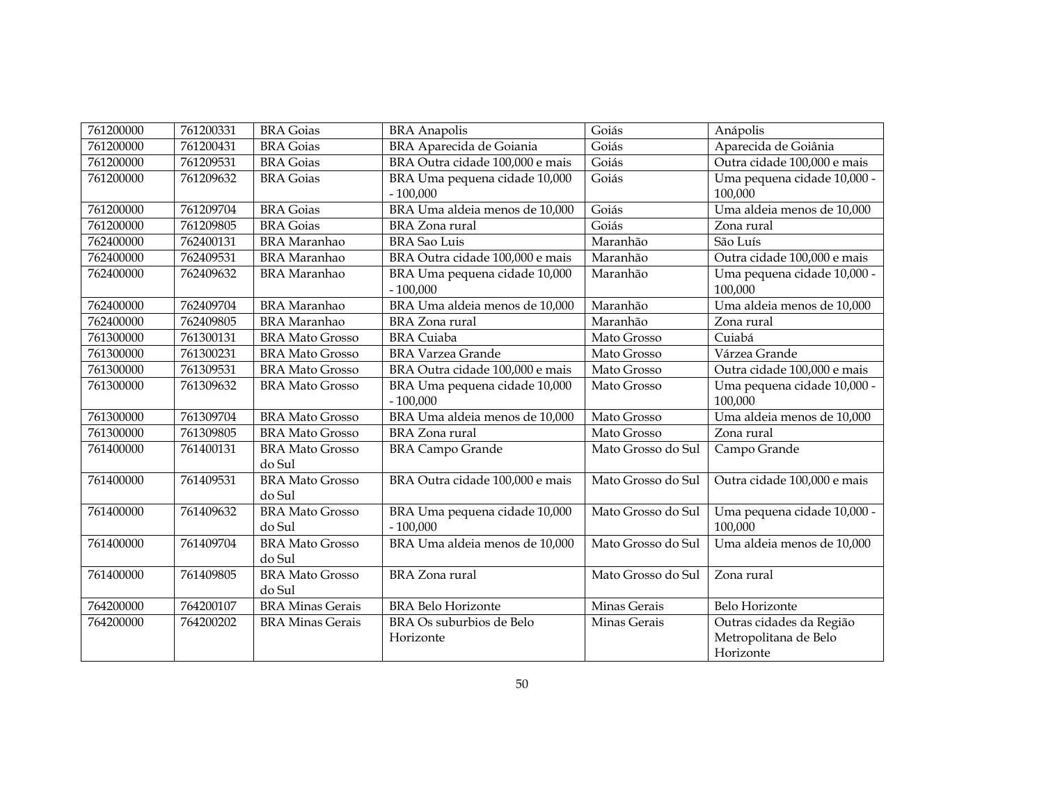| 761200000 | 761200331 | BRA Goias | BRA Anapolis | Goiás | Anápolis |
|---|---|---|---|---|---|
| 761200000 | 761200431 | BRA Goias | BRA Aparecida de Goiania | Goiás | Aparecida de Goiânia |
| 761200000 | 761209531 | BRA Goias | BRA Outra cidade 100,000 e mais | Goiás | Outra cidade 100,000 e mais |
| 761200000 | 761209632 | BRA Goias | BRA Uma pequena cidade 10,000 - 100,000 | Goiás | Uma pequena cidade 10,000 - 100,000 |
| 761200000 | 761209704 | BRA Goias | BRA Uma aldeia menos de 10,000 | Goiás | Uma aldeia menos de 10,000 |
| 761200000 | 761209805 | BRA Goias | BRA Zona rural | Goiás | Zona rural |
| 762400000 | 762400131 | BRA Maranhao | BRA Sao Luis | Maranhão | São Luís |
| 762400000 | 762409531 | BRA Maranhao | BRA Outra cidade 100,000 e mais | Maranhão | Outra cidade 100,000 e mais |
| 762400000 | 762409632 | BRA Maranhao | BRA Uma pequena cidade 10,000 - 100,000 | Maranhão | Uma pequena cidade 10,000 - 100,000 |
| 762400000 | 762409704 | BRA Maranhao | BRA Uma aldeia menos de 10,000 | Maranhão | Uma aldeia menos de 10,000 |
| 762400000 | 762409805 | BRA Maranhao | BRA Zona rural | Maranhão | Zona rural |
| 761300000 | 761300131 | BRA Mato Grosso | BRA Cuiaba | Mato Grosso | Cuiabá |
| 761300000 | 761300231 | BRA Mato Grosso | BRA Varzea Grande | Mato Grosso | Várzea Grande |
| 761300000 | 761309531 | BRA Mato Grosso | BRA Outra cidade 100,000 e mais | Mato Grosso | Outra cidade 100,000 e mais |
| 761300000 | 761309632 | BRA Mato Grosso | BRA Uma pequena cidade 10,000 - 100,000 | Mato Grosso | Uma pequena cidade 10,000 - 100,000 |
| 761300000 | 761309704 | BRA Mato Grosso | BRA Uma aldeia menos de 10,000 | Mato Grosso | Uma aldeia menos de 10,000 |
| 761300000 | 761309805 | BRA Mato Grosso | BRA Zona rural | Mato Grosso | Zona rural |
| 761400000 | 761400131 | BRA Mato Grosso do Sul | BRA Campo Grande | Mato Grosso do Sul | Campo Grande |
| 761400000 | 761409531 | BRA Mato Grosso do Sul | BRA Outra cidade 100,000 e mais | Mato Grosso do Sul | Outra cidade 100,000 e mais |
| 761400000 | 761409632 | BRA Mato Grosso do Sul | BRA Uma pequena cidade 10,000 - 100,000 | Mato Grosso do Sul | Uma pequena cidade 10,000 - 100,000 |
| 761400000 | 761409704 | BRA Mato Grosso do Sul | BRA Uma aldeia menos de 10,000 | Mato Grosso do Sul | Uma aldeia menos de 10,000 |
| 761400000 | 761409805 | BRA Mato Grosso do Sul | BRA Zona rural | Mato Grosso do Sul | Zona rural |
| 764200000 | 764200107 | BRA Minas Gerais | BRA Belo Horizonte | Minas Gerais | Belo Horizonte |
| 764200000 | 764200202 | BRA Minas Gerais | BRA Os suburbios de Belo Horizonte | Minas Gerais | Outras cidades da Região Metropolitana de Belo Horizonte |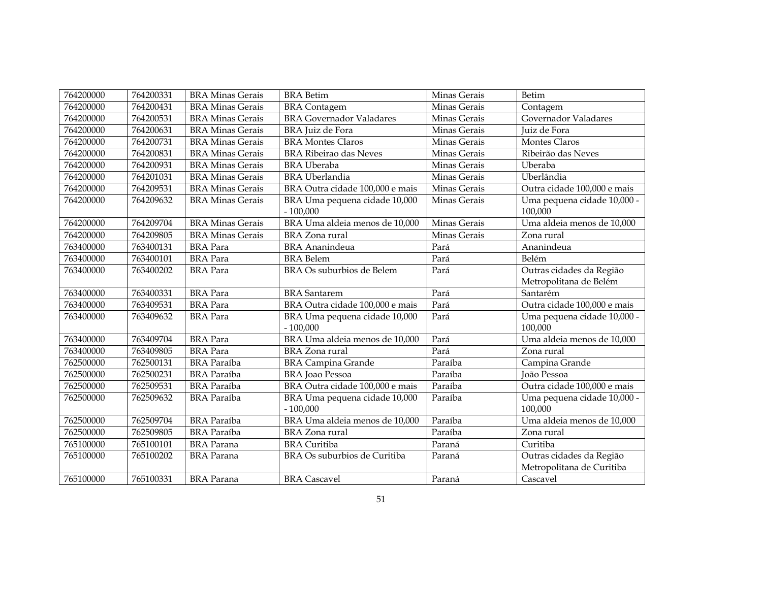| 764200000 | 764200331 | BRA Minas Gerais | BRA Betim | Minas Gerais | Betim |
|---|---|---|---|---|---|
| 764200000 | 764200431 | BRA Minas Gerais | BRA Contagem | Minas Gerais | Contagem |
| 764200000 | 764200531 | BRA Minas Gerais | BRA Governador Valadares | Minas Gerais | Governador Valadares |
| 764200000 | 764200631 | BRA Minas Gerais | BRA Juiz de Fora | Minas Gerais | Juiz de Fora |
| 764200000 | 764200731 | BRA Minas Gerais | BRA Montes Claros | Minas Gerais | Montes Claros |
| 764200000 | 764200831 | BRA Minas Gerais | BRA Ribeirao das Neves | Minas Gerais | Ribeirão das Neves |
| 764200000 | 764200931 | BRA Minas Gerais | BRA Uberaba | Minas Gerais | Uberaba |
| 764200000 | 764201031 | BRA Minas Gerais | BRA Uberlandia | Minas Gerais | Uberlândia |
| 764200000 | 764209531 | BRA Minas Gerais | BRA Outra cidade 100,000 e mais | Minas Gerais | Outra cidade 100,000 e mais |
| 764200000 | 764209632 | BRA Minas Gerais | BRA Uma pequena cidade 10,000 - 100,000 | Minas Gerais | Uma pequena cidade 10,000 - 100,000 |
| 764200000 | 764209704 | BRA Minas Gerais | BRA Uma aldeia menos de 10,000 | Minas Gerais | Uma aldeia menos de 10,000 |
| 764200000 | 764209805 | BRA Minas Gerais | BRA Zona rural | Minas Gerais | Zona rural |
| 763400000 | 763400131 | BRA Para | BRA Ananindeua | Pará | Ananindeua |
| 763400000 | 763400101 | BRA Para | BRA Belem | Pará | Belém |
| 763400000 | 763400202 | BRA Para | BRA Os suburbios de Belem | Pará | Outras cidades da Região Metropolitana de Belém |
| 763400000 | 763400331 | BRA Para | BRA Santarem | Pará | Santarém |
| 763400000 | 763409531 | BRA Para | BRA Outra cidade 100,000 e mais | Pará | Outra cidade 100,000 e mais |
| 763400000 | 763409632 | BRA Para | BRA Uma pequena cidade 10,000 - 100,000 | Pará | Uma pequena cidade 10,000 - 100,000 |
| 763400000 | 763409704 | BRA Para | BRA Uma aldeia menos de 10,000 | Pará | Uma aldeia menos de 10,000 |
| 763400000 | 763409805 | BRA Para | BRA Zona rural | Pará | Zona rural |
| 762500000 | 762500131 | BRA Paraíba | BRA Campina Grande | Paraíba | Campina Grande |
| 762500000 | 762500231 | BRA Paraíba | BRA Joao Pessoa | Paraíba | João Pessoa |
| 762500000 | 762509531 | BRA Paraíba | BRA Outra cidade 100,000 e mais | Paraíba | Outra cidade 100,000 e mais |
| 762500000 | 762509632 | BRA Paraíba | BRA Uma pequena cidade 10,000 - 100,000 | Paraíba | Uma pequena cidade 10,000 - 100,000 |
| 762500000 | 762509704 | BRA Paraíba | BRA Uma aldeia menos de 10,000 | Paraíba | Uma aldeia menos de 10,000 |
| 762500000 | 762509805 | BRA Paraíba | BRA Zona rural | Paraíba | Zona rural |
| 765100000 | 765100101 | BRA Parana | BRA Curitiba | Paraná | Curitiba |
| 765100000 | 765100202 | BRA Parana | BRA Os suburbios de Curitiba | Paraná | Outras cidades da Região Metropolitana de Curitiba |
| 765100000 | 765100331 | BRA Parana | BRA Cascavel | Paraná | Cascavel |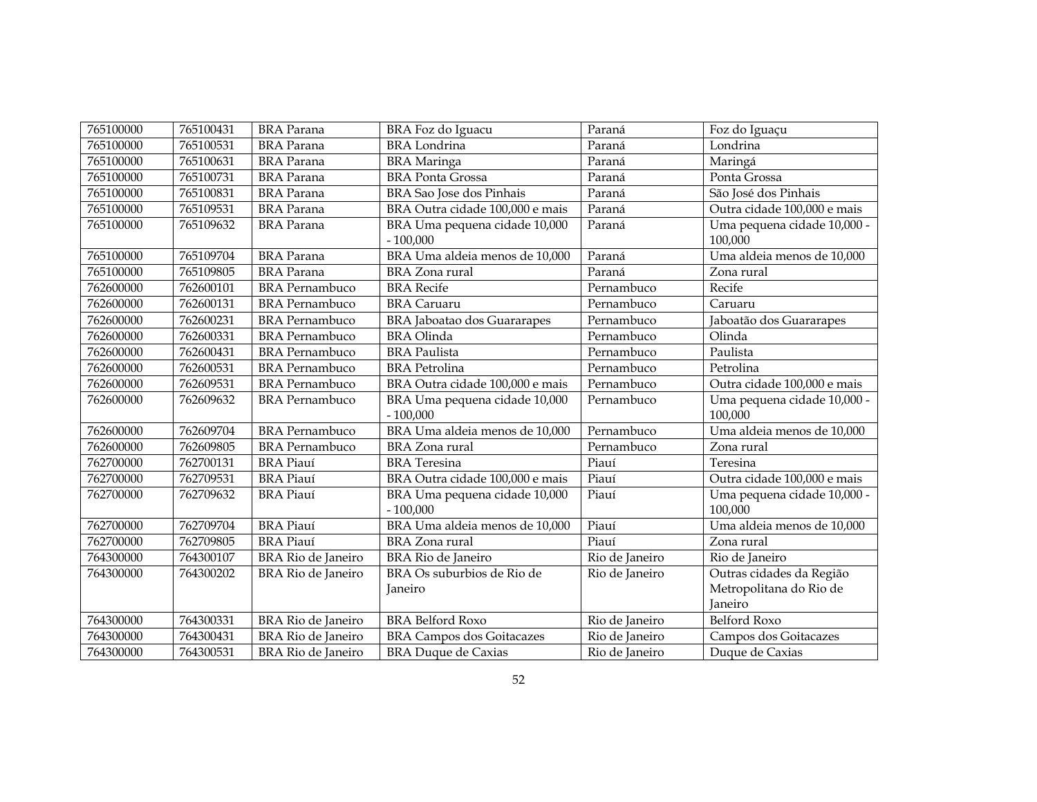| 765100000 | 765100431 | BRA Parana | BRA Foz do Iguacu | Paraná | Foz do Iguaçu |
|---|---|---|---|---|---|
| 765100000 | 765100531 | BRA Parana | BRA Londrina | Paraná | Londrina |
| 765100000 | 765100631 | BRA Parana | BRA Maringa | Paraná | Maringá |
| 765100000 | 765100731 | BRA Parana | BRA Ponta Grossa | Paraná | Ponta Grossa |
| 765100000 | 765100831 | BRA Parana | BRA Sao Jose dos Pinhais | Paraná | São José dos Pinhais |
| 765100000 | 765109531 | BRA Parana | BRA Outra cidade 100,000 e mais | Paraná | Outra cidade 100,000 e mais |
| 765100000 | 765109632 | BRA Parana | BRA Uma pequena cidade 10,000 - 100,000 | Paraná | Uma pequena cidade 10,000 - 100,000 |
| 765100000 | 765109704 | BRA Parana | BRA Uma aldeia menos de 10,000 | Paraná | Uma aldeia menos de 10,000 |
| 765100000 | 765109805 | BRA Parana | BRA Zona rural | Paraná | Zona rural |
| 762600000 | 762600101 | BRA Pernambuco | BRA Recife | Pernambuco | Recife |
| 762600000 | 762600131 | BRA Pernambuco | BRA Caruaru | Pernambuco | Caruaru |
| 762600000 | 762600231 | BRA Pernambuco | BRA Jaboatao dos Guararapes | Pernambuco | Jaboatão dos Guararapes |
| 762600000 | 762600331 | BRA Pernambuco | BRA Olinda | Pernambuco | Olinda |
| 762600000 | 762600431 | BRA Pernambuco | BRA Paulista | Pernambuco | Paulista |
| 762600000 | 762600531 | BRA Pernambuco | BRA Petrolina | Pernambuco | Petrolina |
| 762600000 | 762609531 | BRA Pernambuco | BRA Outra cidade 100,000 e mais | Pernambuco | Outra cidade 100,000 e mais |
| 762600000 | 762609632 | BRA Pernambuco | BRA Uma pequena cidade 10,000 - 100,000 | Pernambuco | Uma pequena cidade 10,000 - 100,000 |
| 762600000 | 762609704 | BRA Pernambuco | BRA Uma aldeia menos de 10,000 | Pernambuco | Uma aldeia menos de 10,000 |
| 762600000 | 762609805 | BRA Pernambuco | BRA Zona rural | Pernambuco | Zona rural |
| 762700000 | 762700131 | BRA Piauí | BRA Teresina | Piauí | Teresina |
| 762700000 | 762709531 | BRA Piauí | BRA Outra cidade 100,000 e mais | Piauí | Outra cidade 100,000 e mais |
| 762700000 | 762709632 | BRA Piauí | BRA Uma pequena cidade 10,000 - 100,000 | Piauí | Uma pequena cidade 10,000 - 100,000 |
| 762700000 | 762709704 | BRA Piauí | BRA Uma aldeia menos de 10,000 | Piauí | Uma aldeia menos de 10,000 |
| 762700000 | 762709805 | BRA Piauí | BRA Zona rural | Piauí | Zona rural |
| 764300000 | 764300107 | BRA Rio de Janeiro | BRA Rio de Janeiro | Rio de Janeiro | Rio de Janeiro |
| 764300000 | 764300202 | BRA Rio de Janeiro | BRA Os suburbios de Rio de Janeiro | Rio de Janeiro | Outras cidades da Região Metropolitana do Rio de Janeiro |
| 764300000 | 764300331 | BRA Rio de Janeiro | BRA Belford Roxo | Rio de Janeiro | Belford Roxo |
| 764300000 | 764300431 | BRA Rio de Janeiro | BRA Campos dos Goitacazes | Rio de Janeiro | Campos dos Goitacazes |
| 764300000 | 764300531 | BRA Rio de Janeiro | BRA Duque de Caxias | Rio de Janeiro | Duque de Caxias |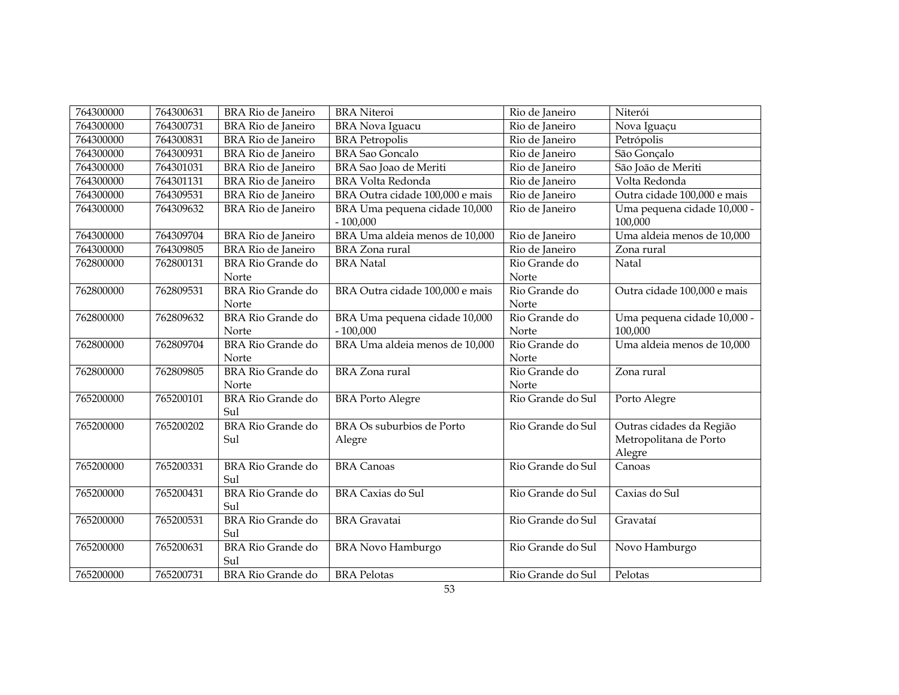| 764300000 | 764300631 | BRA Rio de Janeiro | BRA Niteroi | Rio de Janeiro | Niterói |
|---|---|---|---|---|---|
| 764300000 | 764300731 | BRA Rio de Janeiro | BRA Nova Iguacu | Rio de Janeiro | Nova Iguaçu |
| 764300000 | 764300831 | BRA Rio de Janeiro | BRA Petropolis | Rio de Janeiro | Petrópolis |
| 764300000 | 764300931 | BRA Rio de Janeiro | BRA Sao Goncalo | Rio de Janeiro | São Gonçalo |
| 764300000 | 764301031 | BRA Rio de Janeiro | BRA Sao Joao de Meriti | Rio de Janeiro | São João de Meriti |
| 764300000 | 764301131 | BRA Rio de Janeiro | BRA Volta Redonda | Rio de Janeiro | Volta Redonda |
| 764300000 | 764309531 | BRA Rio de Janeiro | BRA Outra cidade 100,000 e mais | Rio de Janeiro | Outra cidade 100,000 e mais |
| 764300000 | 764309632 | BRA Rio de Janeiro | BRA Uma pequena cidade 10,000 - 100,000 | Rio de Janeiro | Uma pequena cidade 10,000 - 100,000 |
| 764300000 | 764309704 | BRA Rio de Janeiro | BRA Uma aldeia menos de 10,000 | Rio de Janeiro | Uma aldeia menos de 10,000 |
| 764300000 | 764309805 | BRA Rio de Janeiro | BRA Zona rural | Rio de Janeiro | Zona rural |
| 762800000 | 762800131 | BRA Rio Grande do Norte | BRA Natal | Rio Grande do Norte | Natal |
| 762800000 | 762809531 | BRA Rio Grande do Norte | BRA Outra cidade 100,000 e mais | Rio Grande do Norte | Outra cidade 100,000 e mais |
| 762800000 | 762809632 | BRA Rio Grande do Norte | BRA Uma pequena cidade 10,000 - 100,000 | Rio Grande do Norte | Uma pequena cidade 10,000 - 100,000 |
| 762800000 | 762809704 | BRA Rio Grande do Norte | BRA Uma aldeia menos de 10,000 | Rio Grande do Norte | Uma aldeia menos de 10,000 |
| 762800000 | 762809805 | BRA Rio Grande do Norte | BRA Zona rural | Rio Grande do Norte | Zona rural |
| 765200000 | 765200101 | BRA Rio Grande do Sul | BRA Porto Alegre | Rio Grande do Sul | Porto Alegre |
| 765200000 | 765200202 | BRA Rio Grande do Sul | BRA Os suburbios de Porto Alegre | Rio Grande do Sul | Outras cidades da Região Metropolitana de Porto Alegre |
| 765200000 | 765200331 | BRA Rio Grande do Sul | BRA Canoas | Rio Grande do Sul | Canoas |
| 765200000 | 765200431 | BRA Rio Grande do Sul | BRA Caxias do Sul | Rio Grande do Sul | Caxias do Sul |
| 765200000 | 765200531 | BRA Rio Grande do Sul | BRA Gravatai | Rio Grande do Sul | Gravataí |
| 765200000 | 765200631 | BRA Rio Grande do Sul | BRA Novo Hamburgo | Rio Grande do Sul | Novo Hamburgo |
| 765200000 | 765200731 | BRA Rio Grande do | BRA Pelotas | Rio Grande do Sul | Pelotas |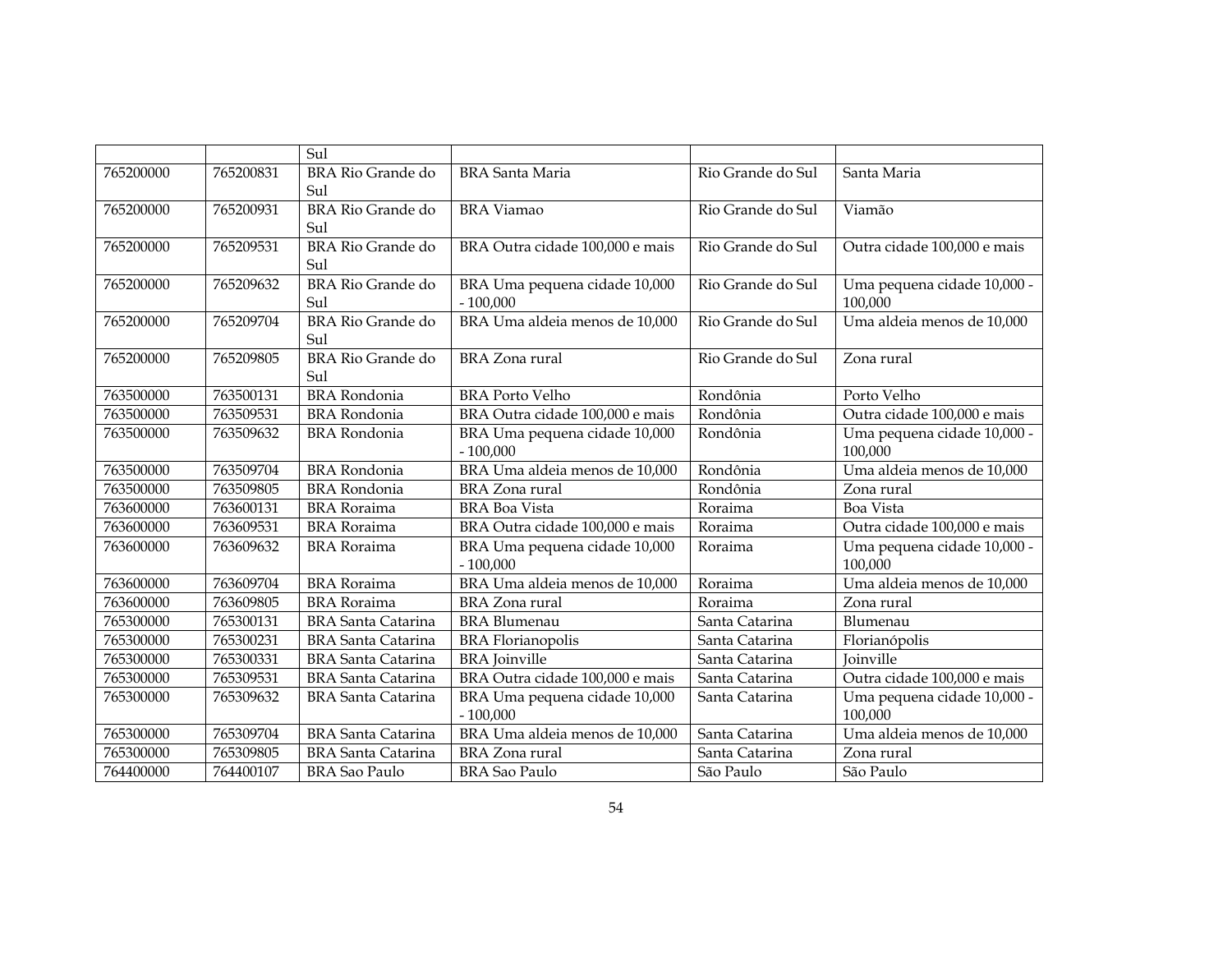| | | Sul | | | |
|---|---|---|---|---|---|
| 765200000 | 765200831 | BRA Rio Grande do Sul | BRA Santa Maria | Rio Grande do Sul | Santa Maria |
| 765200000 | 765200931 | BRA Rio Grande do Sul | BRA Viamao | Rio Grande do Sul | Viamão |
| 765200000 | 765209531 | BRA Rio Grande do Sul | BRA Outra cidade 100,000 e mais | Rio Grande do Sul | Outra cidade 100,000 e mais |
| 765200000 | 765209632 | BRA Rio Grande do Sul | BRA Uma pequena cidade 10,000 - 100,000 | Rio Grande do Sul | Uma pequena cidade 10,000 - 100,000 |
| 765200000 | 765209704 | BRA Rio Grande do Sul | BRA Uma aldeia menos de 10,000 | Rio Grande do Sul | Uma aldeia menos de 10,000 |
| 765200000 | 765209805 | BRA Rio Grande do Sul | BRA Zona rural | Rio Grande do Sul | Zona rural |
| 763500000 | 763500131 | BRA Rondonia | BRA Porto Velho | Rondônia | Porto Velho |
| 763500000 | 763509531 | BRA Rondonia | BRA Outra cidade 100,000 e mais | Rondônia | Outra cidade 100,000 e mais |
| 763500000 | 763509632 | BRA Rondonia | BRA Uma pequena cidade 10,000 - 100,000 | Rondônia | Uma pequena cidade 10,000 - 100,000 |
| 763500000 | 763509704 | BRA Rondonia | BRA Uma aldeia menos de 10,000 | Rondônia | Uma aldeia menos de 10,000 |
| 763500000 | 763509805 | BRA Rondonia | BRA Zona rural | Rondônia | Zona rural |
| 763600000 | 763600131 | BRA Roraima | BRA Boa Vista | Roraima | Boa Vista |
| 763600000 | 763609531 | BRA Roraima | BRA Outra cidade 100,000 e mais | Roraima | Outra cidade 100,000 e mais |
| 763600000 | 763609632 | BRA Roraima | BRA Uma pequena cidade 10,000 - 100,000 | Roraima | Uma pequena cidade 10,000 - 100,000 |
| 763600000 | 763609704 | BRA Roraima | BRA Uma aldeia menos de 10,000 | Roraima | Uma aldeia menos de 10,000 |
| 763600000 | 763609805 | BRA Roraima | BRA Zona rural | Roraima | Zona rural |
| 765300000 | 765300131 | BRA Santa Catarina | BRA Blumenau | Santa Catarina | Blumenau |
| 765300000 | 765300231 | BRA Santa Catarina | BRA Florianopolis | Santa Catarina | Florianópolis |
| 765300000 | 765300331 | BRA Santa Catarina | BRA Joinville | Santa Catarina | Joinville |
| 765300000 | 765309531 | BRA Santa Catarina | BRA Outra cidade 100,000 e mais | Santa Catarina | Outra cidade 100,000 e mais |
| 765300000 | 765309632 | BRA Santa Catarina | BRA Uma pequena cidade 10,000 - 100,000 | Santa Catarina | Uma pequena cidade 10,000 - 100,000 |
| 765300000 | 765309704 | BRA Santa Catarina | BRA Uma aldeia menos de 10,000 | Santa Catarina | Uma aldeia menos de 10,000 |
| 765300000 | 765309805 | BRA Santa Catarina | BRA Zona rural | Santa Catarina | Zona rural |
| 764400000 | 764400107 | BRA Sao Paulo | BRA Sao Paulo | São Paulo | São Paulo |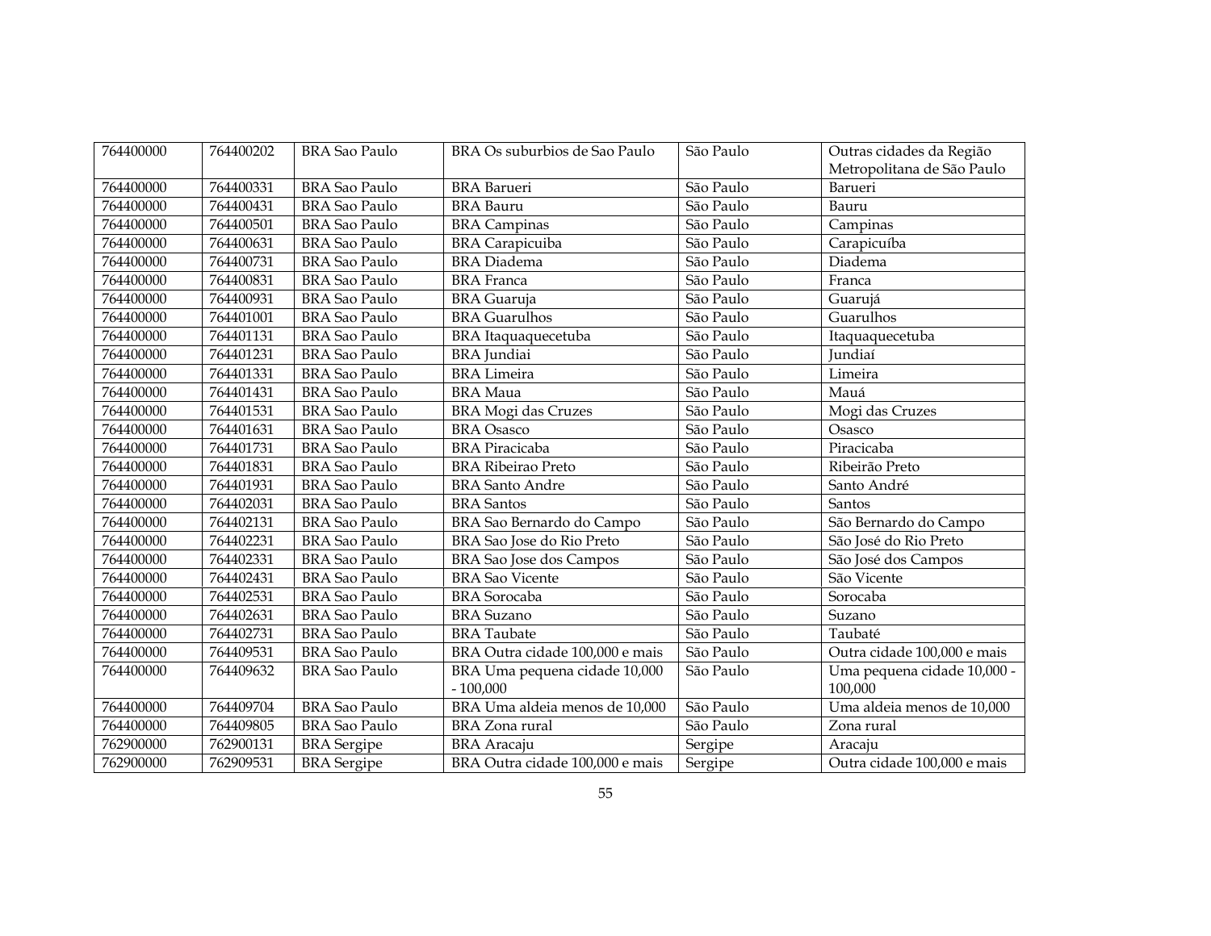| 764400000 | 764400202 | BRA Sao Paulo | BRA Os suburbios de Sao Paulo | São Paulo | Outras cidades da Região Metropolitana de São Paulo |
|---|---|---|---|---|---|
| 764400000 | 764400331 | BRA Sao Paulo | BRA Barueri | São Paulo | Barueri |
| 764400000 | 764400431 | BRA Sao Paulo | BRA Bauru | São Paulo | Bauru |
| 764400000 | 764400501 | BRA Sao Paulo | BRA Campinas | São Paulo | Campinas |
| 764400000 | 764400631 | BRA Sao Paulo | BRA Carapicuiba | São Paulo | Carapicuíba |
| 764400000 | 764400731 | BRA Sao Paulo | BRA Diadema | São Paulo | Diadema |
| 764400000 | 764400831 | BRA Sao Paulo | BRA Franca | São Paulo | Franca |
| 764400000 | 764400931 | BRA Sao Paulo | BRA Guaruja | São Paulo | Guarujá |
| 764400000 | 764401001 | BRA Sao Paulo | BRA Guarulhos | São Paulo | Guarulhos |
| 764400000 | 764401131 | BRA Sao Paulo | BRA Itaquaquecetuba | São Paulo | Itaquaquecetuba |
| 764400000 | 764401231 | BRA Sao Paulo | BRA Jundiai | São Paulo | Jundiaí |
| 764400000 | 764401331 | BRA Sao Paulo | BRA Limeira | São Paulo | Limeira |
| 764400000 | 764401431 | BRA Sao Paulo | BRA Maua | São Paulo | Mauá |
| 764400000 | 764401531 | BRA Sao Paulo | BRA Mogi das Cruzes | São Paulo | Mogi das Cruzes |
| 764400000 | 764401631 | BRA Sao Paulo | BRA Osasco | São Paulo | Osasco |
| 764400000 | 764401731 | BRA Sao Paulo | BRA Piracicaba | São Paulo | Piracicaba |
| 764400000 | 764401831 | BRA Sao Paulo | BRA Ribeirao Preto | São Paulo | Ribeirão Preto |
| 764400000 | 764401931 | BRA Sao Paulo | BRA Santo Andre | São Paulo | Santo André |
| 764400000 | 764402031 | BRA Sao Paulo | BRA Santos | São Paulo | Santos |
| 764400000 | 764402131 | BRA Sao Paulo | BRA Sao Bernardo do Campo | São Paulo | São Bernardo do Campo |
| 764400000 | 764402231 | BRA Sao Paulo | BRA Sao Jose do Rio Preto | São Paulo | São José do Rio Preto |
| 764400000 | 764402331 | BRA Sao Paulo | BRA Sao Jose dos Campos | São Paulo | São José dos Campos |
| 764400000 | 764402431 | BRA Sao Paulo | BRA Sao Vicente | São Paulo | São Vicente |
| 764400000 | 764402531 | BRA Sao Paulo | BRA Sorocaba | São Paulo | Sorocaba |
| 764400000 | 764402631 | BRA Sao Paulo | BRA Suzano | São Paulo | Suzano |
| 764400000 | 764402731 | BRA Sao Paulo | BRA Taubate | São Paulo | Taubaté |
| 764400000 | 764409531 | BRA Sao Paulo | BRA Outra cidade 100,000 e mais | São Paulo | Outra cidade 100,000 e mais |
| 764400000 | 764409632 | BRA Sao Paulo | BRA Uma pequena cidade 10,000 - 100,000 | São Paulo | Uma pequena cidade 10,000 - 100,000 |
| 764400000 | 764409704 | BRA Sao Paulo | BRA Uma aldeia menos de 10,000 | São Paulo | Uma aldeia menos de 10,000 |
| 764400000 | 764409805 | BRA Sao Paulo | BRA Zona rural | São Paulo | Zona rural |
| 762900000 | 762900131 | BRA Sergipe | BRA Aracaju | Sergipe | Aracaju |
| 762900000 | 762909531 | BRA Sergipe | BRA Outra cidade 100,000 e mais | Sergipe | Outra cidade 100,000 e mais |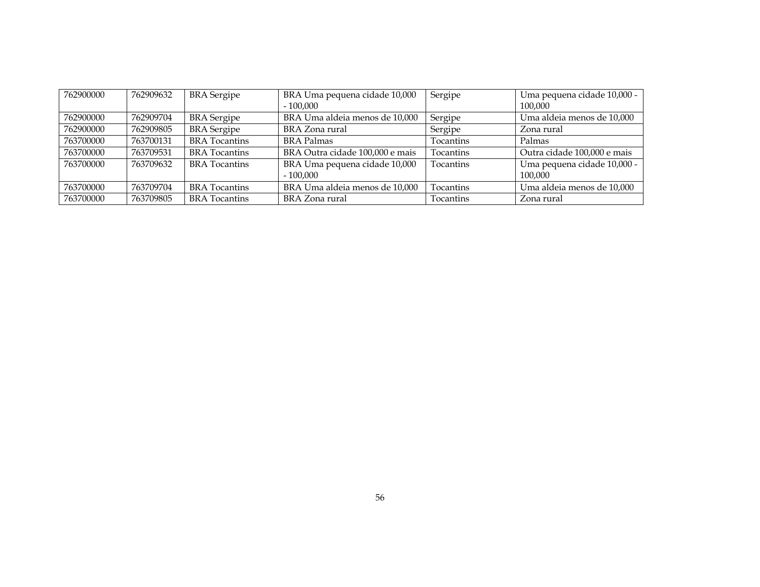| 762900000 | 762909632 | BRA Sergipe | BRA Uma pequena cidade 10,000 - 100,000 | Sergipe | Uma pequena cidade 10,000 - 100,000 |
|---|---|---|---|---|---|
| 762900000 | 762909704 | BRA Sergipe | BRA Uma aldeia menos de 10,000 | Sergipe | Uma aldeia menos de 10,000 |
| 762900000 | 762909805 | BRA Sergipe | BRA Zona rural | Sergipe | Zona rural |
| 763700000 | 763700131 | BRA Tocantins | BRA Palmas | Tocantins | Palmas |
| 763700000 | 763709531 | BRA Tocantins | BRA Outra cidade 100,000 e mais | Tocantins | Outra cidade 100,000 e mais |
| 763700000 | 763709632 | BRA Tocantins | BRA Uma pequena cidade 10,000 - 100,000 | Tocantins | Uma pequena cidade 10,000 - 100,000 |
| 763700000 | 763709704 | BRA Tocantins | BRA Uma aldeia menos de 10,000 | Tocantins | Uma aldeia menos de 10,000 |
| 763700000 | 763709805 | BRA Tocantins | BRA Zona rural | Tocantins | Zona rural |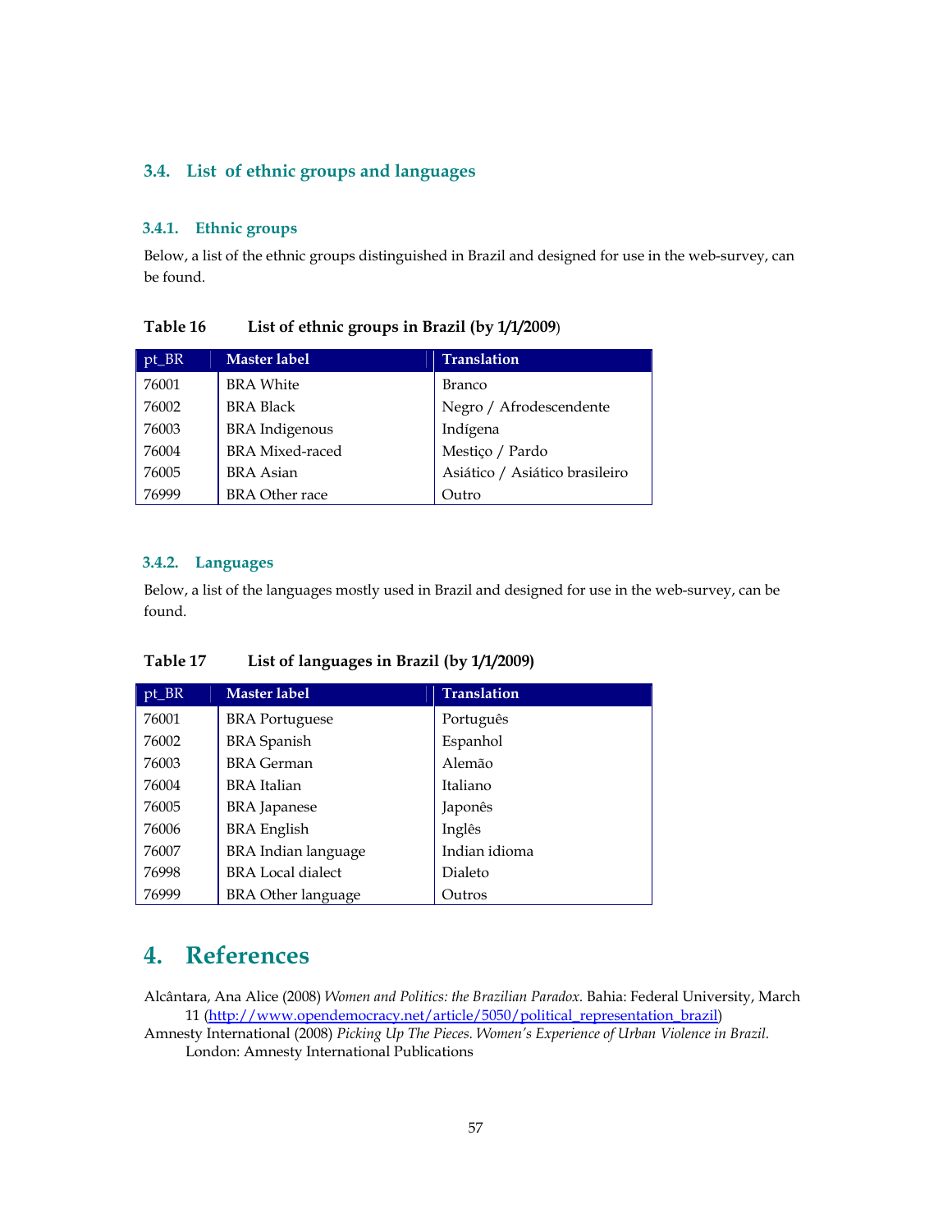## 3.4. List of ethnic groups and languages

### 3.4.1. Ethnic groups

Below, a list of the ethnic groups distinguished in Brazil and designed for use in the web-survey, can be found.

**Table 16 List of ethnic groups in Brazil (by 1/1/2009)**

| pt_BR | Master label | Translation |
|---|---|---|
| 76001 | BRA White | Branco |
| 76002 | BRA Black | Negro / Afrodescendente |
| 76003 | BRA Indigenous | Indígena |
| 76004 | BRA Mixed-raced | Mestiço / Pardo |
| 76005 | BRA Asian | Asiático / Asiático brasileiro |
| 76999 | BRA Other race | Outro |

### 3.4.2. Languages

Below, a list of the languages mostly used in Brazil and designed for use in the web-survey, can be found.

**Table 17 List of languages in Brazil (by 1/1/2009)**

| pt_BR | Master label | Translation |
|---|---|---|
| 76001 | BRA Portuguese | Português |
| 76002 | BRA Spanish | Espanhol |
| 76003 | BRA German | Alemão |
| 76004 | BRA Italian | Italiano |
| 76005 | BRA Japanese | Japonês |
| 76006 | BRA English | Inglês |
| 76007 | BRA Indian language | Indian idioma |
| 76998 | BRA Local dialect | Dialeto |
| 76999 | BRA Other language | Outros |

# 4. References

Alcântara, Ana Alice (2008) *Women and Politics: the Brazilian Paradox.* Bahia: Federal University, March 11 (http://www.opendemocracy.net/article/5050/political_representation_brazil)

Amnesty International (2008) *Picking Up The Pieces. Women's Experience of Urban Violence in Brazil.* London: Amnesty International Publications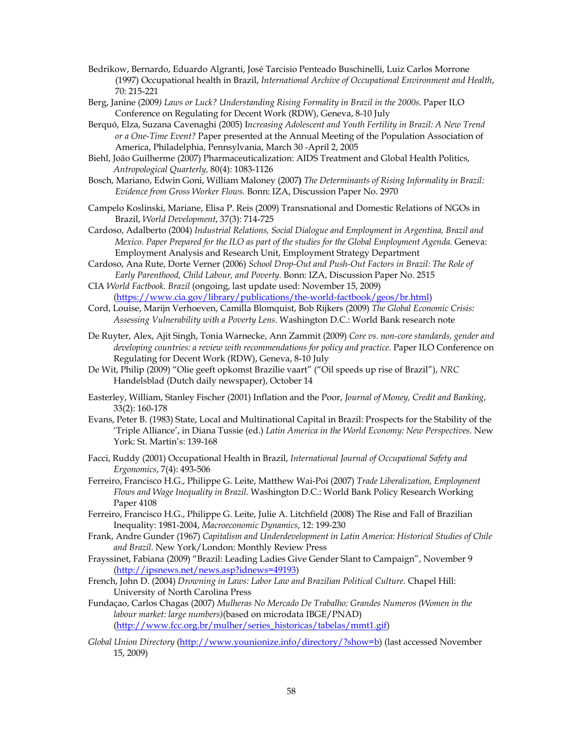Bedrikow, Bernardo, Eduardo Algranti, José Tarcisio Penteado Buschinelli, Luiz Carlos Morrone (1997) Occupational health in Brazil, *International Archive of Occupational Environment and Health*, 70: 215-221

Berg, Janine (2009*) Laws or Luck? Understanding Rising Formality in Brazil in the 2000s*. Paper ILO Conference on Regulating for Decent Work (RDW), Geneva, 8-10 July

Berquó, Elza, Suzana Cavenaghi (2005) I*ncreasing Adolescent and Youth Fertility in Brazil: A New Trend or a One-Time Event?* Paper presented at the Annual Meeting of the Population Association of America, Philadelphia, Pennsylvania, March 30 -April 2, 2005

Biehl, João Guilherme (2007) Pharmaceuticalization: AIDS Treatment and Global Health Politics, *Antropological Quarterly,* 80(4): 1083-1126

Bosch, Mariano, Edwin Goni, William Maloney (2007**)** *The Determinants of Rising Informality in Brazil: Evidence from Gross Worker Flows.* Bonn: IZA, Discussion Paper No. 2970

Campelo Koslinski, Mariane, Elisa P. Reis (2009) Transnational and Domestic Relations of NGOs in Brazil, *World Development*, 37(3): 714-725

Cardoso, Adalberto (2004) *Industrial Relations, Social Dialogue and Employment in Argentina, Brazil and Mexico. Paper Prepared for the ILO as part of the studies for the Global Employment Agenda.* Geneva: Employment Analysis and Research Unit, Employment Strategy Department

Cardoso, Ana Rute, Dorte Verner (2006) *School Drop-Out and Push-Out Factors in Brazil: The Role of Early Parenthood, Child Labour, and Poverty.* Bonn: IZA, Discussion Paper No. 2515

CIA *World Factbook. Brazil* (ongoing, last update used: November 15, 2009) (https://www.cia.gov/library/publications/the-world-factbook/geos/br.html)

Cord, Louise, Marijn Verhoeven, Camilla Blomquist, Bob Rijkers (2009) *The Global Economic Crisis: Assessing Vulnerability with a Poverty Lens*. Washington D.C.: World Bank research note

De Ruyter, Alex, Ajit Singh, Tonia Warnecke, Ann Zammit (2009) *Core vs. non-core standards, gender and developing countries: a review with recommendations for policy and practice.* Paper ILO Conference on Regulating for Decent Work (RDW), Geneva, 8-10 July

De Wit, Philip (2009) "Olie geeft opkomst Brazilie vaart" ("Oil speeds up rise of Brazil"), *NRC* Handelsblad (Dutch daily newspaper), October 14

Easterley, William, Stanley Fischer (2001) Inflation and the Poor, *Journal of Money, Credit and Banking*, 33(2): 160-178

Evans, Peter B. (1983) State, Local and Multinational Capital in Brazil: Prospects for the Stability of the 'Triple Alliance', in Diana Tussie (ed.) *Latin America in the World Economy: New Perspectives.* New York: St. Martin's: 139-168

Facci, Ruddy (2001) Occupational Health in Brazil, *International Journal of Occupational Safety and Ergonomics*, 7(4): 493-506

Ferreiro, Francisco H.G., Philippe G. Leite, Matthew Wai-Poi (2007) *Trade Liberalization, Employment Flows and Wage Inequality in Brazil.* Washington D.C.: World Bank Policy Research Working Paper 4108

Ferreiro, Francisco H.G., Philippe G. Leite, Julie A. Litchfield (2008) The Rise and Fall of Brazilian Inequality: 1981-2004, *Macroeconomic Dynamics*, 12: 199-230

Frank, Andre Gunder (1967) *Capitalism and Underdevelopment in Latin America: Historical Studies of Chile and Brazil.* New York/London: Monthly Review Press

Frayssinet, Fabiana (2009) "Brazil: Leading Ladies Give Gender Slant to Campaign", November 9 (http://ipsnews.net/news.asp?idnews=49193)

French, John D. (2004) *Drowning in Laws: Labor Law and Brazilian Political Culture.* Chapel Hill: University of North Carolina Press

Fundaçao, Carlos Chagas (2007) *Mulheras No Mercado De Trabalho: Grandes Numeros (Women in the labour market: large numbers)*(based on microdata IBGE/PNAD) (http://www.fcc.org.br/mulher/series_historicas/tabelas/mmt1.gif)

*Global Union Directory* (http://www.younionize.info/directory/?show=b) (last accessed November 15, 2009)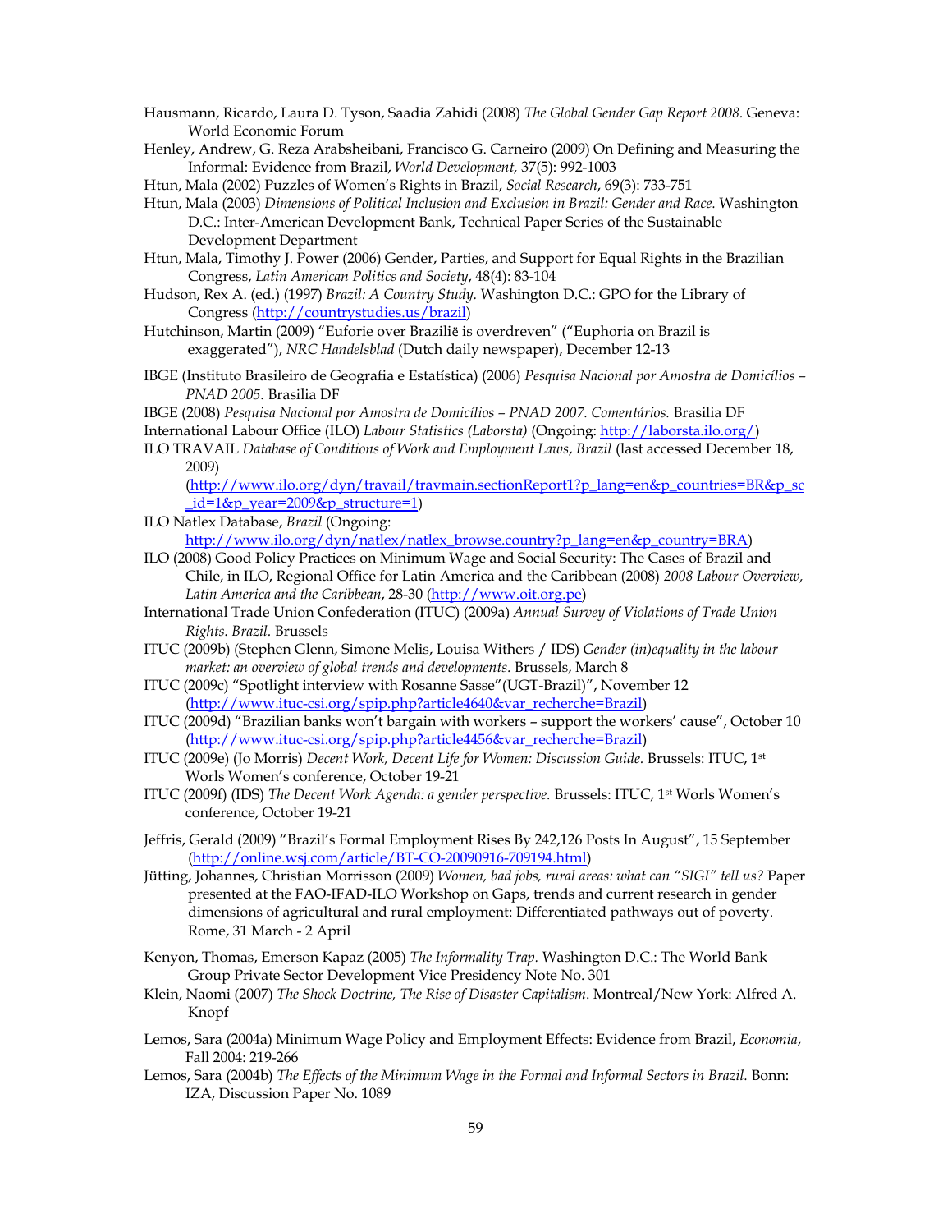Hausmann, Ricardo, Laura D. Tyson, Saadia Zahidi (2008) *The Global Gender Gap Report 2008.* Geneva: World Economic Forum

Henley, Andrew, G. Reza Arabsheibani, Francisco G. Carneiro (2009) On Defining and Measuring the Informal: Evidence from Brazil, *World Development,* 37(5): 992-1003

Htun, Mala (2002) Puzzles of Women's Rights in Brazil, *Social Research*, 69(3): 733-751

Htun, Mala (2003) *Dimensions of Political Inclusion and Exclusion in Brazil: Gender and Race.* Washington D.C.: Inter-American Development Bank, Technical Paper Series of the Sustainable Development Department

Htun, Mala, Timothy J. Power (2006) Gender, Parties, and Support for Equal Rights in the Brazilian Congress, *Latin American Politics and Society*, 48(4): 83-104

Hudson, Rex A. (ed.) (1997) *Brazil: A Country Study.* Washington D.C.: GPO for the Library of Congress (http://countrystudies.us/brazil)

Hutchinson, Martin (2009) "Euforie over Brazilië is overdreven" ("Euphoria on Brazil is exaggerated"), *NRC Handelsblad* (Dutch daily newspaper), December 12-13

IBGE (Instituto Brasileiro de Geografia e Estatística) (2006) *Pesquisa Nacional por Amostra de Domicílios – PNAD 2005.* Brasilia DF

IBGE (2008) *Pesquisa Nacional por Amostra de Domicílios – PNAD 2007. Comentários.* Brasilia DF

International Labour Office (ILO) *Labour Statistics (Laborsta)* (Ongoing: http://laborsta.ilo.org/)

ILO TRAVAIL *Database of Conditions of Work and Employment Laws*, *Brazil* (last accessed December 18, 2009) (http://www.ilo.org/dyn/travail/travmain.sectionReport1?p_lang=en&p_countries=BR&p_sc_id=1&p_year=2009&p_structure=1)

ILO Natlex Database, *Brazil* (Ongoing: http://www.ilo.org/dyn/natlex/natlex_browse.country?p_lang=en&p_country=BRA)

ILO (2008) Good Policy Practices on Minimum Wage and Social Security: The Cases of Brazil and Chile, in ILO, Regional Office for Latin America and the Caribbean (2008) *2008 Labour Overview, Latin America and the Caribbean*, 28-30 (http://www.oit.org.pe)

International Trade Union Confederation (ITUC) (2009a) *Annual Survey of Violations of Trade Union Rights. Brazil.* Brussels

ITUC (2009b) (Stephen Glenn, Simone Melis, Louisa Withers / IDS) *Gender (in)equality in the labour market: an overview of global trends and developments.* Brussels, March 8

ITUC (2009c) "Spotlight interview with Rosanne Sasse"(UGT-Brazil)", November 12 (http://www.ituc-csi.org/spip.php?article4640&var_recherche=Brazil)

ITUC (2009d) "Brazilian banks won't bargain with workers – support the workers' cause", October 10 (http://www.ituc-csi.org/spip.php?article4456&var_recherche=Brazil)

ITUC (2009e) (Jo Morris) *Decent Work, Decent Life for Women: Discussion Guide.* Brussels: ITUC, 1st Worls Women's conference, October 19-21

ITUC (2009f) (IDS) *The Decent Work Agenda: a gender perspective.* Brussels: ITUC, 1st Worls Women's conference, October 19-21

Jeffris, Gerald (2009) "Brazil's Formal Employment Rises By 242,126 Posts In August", 15 September (http://online.wsj.com/article/BT-CO-20090916-709194.html)

Jütting, Johannes, Christian Morrisson (2009) *Women, bad jobs, rural areas: what can "SIGI" tell us?* Paper presented at the FAO-IFAD-ILO Workshop on Gaps, trends and current research in gender dimensions of agricultural and rural employment: Differentiated pathways out of poverty. Rome, 31 March - 2 April

Kenyon, Thomas, Emerson Kapaz (2005) *The Informality Trap.* Washington D.C.: The World Bank Group Private Sector Development Vice Presidency Note No. 301

Klein, Naomi (2007) *The Shock Doctrine, The Rise of Disaster Capitalism.* Montreal/New York: Alfred A. Knopf

Lemos, Sara (2004a) Minimum Wage Policy and Employment Effects: Evidence from Brazil, *Economia*, Fall 2004: 219-266

Lemos, Sara (2004b) *The Effects of the Minimum Wage in the Formal and Informal Sectors in Brazil.* Bonn: IZA, Discussion Paper No. 1089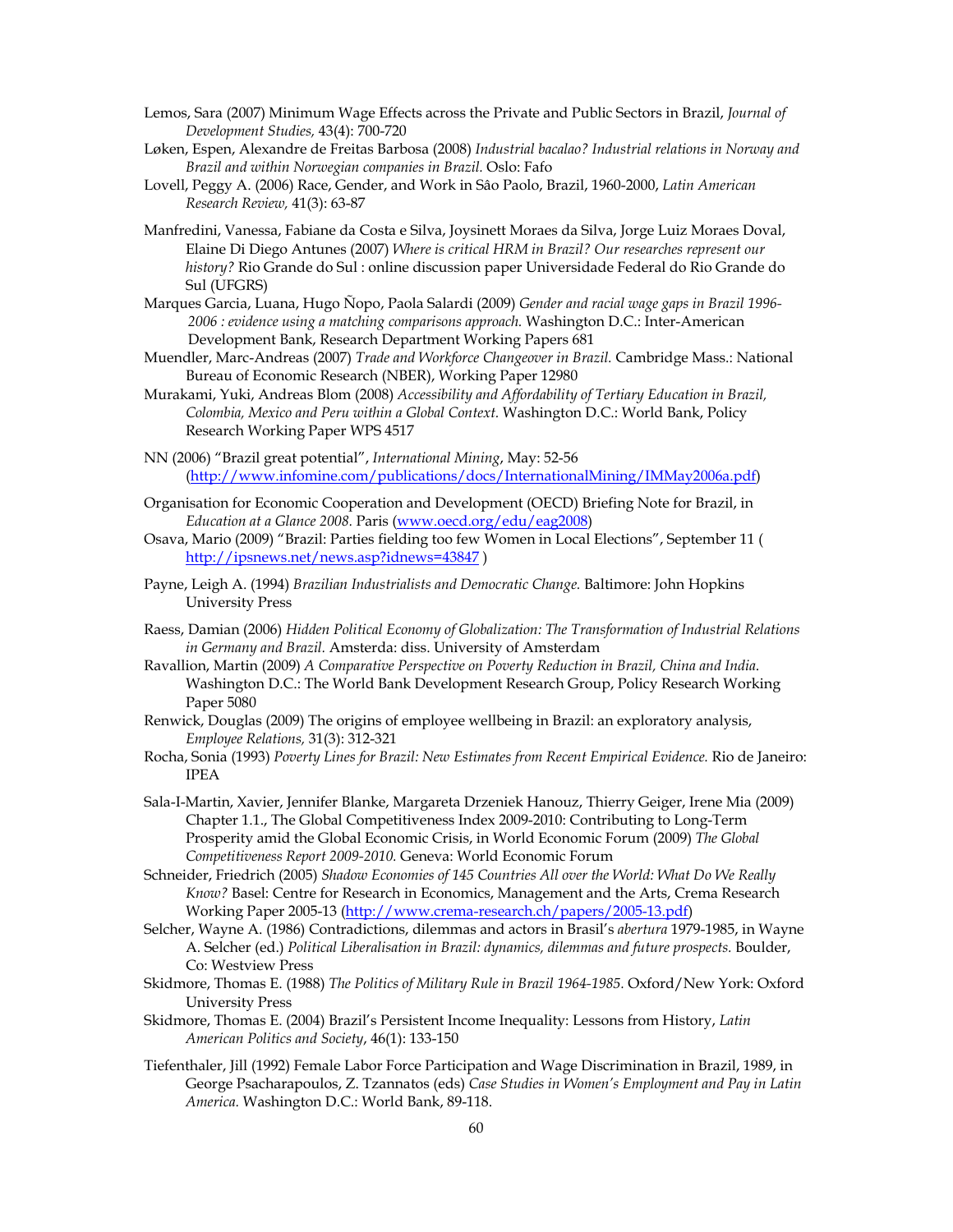Lemos, Sara (2007) Minimum Wage Effects across the Private and Public Sectors in Brazil, *Journal of Development Studies,* 43(4): 700-720

Løken, Espen, Alexandre de Freitas Barbosa (2008) *Industrial bacalao? Industrial relations in Norway and Brazil and within Norwegian companies in Brazil.* Oslo: Fafo

Lovell, Peggy A. (2006) Race, Gender, and Work in Sâo Paolo, Brazil, 1960-2000, *Latin American Research Review,* 41(3): 63-87

Manfredini, Vanessa, Fabiane da Costa e Silva, Joysinett Moraes da Silva, Jorge Luiz Moraes Doval, Elaine Di Diego Antunes (2007) *Where is critical HRM in Brazil? Our researches represent our history?* Rio Grande do Sul : online discussion paper Universidade Federal do Rio Grande do Sul (UFGRS)

Marques Garcia, Luana, Hugo Ñopo, Paola Salardi (2009) *Gender and racial wage gaps in Brazil 1996-2006 : evidence using a matching comparisons approach.* Washington D.C.: Inter-American Development Bank, Research Department Working Papers 681

Muendler, Marc-Andreas (2007) *Trade and Workforce Changeover in Brazil.* Cambridge Mass.: National Bureau of Economic Research (NBER), Working Paper 12980

Murakami, Yuki, Andreas Blom (2008) *Accessibility and Affordability of Tertiary Education in Brazil, Colombia, Mexico and Peru within a Global Context.* Washington D.C.: World Bank, Policy Research Working Paper WPS 4517

NN (2006) "Brazil great potential", *International Mining*, May: 52-56 (http://www.infomine.com/publications/docs/InternationalMining/IMMay2006a.pdf)

Organisation for Economic Cooperation and Development (OECD) Briefing Note for Brazil, in *Education at a Glance 2008.* Paris (www.oecd.org/edu/eag2008)

Osava, Mario (2009) "Brazil: Parties fielding too few Women in Local Elections", September 11 ( http://ipsnews.net/news.asp?idnews=43847 )

Payne, Leigh A. (1994) *Brazilian Industrialists and Democratic Change.* Baltimore: John Hopkins University Press

Raess, Damian (2006) *Hidden Political Economy of Globalization: The Transformation of Industrial Relations in Germany and Brazil.* Amsterda: diss. University of Amsterdam

Ravallion, Martin (2009) *A Comparative Perspective on Poverty Reduction in Brazil, China and India.* Washington D.C.: The World Bank Development Research Group, Policy Research Working Paper 5080

Renwick, Douglas (2009) The origins of employee wellbeing in Brazil: an exploratory analysis, *Employee Relations,* 31(3): 312-321

Rocha, Sonia (1993) *Poverty Lines for Brazil: New Estimates from Recent Empirical Evidence.* Rio de Janeiro: IPEA

Sala-I-Martin, Xavier, Jennifer Blanke, Margareta Drzeniek Hanouz, Thierry Geiger, Irene Mia (2009) Chapter 1.1., The Global Competitiveness Index 2009-2010: Contributing to Long-Term Prosperity amid the Global Economic Crisis, in World Economic Forum (2009) *The Global Competitiveness Report 2009-2010.* Geneva: World Economic Forum

Schneider, Friedrich (2005) *Shadow Economies of 145 Countries All over the World: What Do We Really Know?* Basel: Centre for Research in Economics, Management and the Arts, Crema Research Working Paper 2005-13 (http://www.crema-research.ch/papers/2005-13.pdf)

Selcher, Wayne A. (1986) Contradictions, dilemmas and actors in Brasil's *abertura* 1979-1985, in Wayne A. Selcher (ed.) *Political Liberalisation in Brazil: dynamics, dilemmas and future prospects.* Boulder, Co: Westview Press

Skidmore, Thomas E. (1988) *The Politics of Military Rule in Brazil 1964-1985.* Oxford/New York: Oxford University Press

Skidmore, Thomas E. (2004) Brazil's Persistent Income Inequality: Lessons from History, *Latin American Politics and Society*, 46(1): 133-150

Tiefenthaler, Jill (1992) Female Labor Force Participation and Wage Discrimination in Brazil, 1989, in George Psacharapoulos, Z. Tzannatos (eds) *Case Studies in Women's Employment and Pay in Latin America.* Washington D.C.: World Bank, 89-118.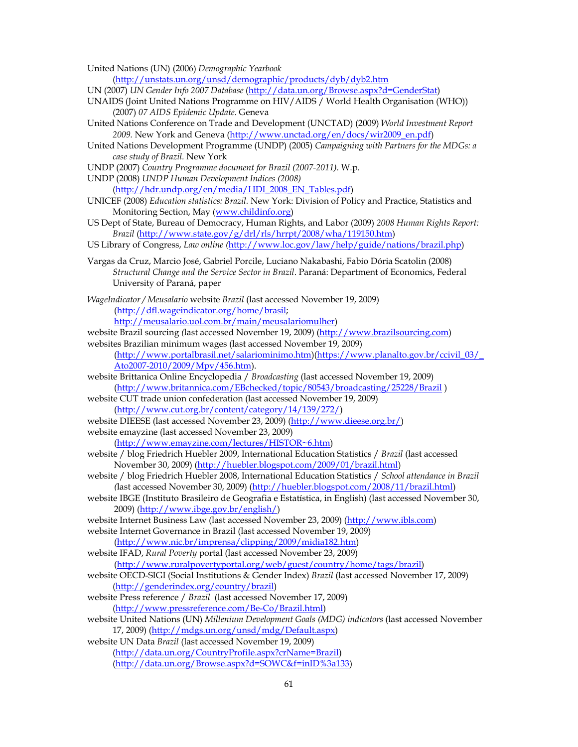United Nations (UN) (2006) *Demographic Yearbook* (http://unstats.un.org/unsd/demographic/products/dyb/dyb2.htm

UN (2007) *UN Gender Info 2007 Database* (http://data.un.org/Browse.aspx?d=GenderStat)

UNAIDS (Joint United Nations Programme on HIV/AIDS / World Health Organisation (WHO)) (2007) *07 AIDS Epidemic Update.* Geneva

United Nations Conference on Trade and Development (UNCTAD) (2009) *World Investment Report 2009.* New York and Geneva (http://www.unctad.org/en/docs/wir2009_en.pdf)

United Nations Development Programme (UNDP) (2005) *Campaigning with Partners for the MDGs: a case study of Brazil.* New York

UNDP (2007) *Country Programme document for Brazil (2007-2011).* W.p.

UNDP (2008) *UNDP Human Development Indices (2008)* (http://hdr.undp.org/en/media/HDI_2008_EN_Tables.pdf)

UNICEF (2008) *Education statistics: Brazil.* New York: Division of Policy and Practice, Statistics and Monitoring Section, May (www.childinfo.org)

US Dept of State, Bureau of Democracy, Human Rights, and Labor (2009) *2008 Human Rights Report: Brazil* (http://www.state.gov/g/drl/rls/hrrpt/2008/wha/119150.htm)

US Library of Congress, *Law online* (http://www.loc.gov/law/help/guide/nations/brazil.php)

Vargas da Cruz, Marcio José, Gabriel Porcile, Luciano Nakabashi, Fabio Dória Scatolin (2008) *Structural Change and the Service Sector in Brazil*. Paraná: Department of Economics, Federal University of Paraná, paper

*WageIndicator/Meusalario* website *Brazil* (last accessed November 19, 2009) (http://dfl.wageindicator.org/home/brasil; http://meusalario.uol.com.br/main/meusalariomulher)

website Brazil sourcing (last accessed November 19, 2009) (http://www.brazilsourcing.com)

websites Brazilian minimum wages (last accessed November 19, 2009) (http://www.portalbrasil.net/salariominimo.htm)(https://www.planalto.gov.br/ccivil_03/_Ato2007-2010/2009/Mpv/456.htm).

website Brittanica Online Encyclopedia / *Broadcasting* (last accessed November 19, 2009) (http://www.britannica.com/EBchecked/topic/80543/broadcasting/25228/Brazil )

website CUT trade union confederation (last accessed November 19, 2009) (http://www.cut.org.br/content/category/14/139/272/)

website DIEESE (last accessed November 23, 2009) (http://www.dieese.org.br/)

website emayzine (last accessed November 23, 2009) (http://www.emayzine.com/lectures/HISTOR~6.htm)

website / blog Friedrich Huebler 2009, International Education Statistics / *Brazil* (last accessed November 30, 2009) (http://huebler.blogspot.com/2009/01/brazil.html)

website / blog Friedrich Huebler 2008, International Education Statistics / *School attendance in Brazil* (last accessed November 30, 2009) (http://huebler.blogspot.com/2008/11/brazil.html)

website IBGE (Instituto Brasileiro de Geografia e Estatística, in English) (last accessed November 30, 2009) (http://www.ibge.gov.br/english/)

website Internet Business Law (last accessed November 23, 2009) (http://www.ibls.com)

website Internet Governance in Brazil (last accessed November 19, 2009) (http://www.nic.br/imprensa/clipping/2009/midia182.htm)

website IFAD, *Rural Poverty* portal (last accessed November 23, 2009) (http://www.ruralpovertyportal.org/web/guest/country/home/tags/brazil)

website OECD-SIGI (Social Institutions & Gender Index) *Brazil* (last accessed November 17, 2009) (http://genderindex.org/country/brazil)

website Press reference / *Brazil* (last accessed November 17, 2009) (http://www.pressreference.com/Be-Co/Brazil.html)

website United Nations (UN) *Millenium Development Goals (MDG) indicators* (last accessed November 17, 2009) (http://mdgs.un.org/unsd/mdg/Default.aspx)

website UN Data *Brazil* (last accessed November 19, 2009) (http://data.un.org/CountryProfile.aspx?crName=Brazil) (http://data.un.org/Browse.aspx?d=SOWC&f=inID%3a133)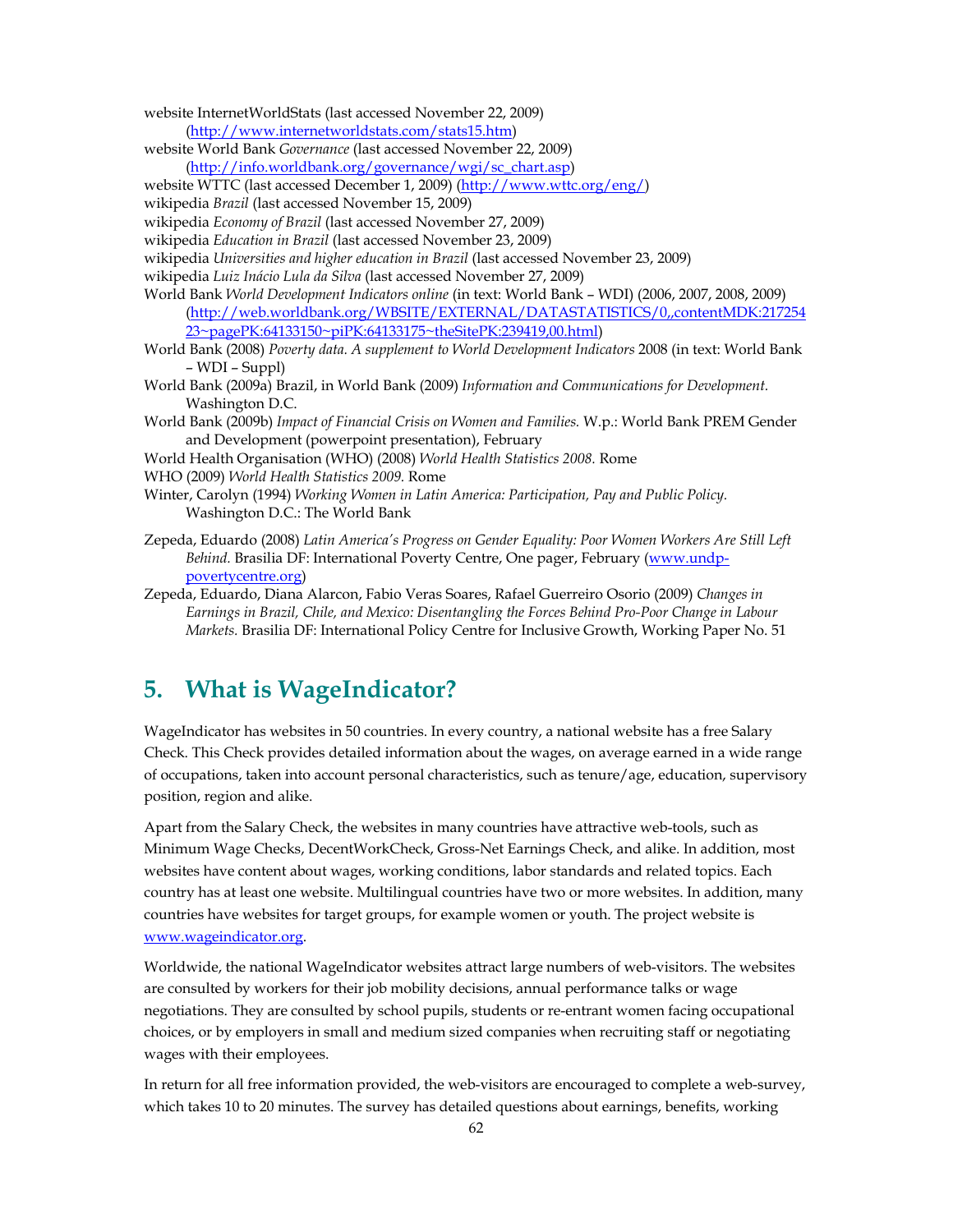website InternetWorldStats (last accessed November 22, 2009) (http://www.internetworldstats.com/stats15.htm)

website World Bank *Governance* (last accessed November 22, 2009) (http://info.worldbank.org/governance/wgi/sc_chart.asp)

website WTTC (last accessed December 1, 2009) (http://www.wttc.org/eng/)

wikipedia *Brazil* (last accessed November 15, 2009)

wikipedia *Economy of Brazil* (last accessed November 27, 2009)

wikipedia *Education in Brazil* (last accessed November 23, 2009)

wikipedia *Universities and higher education in Brazil* (last accessed November 23, 2009)

wikipedia *Luiz Inácio Lula da Silva* (last accessed November 27, 2009)

World Bank *World Development Indicators online* (in text: World Bank – WDI) (2006, 2007, 2008, 2009) (http://web.worldbank.org/WBSITE/EXTERNAL/DATASTATISTICS/0,,contentMDK:21725423~pagePK:64133150~piPK:64133175~theSitePK:239419,00.html)

World Bank (2008) *Poverty data. A supplement to World Development Indicators* 2008 (in text: World Bank – WDI – Suppl)

World Bank (2009a) Brazil, in World Bank (2009) *Information and Communications for Development.* Washington D.C.

World Bank (2009b) *Impact of Financial Crisis on Women and Families.* W.p.: World Bank PREM Gender and Development (powerpoint presentation), February

World Health Organisation (WHO) (2008) *World Health Statistics 2008.* Rome

WHO (2009) *World Health Statistics 2009.* Rome

Winter, Carolyn (1994) *Working Women in Latin America: Participation, Pay and Public Policy.* Washington D.C.: The World Bank

Zepeda, Eduardo (2008) *Latin America's Progress on Gender Equality: Poor Women Workers Are Still Left Behind.* Brasilia DF: International Poverty Centre, One pager, February (www.undp-povertycentre.org)

Zepeda, Eduardo, Diana Alarcon, Fabio Veras Soares, Rafael Guerreiro Osorio (2009) *Changes in Earnings in Brazil, Chile, and Mexico: Disentangling the Forces Behind Pro-Poor Change in Labour Markets.* Brasilia DF: International Policy Centre for Inclusive Growth, Working Paper No. 51

## 5. What is WageIndicator?

WageIndicator has websites in 50 countries. In every country, a national website has a free Salary Check. This Check provides detailed information about the wages, on average earned in a wide range of occupations, taken into account personal characteristics, such as tenure/age, education, supervisory position, region and alike.

Apart from the Salary Check, the websites in many countries have attractive web-tools, such as Minimum Wage Checks, DecentWorkCheck, Gross-Net Earnings Check, and alike. In addition, most websites have content about wages, working conditions, labor standards and related topics. Each country has at least one website. Multilingual countries have two or more websites. In addition, many countries have websites for target groups, for example women or youth. The project website is www.wageindicator.org.

Worldwide, the national WageIndicator websites attract large numbers of web-visitors. The websites are consulted by workers for their job mobility decisions, annual performance talks or wage negotiations. They are consulted by school pupils, students or re-entrant women facing occupational choices, or by employers in small and medium sized companies when recruiting staff or negotiating wages with their employees.

In return for all free information provided, the web-visitors are encouraged to complete a web-survey, which takes 10 to 20 minutes. The survey has detailed questions about earnings, benefits, working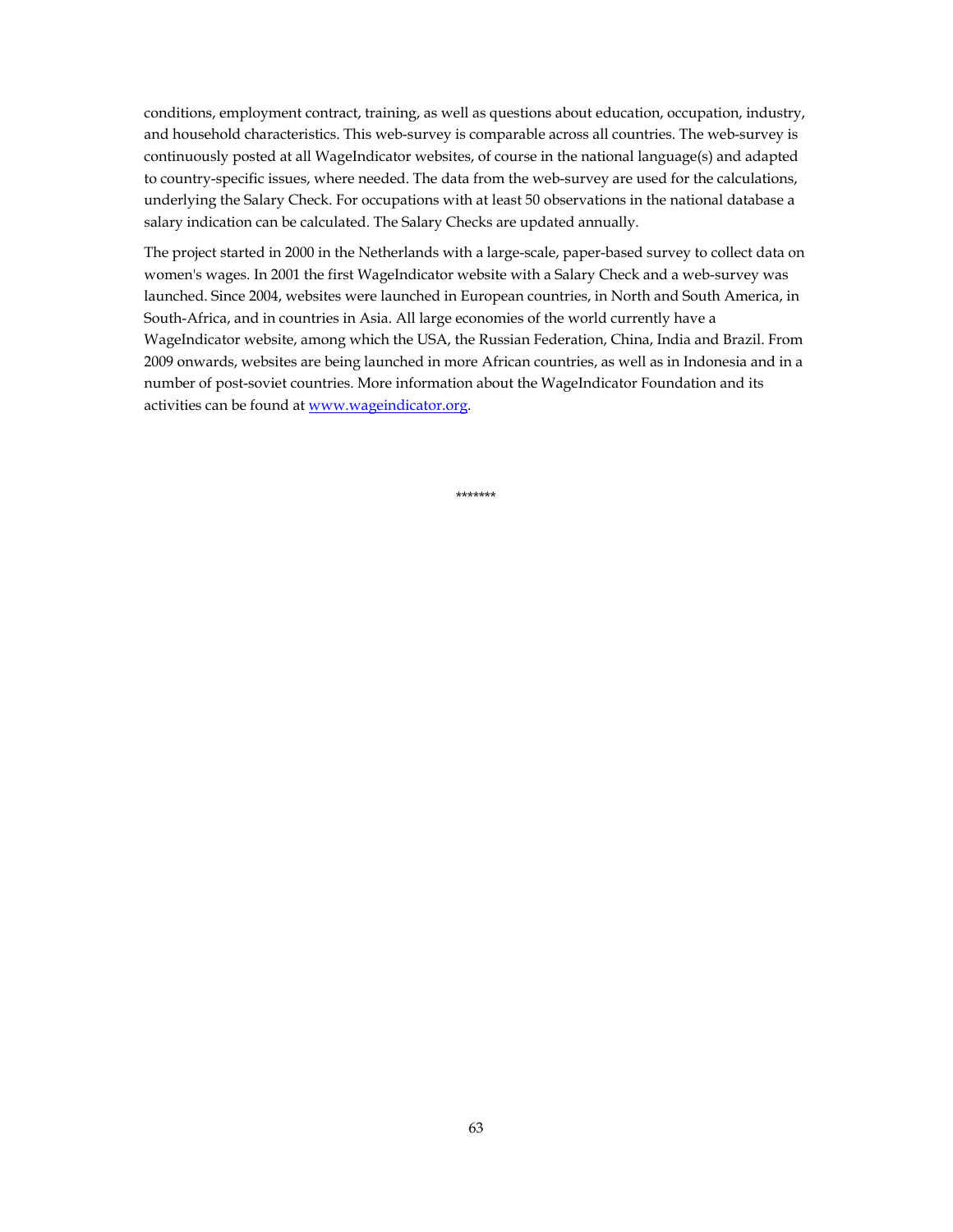conditions, employment contract, training, as well as questions about education, occupation, industry, and household characteristics. This web-survey is comparable across all countries. The web-survey is continuously posted at all WageIndicator websites, of course in the national language(s) and adapted to country-specific issues, where needed. The data from the web-survey are used for the calculations, underlying the Salary Check. For occupations with at least 50 observations in the national database a salary indication can be calculated. The Salary Checks are updated annually.

The project started in 2000 in the Netherlands with a large-scale, paper-based survey to collect data on women's wages. In 2001 the first WageIndicator website with a Salary Check and a web-survey was launched. Since 2004, websites were launched in European countries, in North and South America, in South-Africa, and in countries in Asia. All large economies of the world currently have a WageIndicator website, among which the USA, the Russian Federation, China, India and Brazil. From 2009 onwards, websites are being launched in more African countries, as well as in Indonesia and in a number of post-soviet countries. More information about the WageIndicator Foundation and its activities can be found at [www.wageindicator.org](http://www.wageindicator.org).

*******